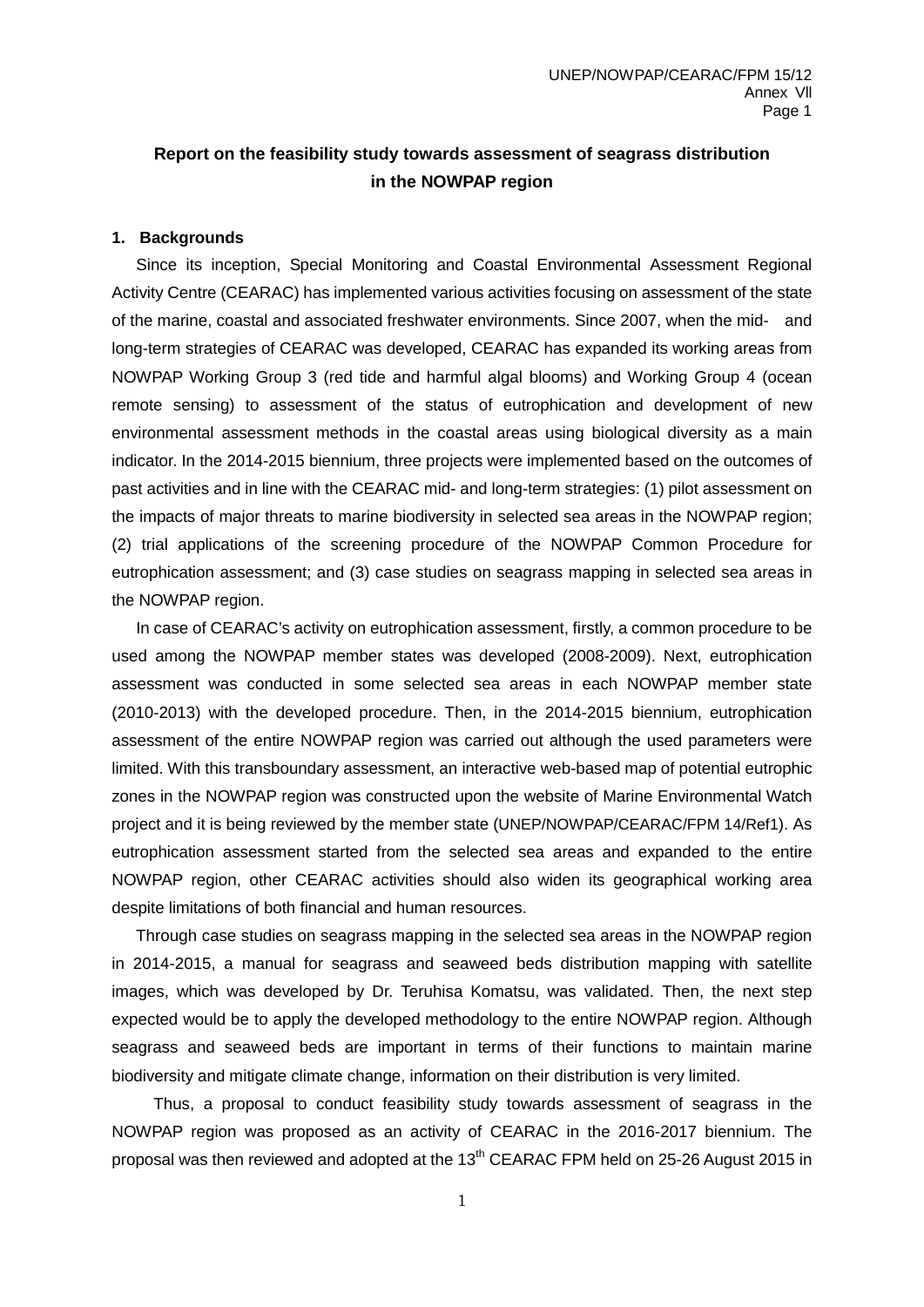# Report on the feasibility study towards assessment of seagrass distribution in the NOWPAP region

## 1. Backgrounds

Since its inception, Special Monitoring and Coastal Environmental Assessment Regional Activity Centre (CEARAC) has implemented various activities focusing on assessment of the state of the marine, coastal and associated freshwater environments. Since 2007, when the mid- and long-term strategies of CEARAC was developed, CEARAC has expanded its working areas from NOWPAP Working Group 3 (red tide and harmful algal blooms) and Working Group 4 (ocean remote sensing) to assessment of the status of eutrophication and development of new environmental assessment methods in the coastal areas using biological diversity as a main indicator. In the 2014-2015 biennium, three projects were implemented based on the outcomes of past activities and in line with the CEARAC mid- and long-term strategies: (1) pilot assessment on the impacts of major threats to marine biodiversity in selected sea areas in the NOWPAP region; (2) trial applications of the screening procedure of the NOWPAP Common Procedure for eutrophication assessment; and (3) case studies on seagrass mapping in selected sea areas in the NOWPAP region.

In case of CEARAC's activity on eutrophication assessment, firstly, a common procedure to be used among the NOWPAP member states was developed (2008-2009). Next, eutrophication assessment was conducted in some selected sea areas in each NOWPAP member state (2010-2013) with the developed procedure. Then, in the 2014-2015 biennium, eutrophication assessment of the entire NOWPAP region was carried out although the used parameters were limited. With this transboundary assessment, an interactive web-based map of potential eutrophic zones in the NOWPAP region was constructed upon the website of Marine Environmental Watch project and it is being reviewed by the member state (UNEP/NOWPAP/CEARAC/FPM 14/Ref1). As eutrophication assessment started from the selected sea areas and expanded to the entire NOWPAP region, other CEARAC activities should also widen its geographical working area despite limitations of both financial and human resources.

Through case studies on seagrass mapping in the selected sea areas in the NOWPAP region in 2014-2015, a manual for seagrass and seaweed beds distribution mapping with satellite images, which was developed by Dr. Teruhisa Komatsu, was validated. Then, the next step expected would be to apply the developed methodology to the entire NOWPAP region. Although seagrass and seaweed beds are important in terms of their functions to maintain marine biodiversity and mitigate climate change, information on their distribution is very limited.

Thus, a proposal to conduct feasibility study towards assessment of seagrass in the NOWPAP region was proposed as an activity of CEARAC in the 2016-2017 biennium. The proposal was then reviewed and adopted at the 13th CEARAC FPM held on 25-26 August 2015 in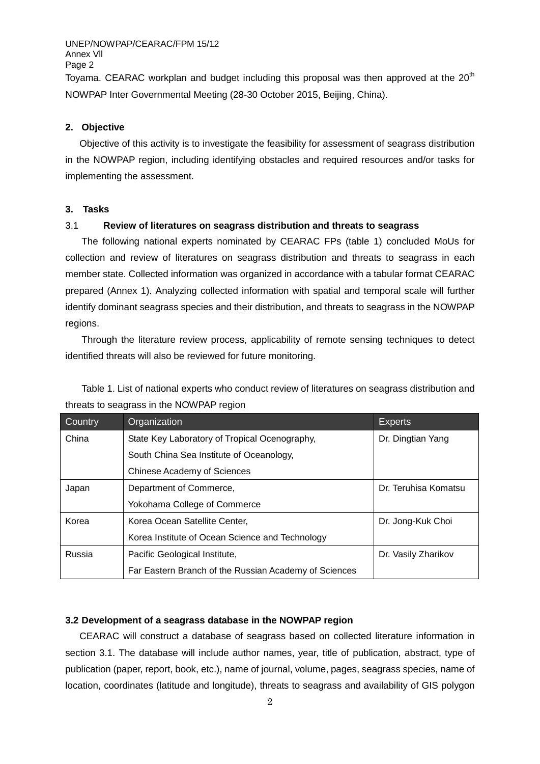Toyama. CEARAC workplan and budget including this proposal was then approved at the 20th NOWPAP Inter Governmental Meeting (28-30 October 2015, Beijing, China).

## 2. Objective

Objective of this activity is to investigate the feasibility for assessment of seagrass distribution in the NOWPAP region, including identifying obstacles and required resources and/or tasks for implementing the assessment.

## 3. Tasks

### 3.1 Review of literatures on seagrass distribution and threats to seagrass

The following national experts nominated by CEARAC FPs (table 1) concluded MoUs for collection and review of literatures on seagrass distribution and threats to seagrass in each member state. Collected information was organized in accordance with a tabular format CEARAC prepared (Annex 1). Analyzing collected information with spatial and temporal scale will further identify dominant seagrass species and their distribution, and threats to seagrass in the NOWPAP regions.

Through the literature review process, applicability of remote sensing techniques to detect identified threats will also be reviewed for future monitoring.

Table 1. List of national experts who conduct review of literatures on seagrass distribution and threats to seagrass in the NOWPAP region

| Country | Organization | Experts |
|---|---|---|
| China | State Key Laboratory of Tropical Ocenography, South China Sea Institute of Oceanology, Chinese Academy of Sciences | Dr. Dingtian Yang |
| Japan | Department of Commerce, Yokohama College of Commerce | Dr. Teruhisa Komatsu |
| Korea | Korea Ocean Satellite Center, Korea Institute of Ocean Science and Technology | Dr. Jong-Kuk Choi |
| Russia | Pacific Geological Institute, Far Eastern Branch of the Russian Academy of Sciences | Dr. Vasily Zharikov |

### 3.2 Development of a seagrass database in the NOWPAP region

CEARAC will construct a database of seagrass based on collected literature information in section 3.1. The database will include author names, year, title of publication, abstract, type of publication (paper, report, book, etc.), name of journal, volume, pages, seagrass species, name of location, coordinates (latitude and longitude), threats to seagrass and availability of GIS polygon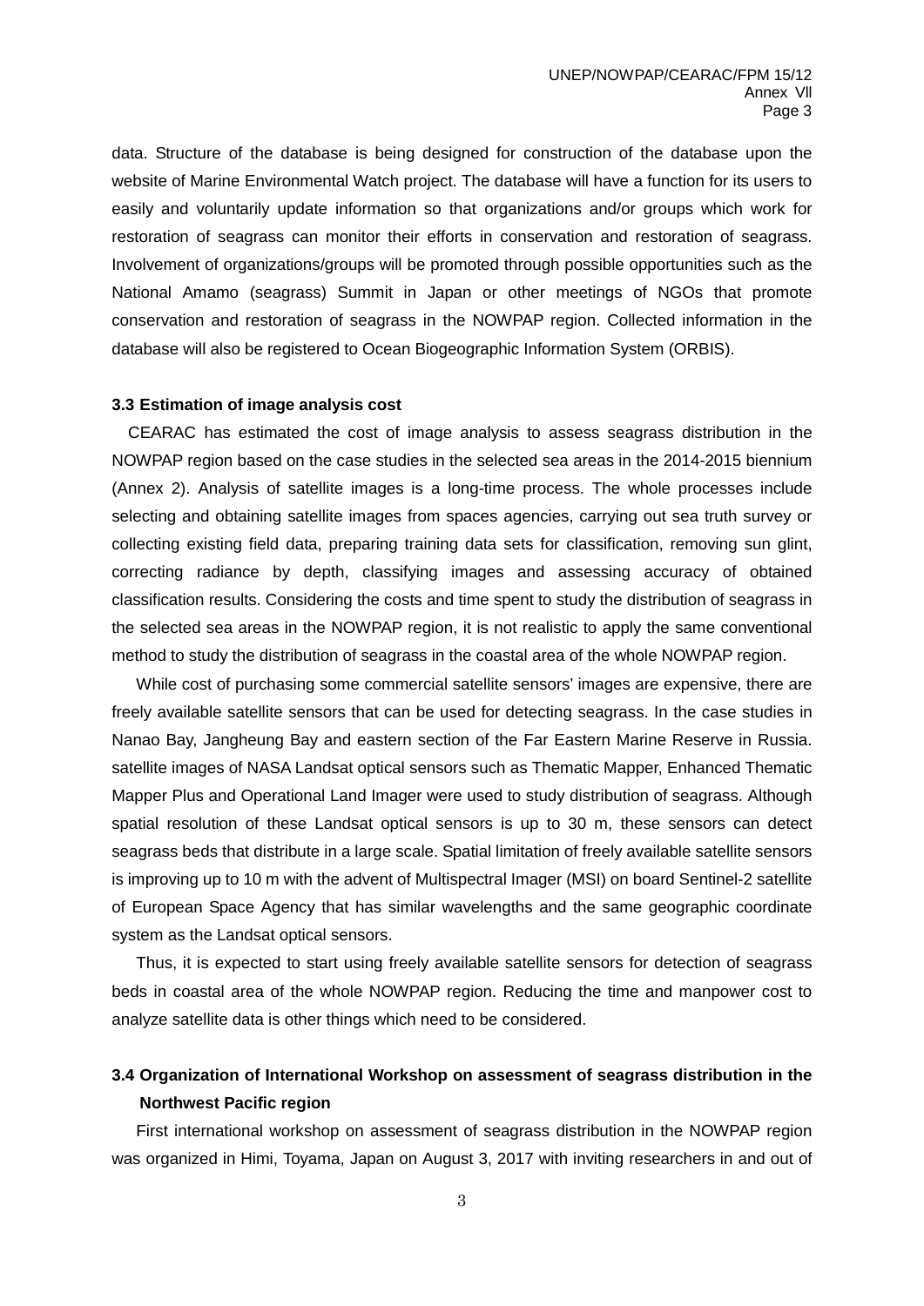data. Structure of the database is being designed for construction of the database upon the website of Marine Environmental Watch project. The database will have a function for its users to easily and voluntarily update information so that organizations and/or groups which work for restoration of seagrass can monitor their efforts in conservation and restoration of seagrass. Involvement of organizations/groups will be promoted through possible opportunities such as the National Amamo (seagrass) Summit in Japan or other meetings of NGOs that promote conservation and restoration of seagrass in the NOWPAP region. Collected information in the database will also be registered to Ocean Biogeographic Information System (ORBIS).

### 3.3 Estimation of image analysis cost

CEARAC has estimated the cost of image analysis to assess seagrass distribution in the NOWPAP region based on the case studies in the selected sea areas in the 2014-2015 biennium (Annex 2). Analysis of satellite images is a long-time process. The whole processes include selecting and obtaining satellite images from spaces agencies, carrying out sea truth survey or collecting existing field data, preparing training data sets for classification, removing sun glint, correcting radiance by depth, classifying images and assessing accuracy of obtained classification results. Considering the costs and time spent to study the distribution of seagrass in the selected sea areas in the NOWPAP region, it is not realistic to apply the same conventional method to study the distribution of seagrass in the coastal area of the whole NOWPAP region.

While cost of purchasing some commercial satellite sensors' images are expensive, there are freely available satellite sensors that can be used for detecting seagrass. In the case studies in Nanao Bay, Jangheung Bay and eastern section of the Far Eastern Marine Reserve in Russia. satellite images of NASA Landsat optical sensors such as Thematic Mapper, Enhanced Thematic Mapper Plus and Operational Land Imager were used to study distribution of seagrass. Although spatial resolution of these Landsat optical sensors is up to 30 m, these sensors can detect seagrass beds that distribute in a large scale. Spatial limitation of freely available satellite sensors is improving up to 10 m with the advent of Multispectral Imager (MSI) on board Sentinel-2 satellite of European Space Agency that has similar wavelengths and the same geographic coordinate system as the Landsat optical sensors.

Thus, it is expected to start using freely available satellite sensors for detection of seagrass beds in coastal area of the whole NOWPAP region. Reducing the time and manpower cost to analyze satellite data is other things which need to be considered.

### 3.4 Organization of International Workshop on assessment of seagrass distribution in the Northwest Pacific region

First international workshop on assessment of seagrass distribution in the NOWPAP region was organized in Himi, Toyama, Japan on August 3, 2017 with inviting researchers in and out of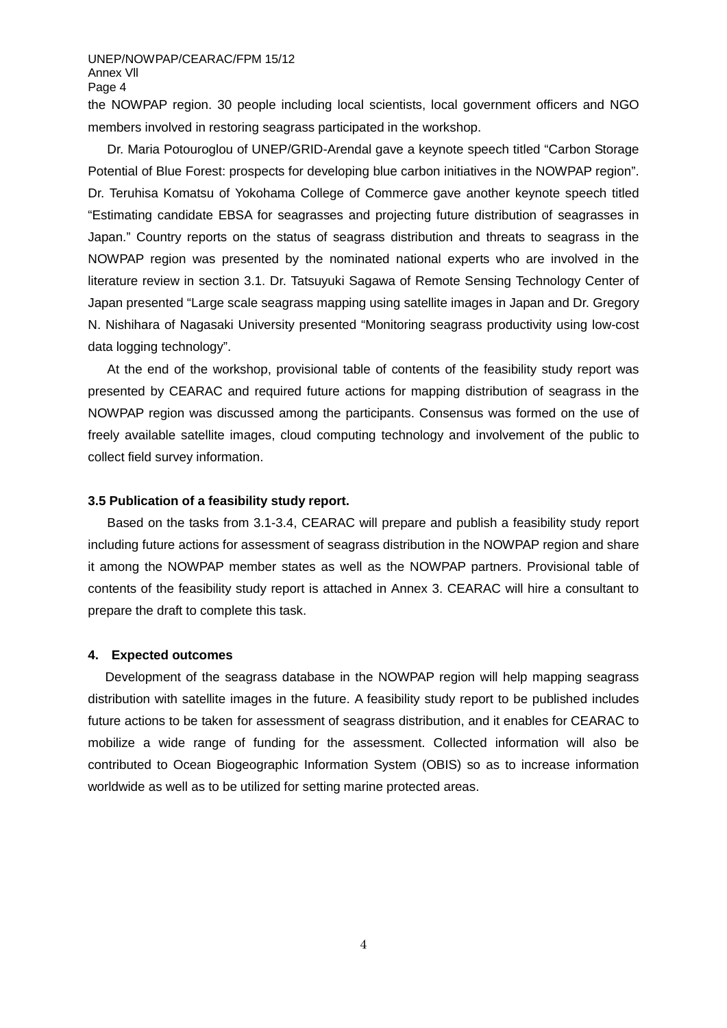the NOWPAP region. 30 people including local scientists, local government officers and NGO members involved in restoring seagrass participated in the workshop.

Dr. Maria Potouroglou of UNEP/GRID-Arendal gave a keynote speech titled "Carbon Storage Potential of Blue Forest: prospects for developing blue carbon initiatives in the NOWPAP region". Dr. Teruhisa Komatsu of Yokohama College of Commerce gave another keynote speech titled "Estimating candidate EBSA for seagrasses and projecting future distribution of seagrasses in Japan." Country reports on the status of seagrass distribution and threats to seagrass in the NOWPAP region was presented by the nominated national experts who are involved in the literature review in section 3.1. Dr. Tatsuyuki Sagawa of Remote Sensing Technology Center of Japan presented "Large scale seagrass mapping using satellite images in Japan and Dr. Gregory N. Nishihara of Nagasaki University presented "Monitoring seagrass productivity using low-cost data logging technology".

At the end of the workshop, provisional table of contents of the feasibility study report was presented by CEARAC and required future actions for mapping distribution of seagrass in the NOWPAP region was discussed among the participants. Consensus was formed on the use of freely available satellite images, cloud computing technology and involvement of the public to collect field survey information.

### 3.5 Publication of a feasibility study report.

Based on the tasks from 3.1-3.4, CEARAC will prepare and publish a feasibility study report including future actions for assessment of seagrass distribution in the NOWPAP region and share it among the NOWPAP member states as well as the NOWPAP partners. Provisional table of contents of the feasibility study report is attached in Annex 3. CEARAC will hire a consultant to prepare the draft to complete this task.

## 4. Expected outcomes

Development of the seagrass database in the NOWPAP region will help mapping seagrass distribution with satellite images in the future. A feasibility study report to be published includes future actions to be taken for assessment of seagrass distribution, and it enables for CEARAC to mobilize a wide range of funding for the assessment. Collected information will also be contributed to Ocean Biogeographic Information System (OBIS) so as to increase information worldwide as well as to be utilized for setting marine protected areas.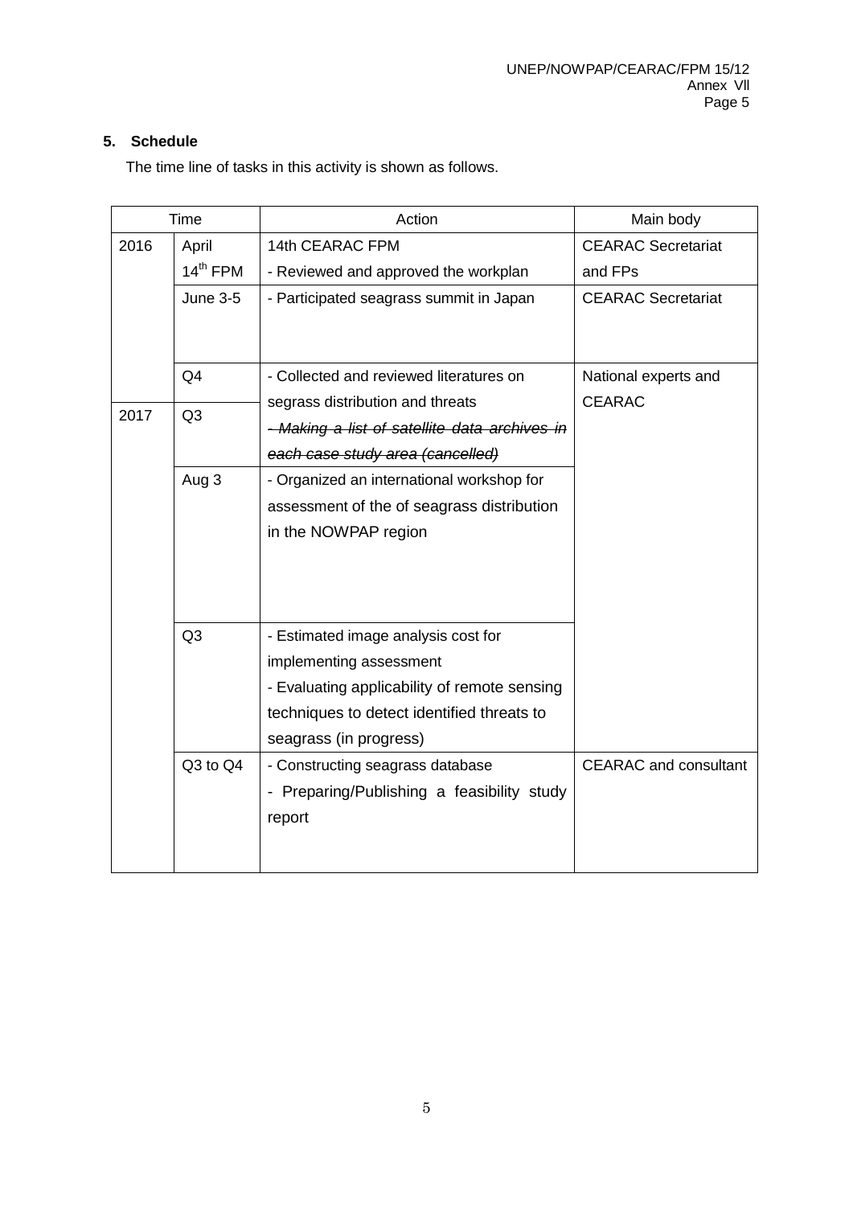**5. Schedule**

The time line of tasks in this activity is shown as follows.

| Time | | Action | Main body |
|---|---|---|---|
| 2016 | April 14th FPM | 14th CEARAC FPM<br>- Reviewed and approved the workplan | CEARAC Secretariat and FPs |
| | June 3-5 | - Participated seagrass summit in Japan | CEARAC Secretariat |
| | Q4 | - Collected and reviewed literatures on segrass distribution and threats<br>~~- Making a list of satellite data archives in each case study area (cancelled)~~ | National experts and CEARAC |
| 2017 | Q3 | | |
| | Aug 3 | - Organized an international workshop for assessment of the of seagrass distribution in the NOWPAP region | |
| | Q3 | - Estimated image analysis cost for implementing assessment<br>- Evaluating applicability of remote sensing techniques to detect identified threats to seagrass (in progress) | |
| | Q3 to Q4 | - Constructing seagrass database<br>- Preparing/Publishing a feasibility study report | CEARAC and consultant |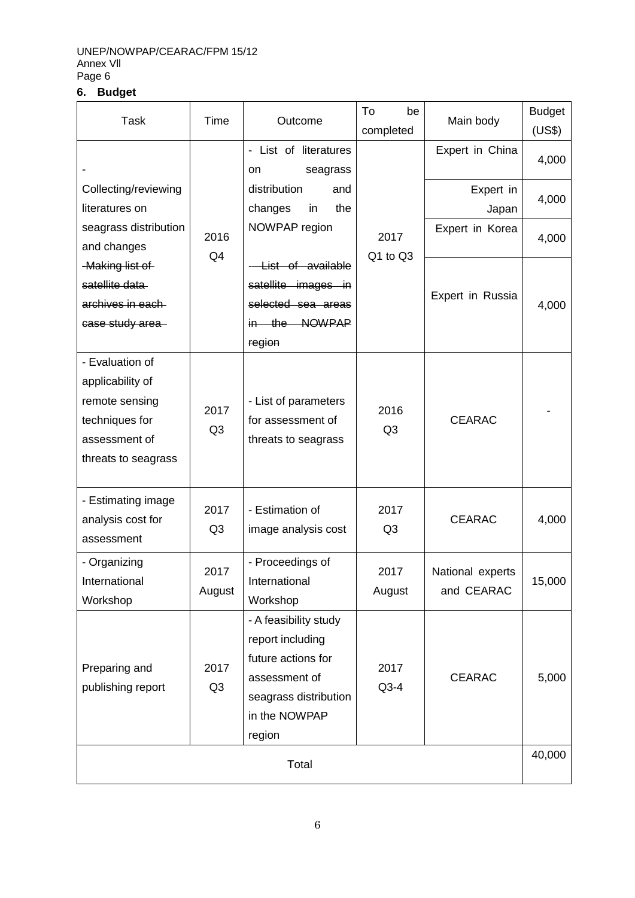## 6. Budget

| Task | Time | Outcome | To be completed | Main body | Budget (US$) |
|---|---|---|---|---|---|
| - Collecting/reviewing literatures on seagrass distribution and changes ~~-Making list of satellite data archives in each case study area~~ | 2016 Q4 | - List of literatures on seagrass distribution and changes in the NOWPAP region ~~- List of available satellite images in selected sea areas in the NOWPAP region~~ | 2017 Q1 to Q3 | Expert in China | 4,000 |
| | | | | Expert in Japan | 4,000 |
| | | | | Expert in Korea | 4,000 |
| | | | | Expert in Russia | 4,000 |
| - Evaluation of applicability of remote sensing techniques for assessment of threats to seagrass | 2017 Q3 | - List of parameters for assessment of threats to seagrass | 2016 Q3 | CEARAC | - |
| - Estimating image analysis cost for assessment | 2017 Q3 | - Estimation of image analysis cost | 2017 Q3 | CEARAC | 4,000 |
| - Organizing International Workshop | 2017 August | - Proceedings of International Workshop | 2017 August | National experts and CEARAC | 15,000 |
| Preparing and publishing report | 2017 Q3 | - A feasibility study report including future actions for assessment of seagrass distribution in the NOWPAP region | 2017 Q3-4 | CEARAC | 5,000 |
| Total | | | | | 40,000 |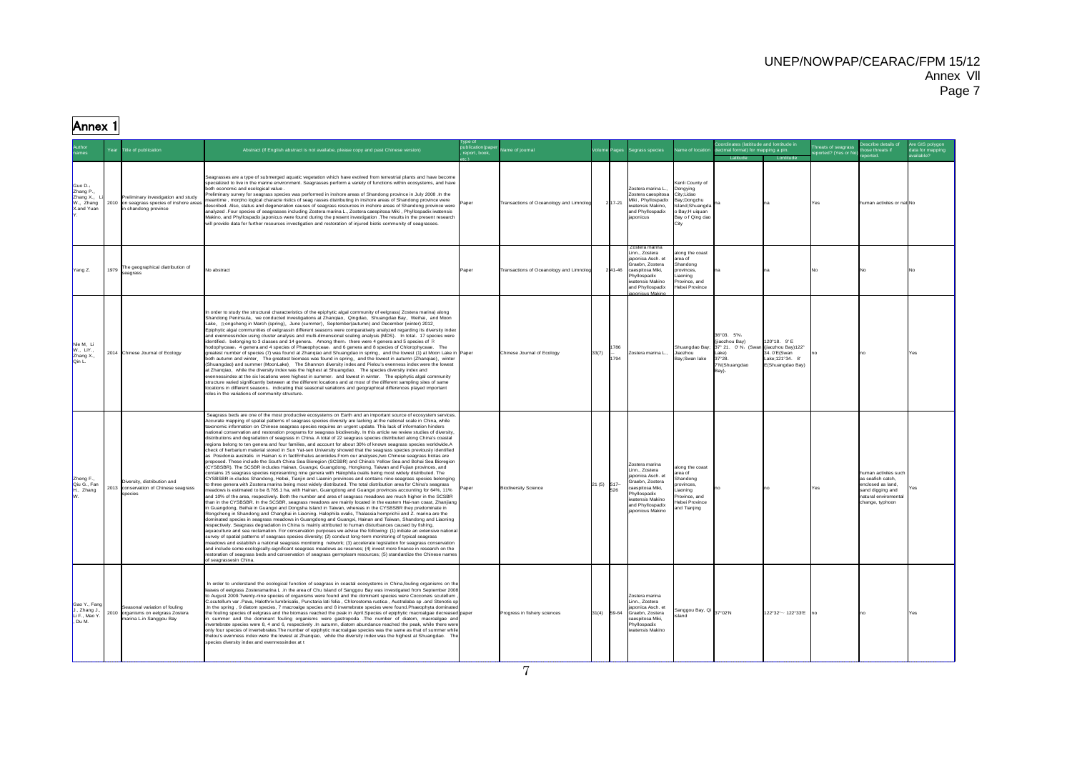# Annex 1

| Author names | Year | Title of publication | Abstract (If English abstract is not availabe, please copy and past Chinese version) | Type of publication(paper, report, book, etc.) | Name of journal | Volume | Pages | Seagrass species | Name of location | Coordinates (latitude and longitude in decimal format) for mapping a pin. Latitude | Longitude | Threats of seagrass reported? (Yes or No) | Describe details of those threats if reported. | Are GIS polygon data for mapping available? |
|---|---|---|---|---|---|---|---|---|---|---|---|---|---|---|
| Guo D., Zhang P., Zhang X., Li W., Zhang X.and Yuan Y. | 2010 | Preliminary investigation and study on seagrass species of inshore areas in shandong province | Seagrasses are a type of submerged aquatic vegetation which have evolved from terrestrial plants and have become specialized to live in the marine environment. Seagrasses perform a variety of functions within ecosystems, and have both economic and ecological value . Preliminary survey for seagrass species was performed in inshore areas of Shandong province in July 2008 .In the meantime , morpho logical characte ristics of seag rasses distributing in inshore areas of Shandong province were described. Also, status and degeneration causes of seagrass resources in inshore areas of Shandong province were analyzed . Four species of seagrasses including Zostera marina L., Zostera caespitosa Miki , Phyllospadix iwatensis Makino, and Phyllospadix japonicus were found during the present investigation .The results in the present research will provide data for further resources investigation and restoration of injured biotic community of seagrasses. | Paper | Transactions of Oceanology and Limnolog | 2 | 17-21 | Zostera marina L., Zostera caespitosa Miki , Phyllospadix iwatensis Makino, and Phyllospadix japonicus | Kenli County of Dongying City;Lidao Bay;Dongchu Island;Shuangdao Bay;H uiquan Bay o f Qing dao City | na | na | Yes | human activities or nat | No |
| Yang Z. | 1979 | The geographical distribution of seagrass | No abstract | Paper | Transactions of Oceanology and Limnolog | 2 | 41-46 | Zostera marina Linn., Zostera japonica Asch. et Graebn, Zostera caespitosa Miki, Phyllospadix iwatensis Makino and Phyllospadix japonicus Makino | along the coast area of Shandong provinces, Liaoning Province, and Hebei Province | na | na | No | No | No |
| Nie M, Li W., Li Y., Zhang X., Qin L. | 2014 | Chinese Journal of Ecology | In order to study the structural characteristics of the epiphytic algal community of eelgrass( Zostera marina) along Shandong Peninsula, we conducted investigations at Zhanqiao, Qingdao, Shuangdao Bay, Weihai, and Moon Lake, (rongcheng in March (spring), June (summer), September(autumn) and December (winter) 2012. Epiphytic algal communities of eelgrassin different seasons were comparatively analyzed regarding its diversity index and evennessindex using cluster analysis and multi-dimensional scaling analysis (MDS). In total, 17 species were identified, belonging to 3 classes and 14 genera. Among them, there were 4 genera and 5 species of R hodophyceae, 4 genera and 4 species of Phaeophyceae, and 6 genera and 8 species of Chlorophyceae. The greatest number of species (7) was found at Zhanqiao and Shuangdao in spring, and the lowest (1) at Moon Lake in both autumn and winter. The greatest biomass was found in spring, and the lowest in autumn (Zhanqiao), winter (Shuangdao) and summer (MoonLake). The Shannon diversity index and Pielou's evenness index were the lowest at Zhanqiao, while the diversity index was the highest at Shuangdao. The species diversity index and evennessindex at the six locations were highest in summer, and lowest in winter. The epiphytic algal community structure varied significantly between at the different locations and at most of the different sampling sites of same locations in different seasons, indicating that seasonal variations and geographical differences played important roles in the variations of community structure. | Paper | Chinese Journal of Ecology | 33(7) | 1786—1794 | Zostera marina L., | Shuangdao Bay; Jiaozhou Bay;Swan lake | 36°03. 5'N, (jiaozhou Bay) 37° 21. 0' N, (Swan Lake) 37°28. 7'N(Shuangdao Bay). | 120°18. 9' E (jiaozhou Bay)122° 34. 0'E(Swan Lake;121°34. 8' E(Shuangdao Bay) | no | no | Yes |
| Zheng F., Qiu G., Fan H., Zhang W. | 2013 | Diversity, distribution and conservation of Chinese seagrass species | Seagrass beds are one of the most productive ecosystems on Earth and an important source of ecosystem services. Accurate mapping of spatial patterns of seagrass species diversity are lacking at the national scale in China, while taxonomic information on Chinese seagrass species requires an urgent update. This lack of information hinders national conservation and restoration programs for seagrass biodiversity. In this article we review studies of diversity, distributions and degradation of seagrass in China. A total of 22 seagrass species distributed along China's coastal regions belong to ten genera and four families, and account for about 30% of known seagrass species worldwide.A check of herbarium material stored in Sun Yat-sen University showed that the seagrass species previously identified as Posidonia australis in Hainan is in factEnhalus acoroides.From our analyses,two Chinese seagrass biotas are proposed. These include the South China Sea Bioregion (SCSBR) and China's Yellow Sea and Bohai Sea Bioregion (CYSBSBR). The SCSBR includes Hainan, Guangxi, Guangdong, Hongkong, Taiwan and Fujian provinces, and contains 15 seagrass species representing nine genera with Halophila ovalis being most widely distributed. The CYSBSBR in-cludes Shandong, Hebei, Tianjin and Liaonin provinces and contains nine seagrass species belonging to three genera with Zostera marina being most widely distributed. The total distribution area for China's seagrass meadows is estimated to be 8,765.1 ha, with Hainan, Guangdong and Guangxi provinces accounting for 64%, 11% and 10% of the area, respectively. Both the number and area of seagrass meadows are much higher in the SCSBR than in the CYSBSBR. In the SCSBR, seagrass meadows are mainly located in the eastern Hai-nan coast, Zhanjiang in Guangdong, Beihai in Guangxi and Dongsha Island in Taiwan, whereas in the CYSBSBR they predominate in Rongcheng in Shandong and Changhai in Liaoning. Halophila ovalis, Thalassia hemprichii and Z. marina are the dominated species in seagrass meadows in Guangdong and Guangxi, Hainan and Taiwan, Shandong and Liaoning respectively. Seagrass degradation in China is mainly attributed to human disturbances caused by fishing, aquaculture and sea reclamation. For conservation purposes we advise the following: (1) initiate an extensive national survey of spatial patterns of seagrass species diversity; (2) conduct long-term monitoring of typical seagrass meadows and establish a national seagrass monitoring network; (3) accelerate legislation for seagrass conservation and include some ecologically-significant seagrass meadows as reserves; (4) invest more finance in research on the restoration of seagrass beds and conservation of seagrass germplasm resources; (5) standardize the Chinese names of seagrassesin China. | Paper | Biodiversity Science | 21(5) | 517-526 | Zostera marina Linn., Zostera japonica Asch. et Graebn, Zostera caespitosa Miki, Phyllospadix iwatensis Makino and Phyllospadix japonicus Makino | along the coast area of Shandong provinces, Liaoning Province, and Hebei Province and Tianjing | no | no | Yes | human activites such as seafish catch, enclosed as land, sand digging and natural enviromental change, typhoon | Yes |
| Gao Y., Fang J., Zhang J., Li F., Mao Y. , Du M. | 2010 | Seasonal variation of fouling organisms on eelgrass Zostera marina L.in Sanggou Bay | In order to understand the ecological function of seagrass in coastal ecosystems in China,fouling organisms on the leaves of eelgrass Zosteramarina L .in the area of Chu Island of Sanggou Bay was investigated from September 2008 to August 2009.Twenty-nine species of organisms were found and the dominant species were Cocconeis scutellum , C.scutellum var .Parva, Halothrix lumbricalis, Punctaria lati folia , Chlorostoma rustica , Australaba sp .and Stenotis sp .In the spring , 9 diatom species, 7 macroalgae species and 8 invertebrate species were found.Phaeophyta dominated the fouling species of eelgrass and the biomass reached the peak in April.Species of epiphytic macroalgae decreased in summer and the dominant fouling organisms were gastropoda .The number of diatom, macroalgae and invertebrate species were 8, 4 and 6, respectively .In autumn, diatom abundance reached the peak, while there were only four species of invertebrates.The number of epiphytic macroalgae species was the same as that of summer while thelou's evenness index were the lowest at Zhanqiao, while the diversity index was the highest at Shuangdao. The species diversity index and evennessindex at t | paper | Progress in fishery sciences | 31(4) | 59-64 | Zostera marina Linn., Zostera japonica Asch. et Graebn, Zostera caespitosa Miki, Phyllospadix iwatensis Makino | Sanggou Bay, Qi Island | 37°02'N | 122°32'— 122°33'E | no | no | Yes |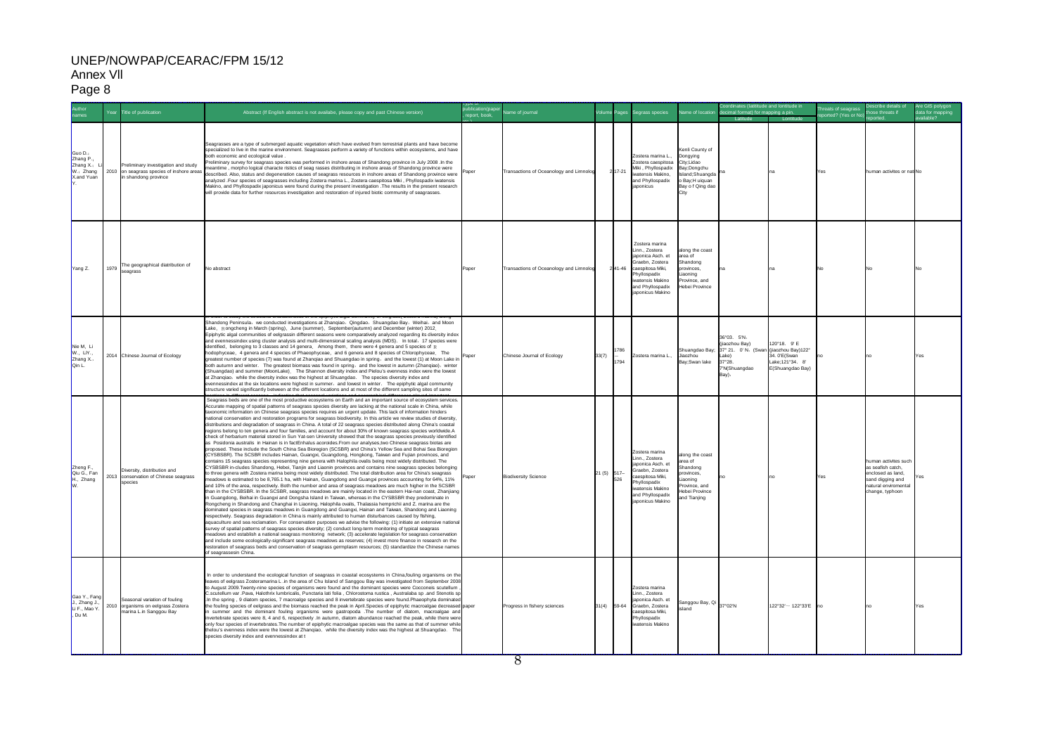| Author names | Year | Title of publication | Abstract (If English abstract is not availabe, please copy and past Chinese version) | Types of publication(paper, report, book, etc.) | Name of journal | Volume | Pages | Seagrass species | Name of location | Coordinates (latitude and lontitude in decimal format) for mapping a pin. Latitude | Lontitude | Threats of seagrass reported? (Yes or No) | Describe details of those threats if reported. | Are GIS polygon data for mapping available? |
|---|---|---|---|---|---|---|---|---|---|---|---|---|---|---|
| Guo D., Zhang P., Zhang X., Li W., Zhang X.and Yuan Y. | 2010 | Preliminary investigation and study on seagrass species of inshore areas in shandong province | Seagrasses are a type of submerged aquatic vegetation which have evolved from terrestrial plants and have become specialized to live in the marine environment. Seagrasses perform a variety of functions within ecosystems, and have both economic and ecological value . Preliminary survey for seagrass species was performed in inshore areas of Shandong province in July 2008 .In the meantime , morpho logical characte ristics of seag rasses distributing in inshore areas of Shandong province were described. Also, status and degeneration causes of seagrass resources in inshore areas of Shandong province were analyzed .Four species of seagrasses including Zostera marina L., Zostera caespitosa Miki , Phyllospadix iwatensis Makino, and Phyllospadix japonicus were found during the present investigation .The results in the present research will provide data for further resources investigation and restoration of injured biotic community of seagrasses. | Paper | Transactions of Oceanology and Limnolog | 2 | 17-21 | Zostera marina L., Zostera caespitosa Miki , Phyllospadix iwatensis Makino, and Phyllospadix japonicus | Kenli County of Dongying City;Lidao Bay;Dongchu Island;Shuangdao Bay;H uiquan Bay o f Qing dao City | na | na | Yes | human activites or nat | No |
| Yang Z. | 1979 | The geographical distribution of seagrass | No abstract | Paper | Transactions of Oceanology and Limnolog | 2 | 41-46 | Zostera marina Linn., Zostera japonica Asch. et Graebn, Zostera caespitosa Miki, Phyllospadix iwatensis Makino and Phyllospadix japonicus Makino | along the coast area of Shandong provinces, Liaoning Province, and Hebei Province | na | na | No | No | No |
| Nie M, Li W., LiY., Zhang X., Qin L. | 2014 | Chinese Journal of Ecology | Shandong Peninsula，we conducted investigations at Zhanqiao，Qingdao，Shuangdao Bay，Weihai，and Moon Lake，Rongcheng in March (spring)，June (summer)，September(autumn) and December (winter) 2012. Epiphytic algal communities of eelgrassin different seasons were comparatively analyzed regarding its diversity index and evennessindex using cluster analysis and multi-dimensional scaling analysis (MDS). In total，17 species were identified，belonging to 3 classes and 14 genera。Among them，there were 4 genera and 5 species of Rhodophyceae，4 genera and 4 species of Phaeophyceae，and 6 genera and 8 species of Chlorophyceae。The greatest number of species (7) was found at Zhanqiao and Shuangdao in spring，and the lowest (1) at Moon Lake in both autumn and winter. The greatest biomass was found in spring，and the lowest in autumn (Zhanqiao)，winter (Shuangdao) and summer (MoonLake)。The Shannon diversity index and Pielou's evenness index were the lowest at Zhanqiao，while the diversity index was the highest at Shuangdao. The species diversity index and evennessindex at the six locations were highest in summer，and lowest in winter. The epiphytic algal community structure varied significantly between at the different locations and at most of the different sampling sites of same | Paper | Chinese Journal of Ecology | 33(7) | 1786—1794 | Zostera marina L., | Shuangdao Bay; Jiaozhou Bay;Swan lake | 36°03．5'N。(jiaozhou Bay) 37° 21．0' N。(Swan Lake) 37°28．7'N(Shuangdao Bay)。 | 120°18．9' E (jiaozhou Bay)122° 34. 0'E(Swan Lake;121°34．8' E(Shuangdao Bay) | no | no | Yes |
| Zheng F., Qiu G., Fan H., Zhang W. | 2013 | Diversity, distribution and conservation of Chinese seagrass species | Seagrass beds are one of the most productive ecosystems on Earth and an important source of ecosystem services. Accurate mapping of spatial patterns of seagrass species diversity are lacking at the national scale in China, while taxonomic information on Chinese seagrass species requires an urgent update. This lack of information hinders national conservation and restoration programs for seagrass biodiversity. In this article we review studies of diversity, distributions and degradation of seagrass in China. A total of 22 seagrass species distributed along China's coastal regions belong to ten genera and four families, and account for about 30% of known seagrass species worldwide.A check of herbarium material stored in Sun Yat-sen University showed that the seagrass species previously identified as Posidonia australis in Hainan is in factEnhalus acoroides.From our analyses,two Chinese seagrass biotas are proposed. These include the South China Sea Bioregion (SCSBR) and China's Yellow Sea and Bohai Sea Bioregion (CYSBSBR). The SCSBR includes Hainan, Guangxi, Guangdong, Hongkong, Taiwan and Fujian provinces, and contains 15 seagrass species representing nine genera with Halophila ovalis being most widely distributed. The CYSBSBR in-cludes Shandong, Hebei, Tianjin and Liaonin provinces and contains nine seagrass species belonging to three genera with Zostera marina being most widely distributed. The total distribution area for China's seagrass meadows is estimated to be 8,765.1 ha, with Hainan, Guangdong and Guangxi provinces accounting for 64%, 11% and 10% of the area, respectively. Both the number and area of seagrass meadows are much higher in the SCSBR than in the CYSBSBR. In the SCSBR, seagrass meadows are mainly located in the eastern Hai-nan coast, Zhanjiang in Guangdong, Beihai in Guangxi and Dongsha Island in Taiwan, whereas in the CYSBSBR they predominate in Rongcheng in Shandong and Changhai in Liaoning. Halophila ovalis, Thalassia hemprichii and Z. marina are the dominated species in seagrass meadows in Guangdong and Guangxi, Hainan and Taiwan, Shandong and Liaoning respectively. Seagrass degradation in China is mainly attributed to human disturbances caused by fishing, aquaculture and sea reclamation. For conservation purposes we advise the following: (1) initiate an extensive national survey of spatial patterns of seagrass species diversity; (2) conduct long-term monitoring of typical seagrass meadows and establish a national seagrass monitoring network; (3) accelerate legislation for seagrass conservation and include some ecologically-significant seagrass meadows as reserves; (4) invest more finance in research on the restoration of seagrass beds and conservation of seagrass germplasm resources; (5) standardize the Chinese names of seagrassesin China. | Paper | Biodiversity Science | 21 (5) | 517–526 | Zostera marina Linn., Zostera japonica Asch. et Graebn, Zostera caespitosa Miki, Phyllospadix iwatensis Makino and Phyllospadix japonicus Makino | along the coast area of Shandong provinces, Liaoning Province, and Hebei Province and Tianjing | no | no | Yes | human activites such as seafish catch, enclosed as land, sand digging and natural enviromental change, typhoon | Yes |
| Gao Y., Fang J., Zhang J., Li F., Mao Y., Du M. | 2010 | Seasonal variation of fouling organisms on eelgrass Zostera marina L.in Sanggou Bay | In order to understand the ecological function of seagrass in coastal ecosystems in China,fouling organisms on the leaves of eelgrass Zosteramarina L .in the area of Chu Island of Sanggou Bay was investigated from September 2008 to August 2009.Twenty-nine species of organisms were found and the dominant species were Cocconeis scutellum , C.scutellum var .Pava, Halothrix lumbricalis, Punctaria lati folia , Chlorostoma rustica , Australaba sp .and Stenotis sp .In the spring , 9 diatom species, 7 macroalge species and 8 invertebrate species were found.Phaeophyta dominated the fouling species of eelgrass and the biomass reached the peak in April.Species of epiphytic macroalgae decreased in summer and the dominant fouling organisms were gastropoda .The number of diatom, macroalgae and invertebrate species were 8, 4 and 6, respectively .In autumn, diatom abundance reached the peak, while there were only four species of invertebrates.The number of epiphytic macroalgae species was the same as that of summer while thelou's evenness index were the lowest at Zhanqiao，while the diversity index was the highest at Shuangdao. The species diversity index and evennessindex at t | paper | Progress in fishery sciences | 31(4) | 59-64 | Zostera marina Linn., Zostera japonica Asch. et Graebn, Zostera caespitosa Miki, Phyllospadix iwatensis Makino | Sanggou Bay, Qi Island | 37°02'N | 122°32'— 122°33'E | no | no | Yes |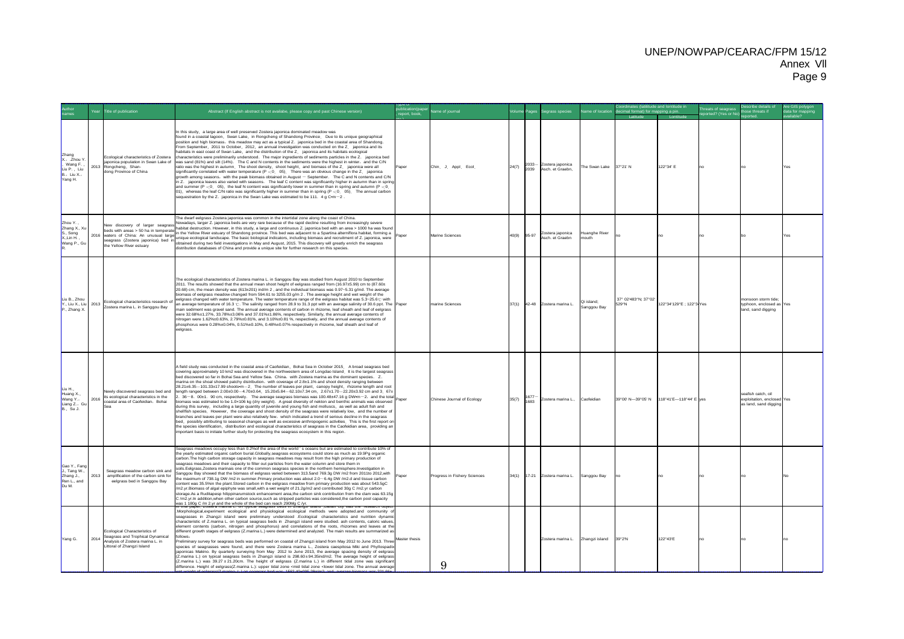| Author names | Year | Title of publication | Abstract (If English abstract is not availabe, please copy and past Chinese version) | Type of publication(paper, report, book, etc.) | Name of journal | Volume | Pages | Seagrass species | Name of location | Coordinates (latitude and lontitude in decimal format) for mapping a pin. Latitude | Longitude | Threats of seagrass reported? (Yes or No) | Describe details of those threats if reported. | Are GIS polygon data for mapping available? |
|---|---|---|---|---|---|---|---|---|---|---|---|---|---|---|
| Zhang X., Zhou Y., Wang F., Liu P., Liu B., Liu X., Yang H. | 2013 | Ecological characteristics of Zostera japonica population in Swan Lake of Rongcheng, Shandong Province of China | In this study, a large area of well preserved Zostera japonica dominated meadow was found in a coastal lagoon, Swan Lake, in Rongcheng of Shandong Province. Due to its unique geographical position and high biomass, this meadow may act as a typical Z. japonica bed in the coastal area of Shandong. From September, 2011 to October, 2012, an annual investigation was conducted on the Z. japonica and its habitats in east coast of Swan Lake, and the distribution of the Z. japonica and its habitats ecological characteristics were preliminarily understood. The major ingredients of sediments particles in the Z. japonica bed was sand (81%) and silt (14%). The C and N contents in the sediments were the highest in winter, and the C/N ratio was the highest in autumn. The shoot density, shoot height, and biomass of the Z. japonica were all significantly correlated with water temperature (P <0. 05). There was an obvious change in the Z. japonica growth among seasons, with the peak biomass obtained in August — September. The C and N contents and C/N in Z. japonica leaves also varied with seasons. The leaf C content was significantly higher in autumn than in spring and summer (P <0. 05), the leaf N content was significantly lower in summer than in spring and autumn (P <0. 01), whereas the leaf C/N ratio was significantly higher in summer than in spring (P <0. 05). The annual carbon sequestration by the Z. japonica in the Swan Lake was estimated to be 111. 4 g C•m−2 . | Paper | Chin. J. Appl. Ecol. | 24(7) | 2033–2039 | Zostera japonica Asch. et Graebn. | The Swan Lake | 37°21' N | 122°34' E | no | no | Yes |
| Zhou Y., Zhang X., Xu S., Song X.,Lin H., Wang P., Gu R. | 2016 | New discovery of larger seagrass beds with areas > 50 ha in temperate waters of China: An unusual large seagrass (Zostera japonica) bed in the Yellow River estuary | The dwarf eelgrass Zostera japonica was common in the intertidal zone along the coast of China. Nowadays, larger Z. japonica beds are very rare because of the rapid decline resulting from increasingly severe habitat destruction. However, in this study, a large and continuous Z. japonica bed with an area > 1000 ha was found in the Yellow River estuary of Shandong province. This bed was adjacent to a Spartina alterniflora habitat, forming a unique ecological landscape. The basic biological indicators, including biomass and recruitment of Z. japonica, were obtained during two field investigations in May and August, 2015. This discovery will greatly enrich the seagrass distribution databases of China and provide a unique site for further research on this species. | Paper | Marine Sciences | 40(9) | 95-97 | Zostera japonica Asch. et Graebn | Huanghe River mouth | no | no | no | bo | Yes |
| Liu B., Zhou Y., Liu X., Liu P., Zhang X. | 2013 | Ecological characteristics research of Zostera marina L. in Sanggou Bay | The ecological characteristics of Zostera marina L. in Sanggou Bay was studied from August 2010 to September 2011. The results showed that the annual mean shoot height of eelgrass ranged from (16.97±5.99) cm to (87.60± 20.68) cm, the mean density was (613±201) ind/m 2 , and the individual biomass was 0.97~5.31 g/ind. The average biomass of eelgrass meadow changed from 594.61 to 3255.03 g/m 2 . The average height and wet weight of the eelgrass changed with water temperature. The water temperature range of the eelgrass habitat was 5.3~25.6℃ with an average temperature of 16.3 ℃. The salinity ranged from 28.9 to 31.3 ppt with an average salinity of 30.6 ppt. The main sediment was gravel sand. The annual average contents of carbon in rhizome, leaf sheath and leaf of eelgrass were 32.68%±1.27%, 33.78%±3.06% and 37.01%±1.86%, respectively. Similarly, the annual average contents of nitrogen were 1.62%±0.63%, 2.79%±0.81%, and 3.10%±0.81 %, respectively, and the annual average contents of phosphorus were 0.28%±0.04%, 0.51%±0.10%, 0.48%±0.07% respectively in rhizome, leaf sheath and leaf of eelgrass. | Paper | marine Sciences | 37(1) | 42-48 | Zostera marina L. | Qi island; Sanggou Bay | 37° 02'483"N; 37°02' 529"N | 122°34'129"E ; 122°34' | Yes | monsoon storm tide; typhoon, enclosed as land, sand digging | Yes |
| Liu H., Huang X., Wang Y., Liang Z., Guo B., Su J. | 2016 | Newly discovered seagrass bed and its ecological characteristics in the coastal area of Caofeidian, Bohai Sea | A field study was conducted in the coastal area of Caofeidian, Bohai Sea in October 2015. A broad seagrass bed covering approximately 10 km2 was discovered in the northwestern area of Longdao Island. It is the largest seagrass bed discovered so far in Bohai Sea and Yellow Sea, China, with Zostera marina as the dominant species. Z. marina on the shoal showed patchy distribution, with coverage of 2.8±1.1% and shoot density ranging between 28.21±6.35—101.33±17.99 shoots•m−2. The number of leaves per plant, canopy height, rhizome length and root length ranged between 2.00±0.00—4.70±0.64, 15.20±5.84—62.10±7.34 cm, 2.67±1.70—22.20±3.92 cm and 3. 67±2. 36—8. 00±1. 90 cm, respectively. The average seagrass biomass was 100.48±47.16 g DW•m−2, and the total biomass was estimated to be 1.0×106 kg (dry weight). A great diversity of nekton and benthic animals was observed during this survey, including a large quantity of juvenile and young fish and molluscs, as well as adult fish and shellfish species. However, the coverage and shoot density of the seagrass were relatively low, and the number of branches and leaves per plant were also relatively few, which indicated a trend of serious decline in the seagrass bed, possibly attributing to seasonal changes as well as excessive anthropogenic activities. This is the first report on the species identification, distribution and ecological characteristics of seagrass in the Caofeidian area, providing an important basis to initiate further study for protecting the seagrass ecosystem in this region. | Paper | Chinese Journal of Ecology | 35(7) | 1677–1683 | Zostera marina L. | Caofeidian | 39°00' N—39°05' N | 118°41'E—118°44' E | yes | seafish catch, oil exploitation, enclosed as land, sand digging | Yes |
| Gao Y., Fang J., Tang W., Zhang J., Ren L., and Du M. | 2013 | Seagrass meadow carbon sink and amplification of the carbon sink for eelgrass bed in Sanggou Bay | Seagrass meadows occupy less than 0.2%of the area of the world's oceans but are estimated to contribute 10% of the yearly estimated organic carbon burial.Globally,seagrass ecosystems could store as much as 19.9Pg organic carbon.The high carbon storage capacity in seagrass meadows may result from the high primary production of seagrass meadows and their capacity to filter out particles from the water column and store them in soils.Eelgrass,Zostera marinais one of the common seagrass species in the northern hemisphere.Investigation in Sanggou Bay showed that the biomass of eelgrass varied between 313.5and 769.3g DW /m2 from 2011to 2012,with the maximum of 738.1g DW /m2 in summer.Primary production was about 2.0—6.4g DW /m2.d and tissue carbon content was 35.5%in the plant.Stored carbon in the eelgrass meadow from primary production was about 543.5gC /m2.yr.Biomass of algal epiphyte was small,with a wet weight of 21.2g/m2 and contributed 30g C /m2.yr carbon storage.As a Ruditapesp hilippinarumstock enhancement area,the carbon sink contribution from the clam was 63.15g C /m2.yr.In addition,when other carbon source,such as stripped particles was considered,the carbon pool capacity was 1 180g C /m 2.yr and the whole of the bed can reach 290Mg C /yr. | Paper | Progress in Fishery Sciences | 34(1) | 17-21 | Zostera marina L. | Sanggou Bay | no | no | no | no | No |
| Yang G. | 2014 | Ecological Characteristics of Seagrass and Trophical Dynamical Analysis of Zostera marina L. in Littoral of Zhangzi Island | In this paper, Zostera marina L. on typical seagrass beds in Zhangzi island ,Saduin city was the research object. Morphological,experiment ecological and physiological ecological methods were adopted.and community of seagrasses in Zhangzi island were preliminary understood .Ecological characteristics and nutrition dynamic characteristic of Z.marina L. on typical seagrass beds in Zhangzi island were studied. ash contents, caloric values, element contents (carbon, nitrogen and phosphorus) and correlations of the roots, rhizomes and leaves at the different growth stages of eelgrass (Z.marina L.) were determined and analyzed. The main results are summarized as follows:<br>Preliminary survey for seagrass beds was performed on coastal of Zhangzi island from May 2012 to June 2013. Three species of seagrasses were found, and there were Zostera marina L., Zostera caespitosa Miki and Phyllospadix japonicas Makino. By quarterly surveying from May 2012 to June 2013, the average spacing density of eelgrass (Z.marina L.) on typical seagrass beds in Zhangzi island is 298.60±94.35ind/m2. The average height of eelgrass (Z.marina L.) was 39.27±21.20cm. The height of eelgrass (Z.marina L.) in different tidal zone was significant difference. Height of eelgrass(Z.marina L.): upper tidal zone <mid tidal zone <lower tidal zone. The annual average wet weight of eelgrass(Z.marina L.) on seagrass bed was 1562.40g/605.28g/m2, and average biomass was 221.66g | Master thesis | | | | Zostera marina L. | Zhangzi island | 39°2'N | 122°43'E | no | no | no |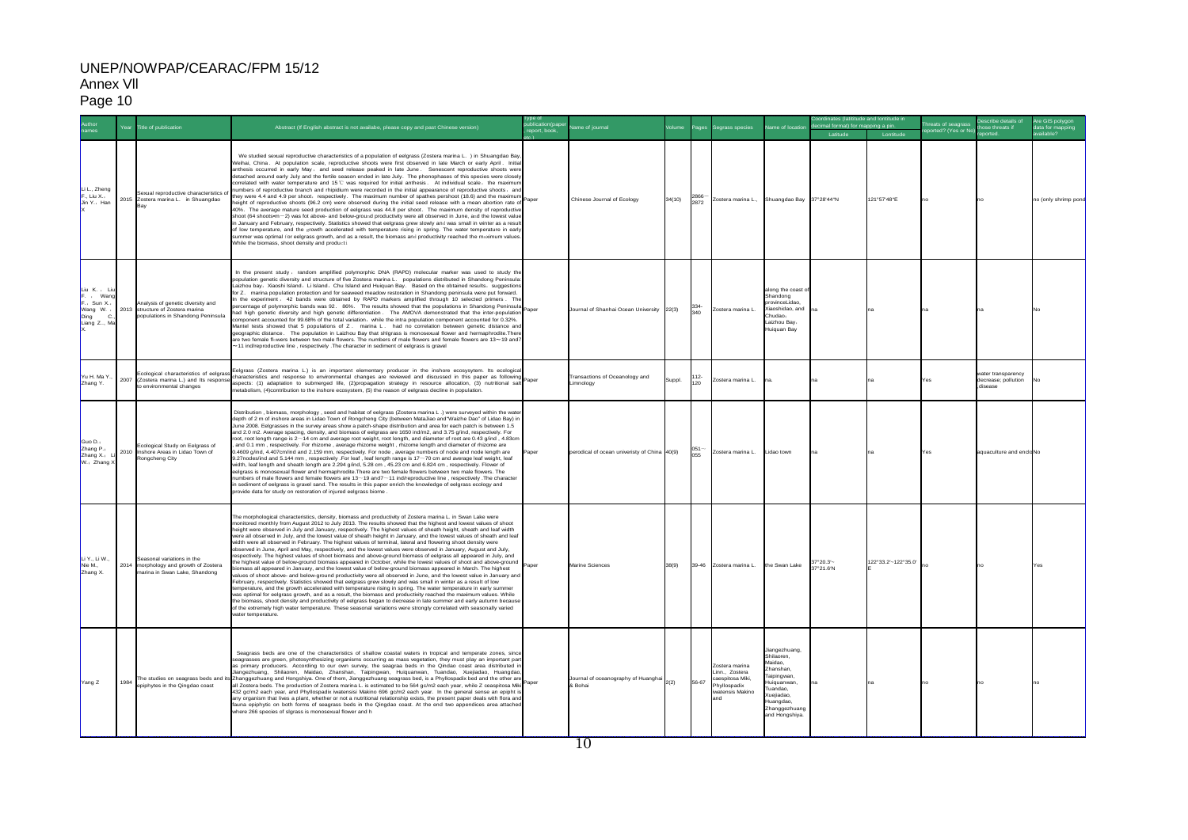| Author names | Year | Title of publication | Abstract (If English abstract is not availabe, please copy and past Chinese version) | Type of publication(paper, report, book, etc.) | Name of journal | Volume | Pages | Segrass species | Name of location | Coordinates (latitude and longitude in decimal format) for mapping a pin. Latitude | Longitude | Threats of seagrass reported? (Yes or No) | Describe details of those threats if reported. | Are GIS polygon data for mapping available? |
|---|---|---|---|---|---|---|---|---|---|---|---|---|---|---|
| Li L., Zheng F., Liu X., Jin Y., Han X | 2015 | Sexual reproductive characteristics of Zostera marina L. in Shuangdao Bay | We studied sexual reproductive characteristics of a population of eelgrass (Zostera marina L. ) in Shuangdao Bay, Weihai, China. At population scale, reproductive shoots were first observed in late March or early April. Initial anthesis occurred in early May, and seed release peaked in late June. Senescent reproductive shoots were detached around early July and the fertile season ended in late July. The phenophases of this species were closely correlated with water temperature and 15℃ was required for initial anthesis. At individual scale, the maximum numbers of reproductive branch and rhipidium were recorded in the initial appearance of reproductive shoots, and they were 4.4 and 4.9 per shoot, respectively. The maximum number of spathes pershoot (18.6) and the maximum height of reproductive shoots (96.2 cm) were observed during the initial seed release with a mean abortion rate of 40%. The average mature seed production of eelgrass was 44.8 per shoot. The maximum density of reproductive shoot (64 shoots•m−2) was for above- and below-ground productivity were all observed in June, and the lowest value in January and February, respectively. Statistics showed that eelgrass grew slowly and was small in winter as a result of low temperature, and the growth accelerated with temperature rising in spring. The water temperature in early summer was optimal for eelgrass growth, and as a result, the biomass and productivity reached the maximum values. While the biomass, shoot density and producti | Paper | Chinese Journal of Ecology | 34(10) | 2866–2872 | Zostera marina L. | Shuangdao Bay | 37°28'44"N | 121°57'48"E | no | no | no (only shrimp pond |
| Liu K., Liu F., Wang F., Sun X., Wang W., Ding C., Liang Z., Ma X. | 2013 | Analysis of genetic diversity and structure of Zostera marina populations in Shandong Peninsula | In the present study, random amplified polymorphic DNA (RAPD) molecular marker was used to study the population genetic diversity and structure of five Zostera marina L. populations distributed in Shandong Peninsula: Laizhou Bay, Xiaoshi Island, Li Island, Chu Island and Huiquan Bay. Based on the obtained results, suggestions for Z. marina population protection and for seaweed meadow restoration in Shandong peninsula were put forward. In the experiment, 42 bands were obtained by RAPD markers amplified through 10 selected primers. The percentage of polymorphic bands was 92. 86%. The results showed that the populations in Shandong Peninsula had high genetic diversity and high genetic differentiation. The AMOVA demonstrated that the inter-population component accounted for 99.68% of the total variation, while the intra population component accounted for 0.32%. Mantel tests showed that 5 populations of Z. marina L. had no correlation between genetic distance and geographic distance. The population in Laizhou Bay that shlgrass is monosexual flower and hermaphrodite.There are two female fl-wers between two male flowers. The numbers of male flowers and female flowers are 13∼19 and7∼11 ind/reproductive line, respectively .The character in sediment of eelgrass is gravel | Paper | Journal of Shanhai Ocean University | 22(3) | 334-340 | Zostera marina L. | along the coast of Shandong province,Lidao, Xiaoshidao, and Chudao, Laizhou Bay, Huiquan Bay | na | na | na | na | No |
| Yu H. Ma Y., Zhang Y. | 2007 | Ecological characteristics of eelgrass (Zostera marina L.) and Its response to environmental changes | Eelgrass (Zostera marina L.) is an important elementary producer in the inshore ecosysytem. Its ecological characteristics and response to environmental changes are reviewed and discussed in this paper as following aspects: (1) adaptation to submerged life, (2)propagation strategy in resource allocation, (3) nutritional salt metabolism, (4)contribution to the inshore ecosystem, (5) the reason of eelgrass decline in population. | Paper | Transactions of Oceanology and Limnology | Suppl. | 112-120 | Zostera marina L. | na. | na | na | Yes | water transparency decrease; pollution ,disease | No |
| Guo D., Zhang P., Zhang X., Li W., Zhang X | 2010 | Ecological Study on Eelgrass of Inshore Areas in Lidao Town of Rongcheng City | Distribution, biomass, morphology, seed and habitat of eelgrass (Zostera marina L.) were surveyed within the water depth of 2 m of inshore areas in Lidao Town of Rongcheng City (between MataJiao and"Waizhe Dao" of Lidao Bay) in June 2008. Eelgrasses in the survey areas show a patch-shape distribution and area for each patch is between 1.5 and 2.0 m2. Average spacing, density, and biomass of eelgrass are 1650 ind/m2, and 3.75 g/ind, respectively. For root, root length range is 2−14 cm and average root weight, root length, and diameter of root are 0.43 g/ind, 4.83cm, and 0.1 mm, respectively. For rhizome, average rhizome weight, rhizome length and diameter of rhizome are 0.4609 g/ind, 4.407cm/ind and 2.159 mm, respectively. For node, average numbers of node and node length are 9.27nodes/ind and 5.144 mm, respectively .For leaf, leaf length range is 17−70 cm and average leaf weight, leaf width, leaf length and sheath length are 2.294 g/ind, 5.28 cm, 45.23 cm and 6.824 cm, respectively. Flower of eelgrass is monosexual flower and hermaphrodite.There are two female flowers between two male flowers. The numbers of male flowers and female flowers are 13−19 and7−11 ind/reproductive line, respectively .The character in sediment of eelgrass is gravel sand. The results in this paper enrich the knowledge of eelgrass ecology and provide data for study on restoration of injured eelgrass biome. | Paper | perodical of ocean univeristy of China | 40(9) | 051–055 | Zostera marina L. | Lidao town | na | na | Yes | aquaculture and enclo | No |
| Li Y., Li W., Nie M., Zhang X. | 2014 | Seasonal variations in the morphology and growth of Zostera marina in Swan Lake, Shandong | The morphological characteristics, density, biomass and productivity of Zostera marina L. in Swan Lake were monitored monthly from August 2012 to July 2013. The results showed that the highest and lowest values of shoot height were observed in July and January, respectively. The highest values of sheath height, sheath and leaf width were all observed in July, and the lowest value of sheath height in January, and the lowest values of sheath and leaf width were all observed in February. The highest values of terminal, lateral and flowering shoot density were observed in June, April and May, respectively, and the lowest values were observed in January, August and July, respectively. The highest values of shoot biomass and above-ground biomass of eelgrass all appeared in July, and the highest value of below-ground biomass appeared in October, while the lowest values of shoot and above-ground biomass all appeared in January, and the lowest value of below-ground biomass appeared in March. The highest values of shoot above- and below-ground productivity were all observed in June, and the lowest value in January and February, respectively. Statistics showed that eelgrass grew slowly and was small in winter as a result of low temperature, and the growth accelerated with temperature rising in spring. The water temperature in early summer was optimal for eelgrass growth, and as a result, the biomass and productivity reached the maximum values. While the biomass, shoot density and productivity of eelgrass began to decrease in late summer and early autumn because of the extremely high water temperature. These seasonal variations were strongly correlated with seasonally varied water temperature. | Paper | Marine Sciences | 38(9) | 39-46 | Zostera marina L. | the Swan Lake | 37°20.3'~37°21.6'N | 122°33.2'~122°35.0'E | no | no | Yes |
| Yang Z | 1984 | The studies on seagrass beds and its epiphytes in the Qingdao coast | Seagrass beds are one of the characteristics of shallow coastal waters in tropical and temperate zones, since seagrasses are green, photosynthesizing organisms occurring as mass vegetation, they must play an important part as primary producers. According to our own survey, the seagrass beds in the Qindao coast area distributed in Jiangezhuang, Shilaoren, Maidao, Zhanshan, Taipingwan, Huiquanwan, Tuandao, Xuejiadao, Huangdao, Zhanggezhuang and Hongshiya. One of them, Jianggezhuang seagrass bed, is a Phyllospadix bed and the other are all Zostera beds. The production of Zostera marina L. is estimated to be 564 gc/m2 each year, while Z ceaspitosa Miki 432 gc/m2 each year, and Phyllospadix iwatensisi Makino 696 gc/m2 each year. In the general sense an epipht is any organism that lives a plant, whether or not a nutritional relationship exists, the present paper deals with flora and fauna epiphytic on both forms of seagrass beds in the Qingdao coast. At the end two appendices area attached where 266 species of slgrass is monosexual flower and h | Paper | Journal of oceanography of Huanghai & Bohai | 2(2) | 56-67 | Zostera marina Linn., Zostera caespitosa Miki, Phyllospadix iwatensis Makino and | Jiangezhuang, Shilaoren, Maidao, Zhanshan, Taipingwan, Huiquanwan, Tuandao, Xuejiadao, Huangdao, Zhanggezhuang and Hongshiya. | na | na | no | no | no |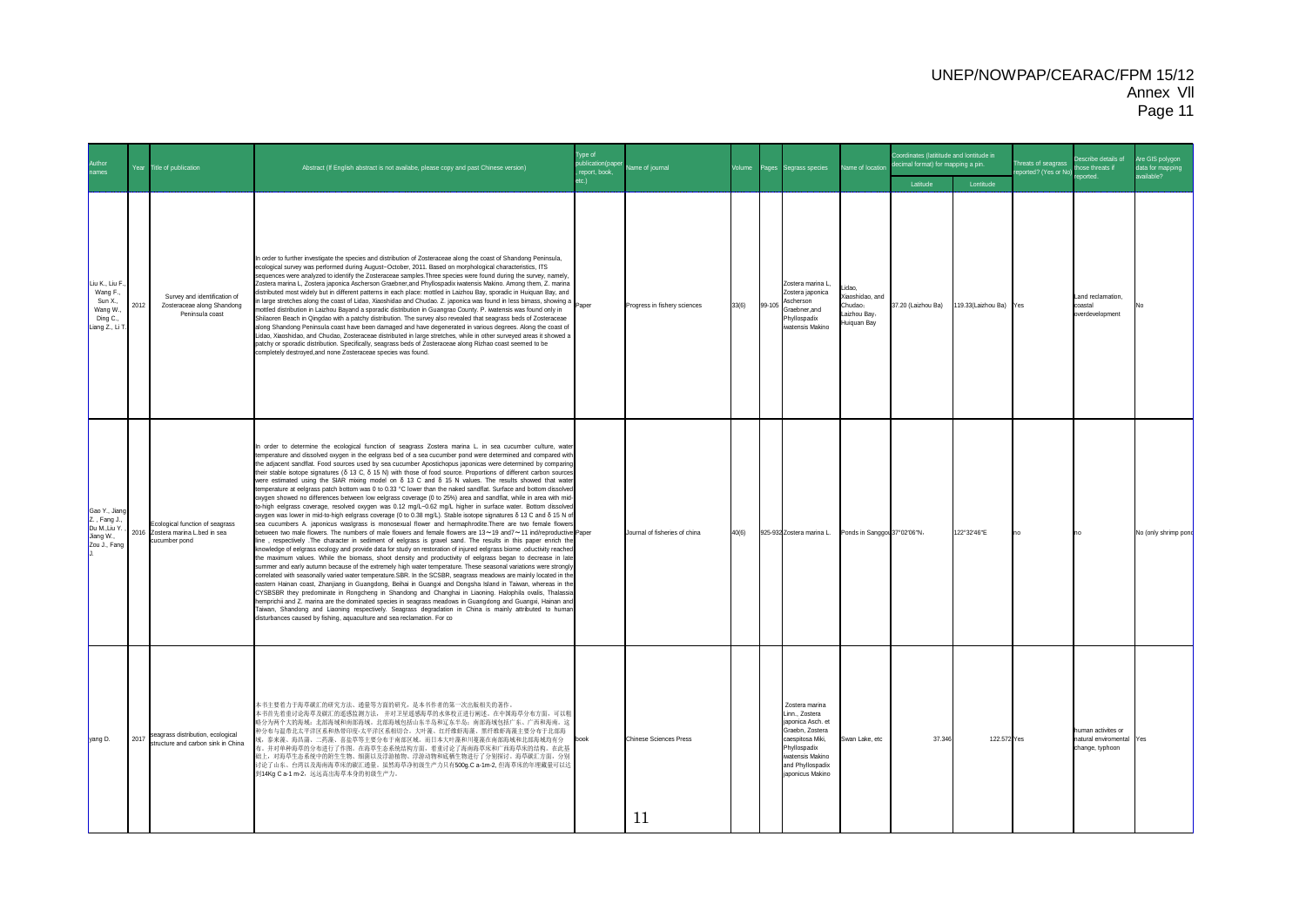| Author names | Year | Title of publication | Abstract (If English abstract is not availabe, please copy and past Chinese version) | Type of publication(paper, report, book, etc.) | Name of journal | Volume | Pages | Seagrass species | Name of location | Coordinates (latititude and lontitude in decimal format) for mapping a pin. | | Threats of seagrass reported? (Yes or No) | Describe details of those threats if reported. | Are GIS polygon data for mapping available? |
|---|---|---|---|---|---|---|---|---|---|---|---|---|---|---|
| | | | | | | | | | | Latitude | Lontitude | | | |
| Liu K., Liu F., Wang F., Sun X., Wang W., Ding C., Liang Z., Li T. | 2012 | Survey and identification of Zosteraceae along Shandong Peninsula coast | In order to further investigate the species and distribution of Zosteraceae along the coast of Shandong Peninsula, ecological survey was performed during August~October, 2011. Based on morphological characteristics, ITS sequences were analyzed to identify the Zosteraceae samples.Three species were found during the survey, namely, Zostera marina L, Zostera japonica Ascherson Graebner,and Phyllospadix iwatensis Makino. Among them, Z. marina distributed most widely but in different patterns in each place: mottled in Laizhou Bay, sporadic in Huiquan Bay, and in large stretches along the coast of Lidao, Xiaoshidao and Chudao. Z. japonica was found in less bimass, showing a mottled distribution in Laizhou Bayand a sporadic distribution in Guangrao County. P. iwatensis was found only in Shilaoren Beach in Qingdao with a patchy distribution. The survey also revealed that seagrass beds of Zosteraceae along Shandong Peninsula coast have been damaged and have degenerated in various degrees. Along the coast of Lidao, Xiaoshidao, and Chudao, Zosteraceae distributed in large stretches, while in other surveyed areas it showed a patchy or sporadic distribution. Specifically, seagrass beds of Zosteraceae along Rizhao coast seemed to be completely destroyed,and none Zosteraceae species was found. | Paper | Progress in fishery sciences | 33(6) | 99-105 | Zostera marina L, Zostera japonica Ascherson Graebner,and Phyllospadix iwatensis Makino | Lidao, Xiaoshidao, and Chudao, Laizhou Bay, Huiquan Bay | 37.20 (Laizhou Ba) | 119.33(Laizhou Ba) | Yes | Land reclamation, coastal overdevelopment | No |
| Gao Y., Jiang Z. , Fang J., Du M.,Liu Y. Jiang W., Zou J., Fang J. | 2016 | Ecological function of seagrass Zostera marina L.bed in sea cucumber pond | In order to determine the ecological function of seagrass Zostera marina L. in sea cucumber culture, water temperature and dissolved oxygen in the eelgrass bed of a sea cucumber pond were determined and compared with the adjacent sandflat. Food sources used by sea cucumber Apostichopus japonicas were determined by comparing their stable isotope signatures (δ 13 C, δ 15 N) with those of food source. Proportions of different carbon sources were estimated using the SIAR mixing model on δ 13 C and δ 15 N values. The results showed that water temperature at eelgrass patch bottom was 0 to 0.33 °C lower than the naked sandflat. Surface and bottom dissolved oxygen showed no differences between low eelgrass coverage (0 to 25%) area and sandflat, while in area with mid-to-high eelgrass coverage, resolved oxygen was 0.12 mg/L~0.62 mg/L higher in surface water. Bottom dissolved oxygen was lower in mid-to-high eelgrass coverage (0 to 0.38 mg/L). Stable isotope signatures δ 13 C and δ 15 N of sea cucumbers A. japonicus wasigrass is monosexual flower and hermaphrodite.There are two female flowers between two male flowers. The numbers of male flowers and female flowers are 13~19 and7~11 ind/reproductive line , respectively .The character in sediment of eelgrass is gravel sand. The results in this paper enrich the knowledge of eelgrass ecology and provide data for study on restoration of injured eelgrass biome .oductivity reached the maximum values. While the biomass, shoot density and productivity of eelgrass began to decrease in late summer and early autumn because of the extremely high water temperature. These seasonal variations were strongly correlated with seasonally varied water temperature.SBR. In the SCSBR, seagrass meadows are mainly located in the eastern Hainan coast, Zhanjiang in Guangdong, Beihai in Guangxi and Dongsha Island in Taiwan, whereas in the CYSBSBR they predominate in Rongcheng in Shandong and Changhai in Liaoning. Halophila ovalis, Thalassia hemprichii and Z. marina are the dominated species in seagrass meadows in Guangdong and Guangxi, Hainan and Taiwan, Shandong and Liaoning respectively. Seagrass degradation in China is mainly attributed to human disturbances caused by fishing, aquaculture and sea reclamation. For co | Paper | Journal of fisheries of china | 40(6) | 925-932 | Zostera marina L. | Ponds in Sanggou | 37°02'06"N, | 122°32'46"E | no | no | No (only shrimp pond |
| yang D. | 2017 | seagrass distribution, ecological structure and carbon sink in China | 本书主要着力于海草碳汇的研究方法、通量等方面的研究，是本书作者的第一次出版相关的著作。本书首先着重讨论海草及碳汇的遥感监测方法，并对卫星遥感海草的水体校正进行阐述。在中国海草分布方面，可以粗略分为两个大的海域：北部海域和南部海域。北部海域包括山东半岛和辽东半岛；南部海域包括广东、广西和海南。这种分布与温带北太平洋区系和热带印度-太平洋区系相切合。大叶藻、红纤维虾海藻、黑纤维虾海藻主要分布于北部海域，泰来藻、海昌蒲、二药藻、喜盐草等主要分布于南部区域。而日本大叶藻和川蔓藻在南部海域和北部海域均有分布。并对单种海草的分布进行了作图。在海草生态系统结构方面，着重讨论了海南海草床和广西海草床的结构。在此基础上，对海草生态系统中的附生生物、细菌以及浮游植物、浮游动物和底栖生物进行了分别探讨。海草碳汇方面，分别讨论了山东、台湾以及海南海草床的碳汇通量。虽然海草净初级生产力只有500g.C a-1m-2,但海草床的年埋藏量可以达到14Kg C a-1 m-2，远远高出海草本身的初级生产力。 | book | Chinese Sciences Press | | | Zostera marina Linn., Zostera japonica Asch. et Graebn, Zostera caespitosa Miki, Phyllospadix iwatensis Makino and Phyllospadix japonicus Makino | Swan Lake, etc | 37.346 | 122.572 | Yes | human activites or natural enviromental change, typhoon | Yes |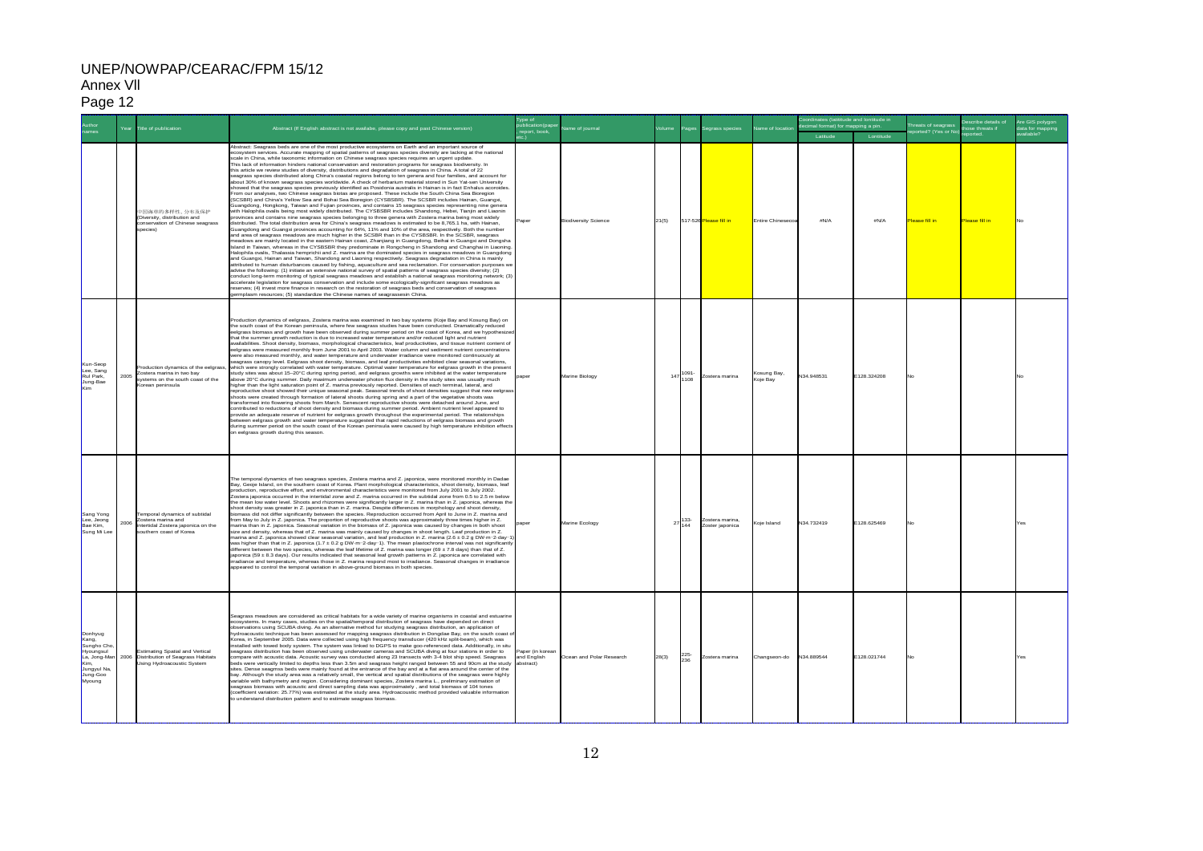UNEP/NOWPAP/CEARAC/FPM 15/12
Annex VII
Page 12

| Author names | Year | Title of publication | Abstract (If English abstract is not availabe, please copy and past Chinese version) | Type of publication(paper, report, book, etc.) | Name of journal | Volume | Pages | Seagrass species | Name of location | Coordinates (latitude and longitude in decimal format) for mapping a pin. | | Threats of seagrass reported? (Yes or No) | Describe details of those threats if reported. | Are GIS polygon data for mapping available? |
|---|---|---|---|---|---|---|---|---|---|---|---|---|---|---|
| | | | | | | | | | | Latitude | Lantitude | | | |
| | | 中国海草的多样性、分布及保护 (Diversity, distribution and conservation of Chinese seagrass species) | Abstract: Seagrass beds are one of the most productive ecosystems on Earth and an important source of ecosystem services. Accurate mapping of spatial patterns of seagrass species diversity are lacking at the national scale in China, while taxonomic information on Chinese seagrass species requires an urgent update. This lack of information hinders national conservation and restoration programs for seagrass biodiversity. In this article we review studies of diversity, distributions and degradation of seagrass in China. A total of 22 seagrass species distributed along China's coastal regions belong to ten genera and four families, and account for about 30% of known seagrass species worldwide. A check of herbarium material stored in Sun Yat-sen University showed that the seagrass species previously identified as Posidonia australis in Hainan is in fact Enhalus acoroides. From our analyses, two Chinese seagrass biotas are proposed. These include the South China Sea Bioregion (SCSBR) and China's Yellow Sea and Bohai Sea Bioregion (CYSBSBR). The SCSBR includes Hainan, Guangxi, Guangdong, Hongkong, Taiwan and Fujian provinces, and contains 15 seagrass species representing nine genera with Halophila ovalis being most widely distributed. The CYSBSBR includes Shandong, Hebei, Tianjin and Liaonin provinces and contains nine seagrass species belonging to three genera with Zostera marina being most widely distributed. The total distribution area for China's seagrass meadows is estimated to be 8,765.1 ha, with Hainan, Guangdong and Guangxi provinces accounting for 64%, 11% and 10% of the area, respectively. Both the number and area of seagrass meadows are much higher in the SCSBR than in the CYSBSBR. In the SCSBR, seagrass meadows are mainly located in the eastern Hainan coast, Zhanjiang in Guangdong, Beihai in Guangxi and Dongsha Island in Taiwan, whereas in the CYSBSBR they predominate in Rongcheng in Shandong and Changhai in Liaoning. Halophila ovalis, Thalassia hemprichii and Z. marina are the dominated species in seagrass meadows in Guangdong and Guangxi, Hainan and Taiwan, Shandong and Liaoning respectively. Seagrass degradation in China is mainly attributed to human disturbances caused by fishing, aquaculture and sea reclamation. For conservation purposes we advise the following: (1) initiate an extensive national survey of spatial patterns of seagrass species diversity; (2) conduct long-term monitoring of typical seagrass meadows and establish a national seagrass monitoring network; (3) accelerate legislation for seagrass conservation and include some ecologically-significant seagrass meadows as reserves; (4) invest more finance in research on the restoration of seagrass beds and conservation of seagrass germplasm resources; (5) standardize the Chinese names of seagrassesin China. | Paper | Biodiversity Science | 21(5) | 517-526 | Please fill in | Entire Chinesecoa | #N/A | #N/A | Please fill in | Please fill in | No |
| Kun-Seop Lee, Sang Rul Park, Jung-Bae Kim | 2005 | Production dynamics of the eelgrass, Zostera marina in two bay systems on the south coast of the Korean peninsula | Production dynamics of eelgrass, Zostera marina was examined in two bay systems (Koje Bay and Kosung Bay) on the south coast of the Korean peninsula, where few seagrass studies have been conducted. Dramatically reduced eelgrass biomass and growth have been observed during summer period on the coast of Korea, and we hypothesized that the summer growth reduction is due to increased water temperature and/or reduced light and nutrient availabilities. Shoot density, biomass, morphological characteristics, leaf productivities, and tissue nutrient content of eelgrass were measured monthly from June 2001 to April 2003. Water column and sediment nutrient concentrations were also measured monthly, and water temperature and underwater irradiance were monitored continuously at seagrass canopy level. Eelgrass shoot density, biomass, and leaf productivities exhibited clear seasonal variations, which were strongly correlated with water temperature. Optimal water temperature for eelgrass growth in the present study sites was about 15–20°C during spring period, and eelgrass growths were inhibited at the water temperature above 20°C during summer. Daily maximum underwater photon flux density in the study sites was usually much higher than the light saturation point of Z. marina previously reported. Densities of each terminal, lateral, and reproductive shoot showed their unique seasonal peak. Seasonal trends of shoot densities suggest that new eelgrass shoots were created through formation of lateral shoots during spring and a part of the vegetative shoots was transformed into flowering shoots from March. Senescent reproductive shoots were detached around June, and contributed to reductions of shoot density and biomass during summer period. Ambient nutrient level appeared to provide an adequate reserve of nutrient for eelgrass growth throughout the experimental period. The relationships between eelgrass growth and water temperature suggested that rapid reductions of eelgrass biomass and growth during summer period on the south coast of the Korean peninsula were caused by high temperature inhibition effects on eelgrass growth during this season. | paper | Marine Biology | 147 | 1091-1108 | Zostera marina | Kosung Bay, Koje Bay | N34.948531 | E128.324208 | No | | No |
| Sang Yong Lee, Jeong Bae Kim, Sung Mi Lee | 2006 | Temporal dynamics of subtidal Zostera marina and intertidal Zostera japonica on the southern coast of Korea | The temporal dynamics of two seagrass species, Zostera marina and Z. japonica, were monitored monthly in Dadae Bay, Geoje Island, on the southern coast of Korea. Plant morphological characteristics, shoot density, biomass, leaf production, reproductive effort, and environmental characteristics were monitored from July 2001 to July 2002. Zostera japonica occurred in the intertidal zone and Z. marina occurred in the subtidal zone from 0.5 to 2.5 m below the mean low water level. Shoots and rhizomes were significantly larger in Z. marina than in Z. japonica, whereas the shoot density was greater in Z. japonica than in Z. marina. Despite differences in morphology and shoot density, biomass did not differ significantly between the species. Reproduction occurred from April to June in Z. marina and from May to July in Z. japonica. The proportion of reproductive shoots was approximately three times higher in Z. marina than in Z. japonica. Seasonal variation in the biomass of Z. japonica was caused by changes in both shoot size and density, whereas that of Z. marina was mainly caused by changes in shoot length. Leaf production in Z. marina and Z. japonica showed clear seasonal variation, and leaf production in Z. marina (2.6 ± 0.2 g DW·m⁻2·day⁻1) was higher than that in Z. japonica (1.7 ± 0.2 g DW·m⁻2·day⁻1). The mean plastochrone interval was not significantly different between the two species, whereas the leaf lifetime of Z. marina was longer (69 ± 7.8 days) than that of Z. japonica (59 ± 8.3 days). Our results indicated that seasonal leaf growth patterns in Z. japonica are correlated with irradiance and temperature, whereas those in Z. marina respond most to irradiance. Seasonal changes in irradiance appeared to control the temporal variation in above-ground biomass in both species. | paper | Marine Ecology | 27 | 133-144 | Zostera marina, Zoster japonica | Koje Island | N34.732419 | E128.625469 | No | | Yes |
| Donhyug Kang, Sungho Cho, Hyoungsul La, Jong-Man Kim, Jungyul Na, Jung-Goo Myoung | 2006 | Estimating Spatial and Vertical Distribution of Seagrass Habitats Using Hydroacoustic System | Seagrass meadows are considered as critical habitats for a wide variety of marine organisms in coastal and estuarine ecosystems. In many cases, studies on the spatial/temporal distribution of seagrass have depended on direct observations using SCUBA diving. As an alternative method for studying seagrass distribution, an application of hydroacoustic technique has been assessed for mapping seagrass distribution in Dongdae Bay, on the south coast of Korea, in September 2005. Data were collected using high frequency transducer (420 kHz split-beam), which was installed with towed body system. The system was linked to DGPS to make geo-referenced data. Additionally, in situ seagrass distribution has been observed using underwater cameras and SCUBA diving at four stations in order to compare with acoustic data. Acoustic survey was conducted along 23 transects with 3-4 knot ship speed. Seagrass beds were vertically limited to depths less than 3.5m and seagrass height ranged between 55 and 90cm at the study sites. Dense seagrass beds were mainly found at the entrance of the bay and at a flat area around the center of the bay. Although the study area was a relatively small, the vertical and spatial distributions of the seagrass were highly variable with bathymetry and region. Considering dominant species, Zostera marina L., preliminary estimation of seagrass biomass with acoustic and direct sampling data was approximately , and total biomass of 104 tones (coefficient variation: 25.77%) was estimated at the study area. Hydroacoustic method provided valuable information to understand distribution pattern and to estimate seagrass biomass. | Paper (in korean and English abstract) | Ocean and Polar Research | 28(3) | 225-236 | Zostera marina | Changseon-do | N34.889544 | E128.021744 | No | | Yes |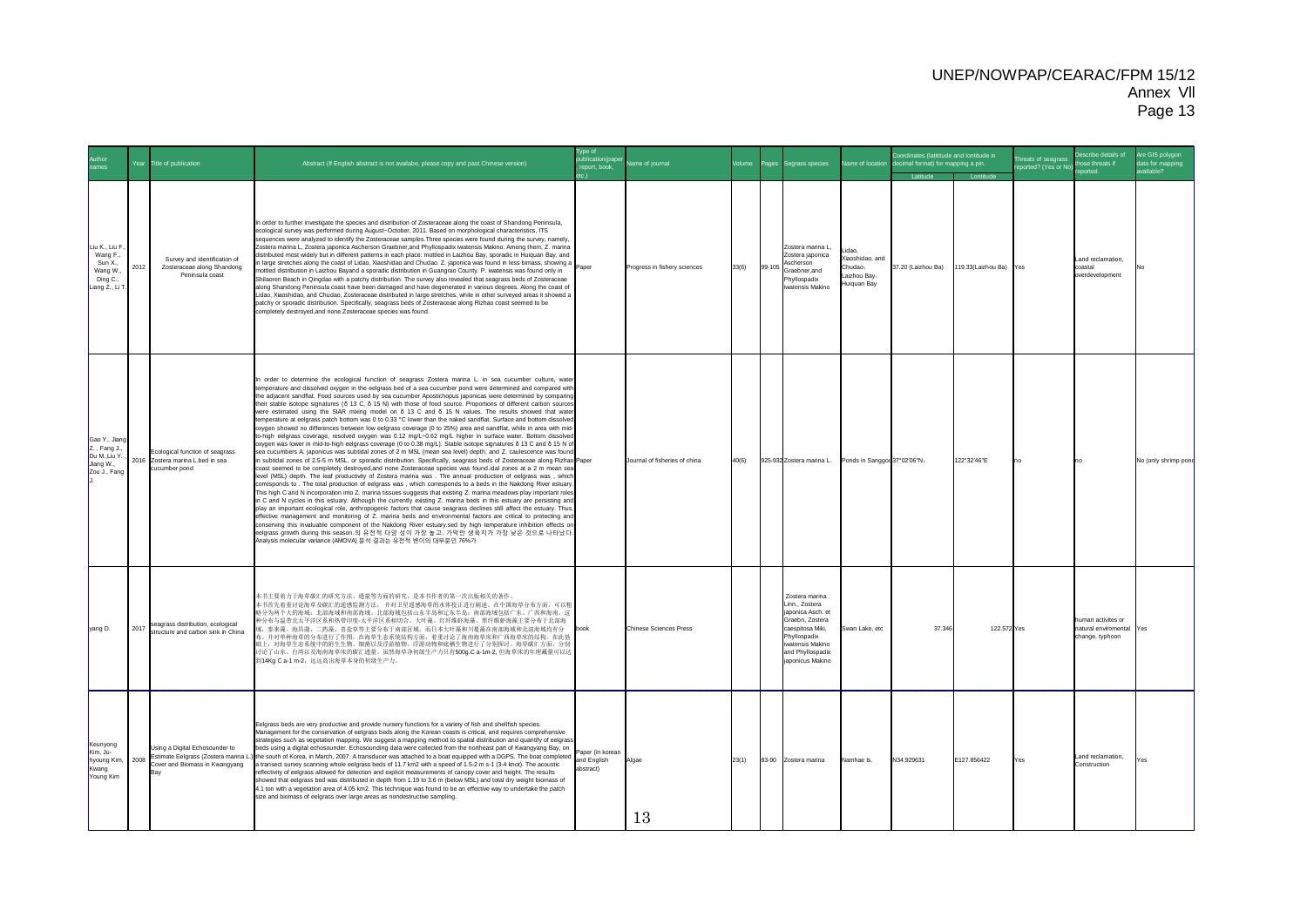| Author names | Year | Title of publication | Abstract (If English abstract is not availabe, please copy and past Chinese version) | Type of publication(paper, report, book, etc.) | Name of journal | Volume | Pages | Segrass species | Name of location | Coordinates (latitude and lontitude in decimal format) for mapping a pin. Latitude | Lontitude | Threats of seagrass reported? (Yes or No) | Describe details of those threats if reported. | Are GIS polygon data for mapping available? |
|---|---|---|---|---|---|---|---|---|---|---|---|---|---|---|
| Liu K., Liu F., Wang F., Sun X., Wang W., Ding C., Liang Z., Li T. | 2012 | Survey and identification of Zosteraceae along Shandong Peninsula coast | In order to further investigate the species and distribution of Zosteraceae along the coast of Shandong Peninsula, ecological survey was performed during August~October, 2011. Based on morphological characteristics, ITS sequences were analyzed to identify the Zosteraceae samples.Three species were found during the survey, namely, Zostera marina L, Zostera japonica Ascherson Graebner,and Phyllospadix iwatensis Makino. Among them, Z. marina distributed most widely but in different patterns in each place: mottled in Laizhou Bay, sporadic in Huiquan Bay, and in large stretches along the coast of Lidao, Xiaoshidao and Chudao. Z. japonica was found in less bimass, showing a mottled distribution in Laizhou Bayand a sporadic distribution in Guangrao County. P. iwatensis was found only in Shilaoren Beach in Qingdao with a patchy distribution. The survey also revealed that seagrass beds of Zosteraceae along Shandong Peninsula coast have been damaged and have degenerated in various degrees. Along the coast of Lidao, Xiaoshidao, and Chudao, Zosteraceae distributed in large stretches, while in other surveyed areas it showed a patchy or sporadic distribution. Specifically, seagrass beds of Zosteraceae along Rizhao coast seemed to be completely destroyed,and none Zosteraceae species was found. | Paper | Progress in fishery sciences | 33(6) | 99-105 | Zostera marina L, Zostera japonica Ascherson Graebner,and Phyllospadix iwatensis Makino | Lidao, Xiaoshidao, and Chudao, Laizhou Bay, Huiquan Bay | 37.20 (Laizhou Ba) | 119.33(Laizhou Ba) | Yes | Land reclamation, coastal overdevelopment | No |
| Gao Y., Jiang Z., Fang J., Du M.,Liu Y., Jiang W., Zou J., Fang J. | 2016 | Ecological function of seagrass Zostera marina L.bed in sea cucumber pond | In order to determine the ecological function of seagrass Zostera marina L. in sea cucumber culture, water temperature and dissolved oxygen in the eelgrass bed of a sea cucumber pond were determined and compared with the adjacent sandflat. Food sources used by sea cucumber Apostichopus japonicas were determined by comparing their stable isotope signatures (δ 13 C, δ 15 N) with those of food source. Proportions of different carbon sources were estimated using the SIAR mixing model on δ 13 C and δ 15 N values. The results showed that water temperature at eelgrass patch bottom was 0 to 0.33 °C lower than the naked sandflat. Surface and bottom dissolved oxygen showed no differences between low eelgrass coverage (0 to 25%) area and sandflat, while in area with mid-to-high eelgrass coverage, resolved oxygen was 0.12 mg/L~0.62 mg/L higher in surface water. Bottom dissolved oxygen was lower in mid-to-high eelgrass coverage (0 to 0.38 mg/L). Stable isotope signatures δ 13 C and δ 15 N of sea cucumbers A. japonicus was subtidal zones of 2 m MSL (mean sea level) depth, and Z. caulescence was found in subtidal zones of 2.5-5 m MSL, or sporadic distribution. Specifically, seagrass beds of Zosteraceae along Rizhao coast seemed to be completely destroyed,and none Zosteraceae species was found.idal zones at a 2 m mean sea level (MSL) depth. The leaf productivity of Zostera marina was . The annual production of eelgrass was , which corresponds to . The total production of eelgrass was , which corresponds to a beds in the Nakdong River estuary. This high C and N incorporation into Z. marina tissues suggests that existing Z. marina meadows play important roles in C and N cycles in this estuary. Although the currently existing Z. marina beds in this estuary are persisting and play an important ecological role, anthropogenic factors that cause seagrass declines still affect the estuary. Thus, effective management and monitoring of Z. marina beds and environmental factors are critical to protecting and conserving this invaluable component of the Nakdong River estuary.sed by high temperature inhibition effects on eelgrass growth during this season.의 유전적 다양 성이 가장 높고, 가막만 생육지가 가장 낮은 것으로 나타났다. Analysis molecular variance (AMOVA) 분석 결과는 유전적 변이의 대부분인 76%가 | Paper | Journal of fisheries of china | 40(6) | 925-932 | Zostera marina L. | Ponds in Sanggou | 37°02'06"N, | 122°32'46"E | no | no | No (only shrimp pond |
| yang D. | 2017 | seagrass distribution, ecological structure and carbon sink in China | 本书主要着力于海草碳汇的研究方法、通量等方面的研究，是本书作者的第一次出版相关的著作。本书首先着重讨论海草及碳汇的遥感监测方法，并对卫星遥感海草的水体校正进行阐述。在中国海草分布方面，可以粗略分为两个大的海域：北部海域和南部海域。北部海域包括山东半岛和辽东半岛；南部海域包括广东、广西和海南。这种分布与温带北太平洋区系和热带印度-太平洋区系相切合。大叶藻、红纤维虾海藻、黑纤维虾海藻主要分布于北部海域，泰来藻、海昌蒲、二药藻、喜盐草等主要分布于南部区域。而日本大叶藻和川蔓藻在南部海域和北部海域均有分布。并对单种海草的分布进行了介绍。在海草生态系统结构方面，着重讨论了海南海草床和广西海草床的结构。在此基础上，对海草生态系统中的附生生物、细菌以及浮游植物、浮游动物和底栖生物进行了分别探讨。海草碳汇方面，分别讨论了山东、台湾以及海南海草床的碳汇通量。虽然海草净初级生产力只有500g.C a-1m-2，但海草床的年埋藏量可以达到14Kg C a-1 m-2，远远高出海草本身的初级生产力。 | book | Chinese Sciences Press | | | Zostera marina Linn., Zostera japonica Asch. et Graebn, Zostera caespitosa Miki, Phyllospadix iwatensis Makino and Phyllospadix japonicus Makino | Swan Lake, etc | 37.346 | 122.572 | Yes | human activites or natural enviromental change, typhoon | Yes |
| Keunyong Kim, Ju-hyoung Kim, Kwang Young Kim | 2008 | Using a Digital Echosounder to Estimate Eelgrass (Zostera marina L.) Cover and Biomass in Kwangyang Bay | Eelgrass beds are very productive and provide nursery functions for a variety of fish and shellfish species. Management for the conservation of eelgrass beds along the Korean coasts is critical, and requires comprehensive strategies such as vegetation mapping. We suggest a mapping method to spatial distribution and quantify of eelgrass beds using a digital echosounder. Echosounding data were collected from the northeast part of Kwangyang Bay, on the south of Korea, in March, 2007. A transducer was attached to a boat equipped with a DGPS. The boat completed a transect survey scanning whole eelgrass beds of 11.7 km2 with a speed of 1.5-2 m s-1 (3-4 knot). The acoustic reflectivity of eelgrass allowed for detection and explicit measurements of canopy cover and height. The results showed that eelgrass bed was distributed in depth from 1.19 to 3.6 m (below MSL) and total dry weight biomass of 4.1 ton with a vegetation area of 4.05 km2. This technique was found to be an effective way to undertake the patch size and biomass of eelgrass over large areas as nondestructive sampling. | Paper (in korean and English abstract) | Algae | 23(1) | 83-90 | Zostera marina | Namhae Is. | N34.929631 | E127.856422 | Yes | Land reclamation, Construction | Yes |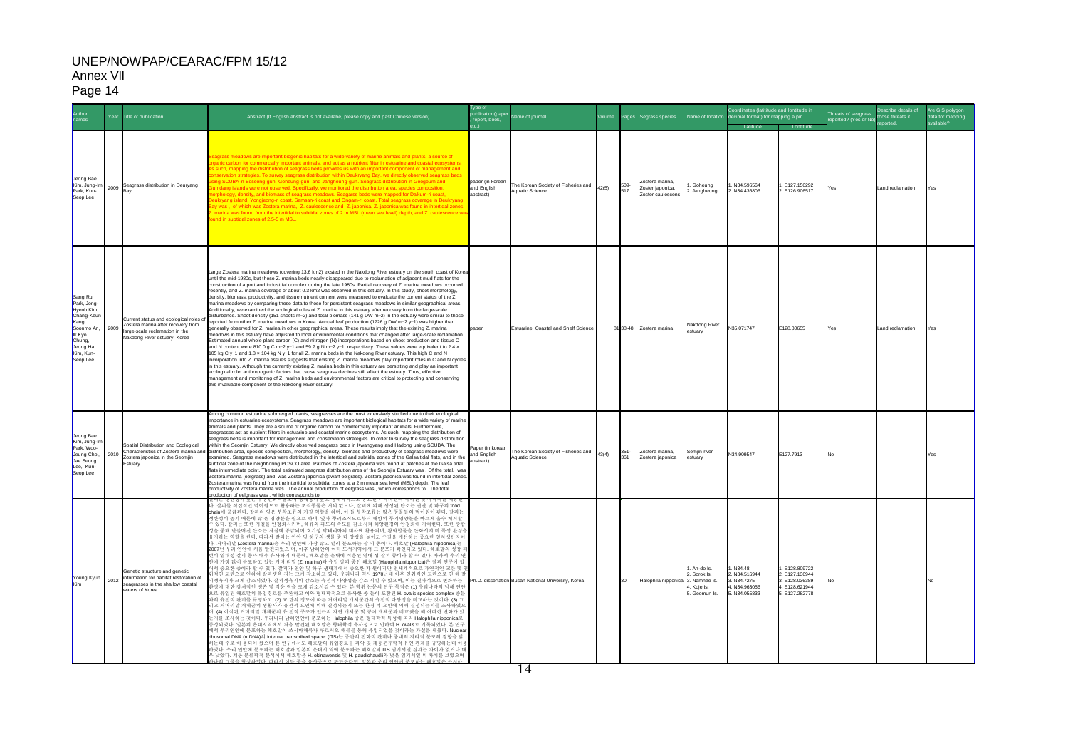| Author names | Year | Title of publication | Abstract (If English abstract is not availabe, please copy and past Chinese version) | Type of publication(paper, report, book, etc.) | Name of journal | Volume | Pages | Seagrass species | Name of location | Coordinates (latitude and lontitude in decimal format) for mapping a pin. Latitude | Lontitude | Threats of seagrass reported? (Yes or No) | Describe details of those threats if reported. | Are GIS polygon data for mapping available? |
|---|---|---|---|---|---|---|---|---|---|---|---|---|---|---|
| Jeong Bae Kim, Jung-Im Park, Kun-Seop Lee | 2009 | Seagrass distribution in Deuryang Bay | Seagrass meadows are important biogenic habitats for a wide variety of marine animals and plants, a source of organic carbon for commercially important animals, and act as a nutrient filter in estuarine and coastal ecosystems. As such, mapping the distribution of seagrass beds provides us with an important component of management and conservation strategies. To survey seagrass distribution within Deukryang Bay, we directly observed seagrass beds using SCUBA in Boseong-gun, Goheung-gun, and Jangheung-gun. Seagrass distribution in Geogeum and Gumdang islands were not observed. Specifically, we monitored the distribution area, species composition, morphology, density, and biomass of seagrass meadows. Seagrass beds were mapped for Daikum-ri coast, Deukryang island, Yongjeong-ri coast, Samsan-ri coast and Ongam-ri coast. Total seagrass coverage in Deukryang Bay was , of which was Zostera marina, Z. caulescence and Z. japonica. Z. japonica was found in intertidal zones, Z. marina was found from the intertidal to subtidal zones of 2 m MSL (mean sea level) depth, and Z. caulescence was found in subtidal zones of 2.5-5 m MSL. | paper (in korean and English abstract) | The Korean Society of Fisheries and Aquatic Science | 42(5) | 509-517 | Zostera marina, Zoster japonica, Zoster caulescens | 1. Goheung 2. Jangheung | 1. N34.596564 2. N34.436806 | 1. E126.156292 2. E126.906517 | Yes | Land reclamation | Yes |
| Sang Rul Park, Jong-Hyeob Kim, Chang-Keun Kang, Soonmo An, Ik Kyo Chung, Jeong Ha Kim, Kun-Seop Lee | 2009 | Current status and ecological roles of Zostera marina after recovery from large-scale reclamation in the Nakdong River estuary, Korea | Large Zostera marina meadows (covering 13.6 km2) existed in the Nakdong River estuary on the south coast of Korea until the mid-1980s, but these Z. marina beds nearly disappeared due to reclamation of adjacent mud flats for the construction of a port and industrial complex during the late 1980s. Partial recovery of Z. marina meadows occurred recently, and Z. marina coverage of about 0.3 km2 was observed in this estuary. In this study, shoot morphology, density, biomass, productivity, and tissue nutrient content were measured to evaluate the current status of the Z. marina meadows by comparing these data to those for persistent seagrass meadows in similar geographical areas. Additionally, we examined the ecological roles of Z. marina in this estuary after recovery from the large-scale disturbance. Shoot density (151 shoots m−2) and total biomass (141 g DW m−2) in the estuary were similar to those reported from other Z. marina meadows in Korea. Annual leaf production (1726 g DW m−2 y−1) was higher than generally observed for Z. marina in other geographical areas. These results imply that the existing Z. marina meadows in this estuary have adjusted to local environmental conditions that changed after large-scale reclamation. Estimated annual whole plant carbon (C) and nitrogen (N) incorporations based on shoot production and tissue C and N content were 810.0 g C m−2 y−1 and 59.7 g N m−2 y−1, respectively. These values were equivalent to 2.4 × 105 kg C y−1 and 1.8 × 104 kg N y−1 for all Z. marina beds in the Nakdong River estuary. This high C and N incorporation into Z. marina tissues suggests that existing Z. marina meadows play important roles in C and N cycles in this estuary. Although the currently existing Z. marina beds in this estuary are persisting and play an important ecological role, anthropogenic factors that cause seagrass declines still affect the estuary. Thus, effective management and monitoring of Z. marina beds and environmental factors are critical to protecting and conserving this invaluable component of the Nakdong River estuary. | paper | Estuarine, Coastal and Shelf Science | 81 | 38-48 | Zostera marina | Nakdong River estuary | N35.071747 | E128.80655 | Yes | Land reclamation | Yes |
| Jeong Bae Kim, Jung-Im Park, Woo-Jeung Choi, Jae Seong Lee, Kun-Seop Lee | 2010 | Spatial Distribution and Ecological Characteristics of Zostera marina and Zostera japonica in the Seomjin Estuary | Among common estuarine submerged plants, seagrasses are the most extensively studied due to their ecological importance in estuarine ecosystems. Seagrass meadows are important biological habitats for a wide variety of marine animals and plants. They are a source of organic carbon for commercially important animals. Furthermore, seagrasses act as nutrient filters in estuarine and coastal marine ecosystems. As such, mapping the distribution of seagrass beds is important for management and conservation strategies. In order to survey the seagrass distribution within the Seomjin Estuary, We directly observed seagrass beds in Kwangyang and Hadong using SCUBA. The distribution area, species composition, morphology, density, biomass and productivity of seagrass meadows were examined. Seagrass meadows were distributed in the intertidal and subtidal zones of the Galsa tidal flats, and in the subtidal zone of the neighboring POSCO area. Patches of Zostera japonica was found at patches at the Galsa tidal flats intermediate point. The total estimated seagrass distribution area of the Seomjin Estuary was . Of the total, was Zostera marina (eelgrass) and was Zostera japonica (dwarf eelgrass). Zostera japonica was found in intertidal zones. Zostera marina was found from the intertidal to subtidal zones at a 2 m mean sea level (MSL) depth. The leaf productivity of Zostera marina was . The annual production of eelgrass was , which corresponds to . The total production of eelgrass was , which corresponds to | Paper (in korean and English abstract) | The Korean Society of Fisheries and Aquatic Science | 43(4) | 351-361 | Zostera marina, Zostera japonica | Semjin river estuary | N34.909547 | E127.7913 | No | | Yes |
| Young Kyun Kim | 2012 | Genetic structure and genetic information for habitat restoration of seagrasses in the shallow coastal waters of Korea | ...다. 잘피는 직접적인 먹이원으로 활용하는 초식동물은 거의 없으나, 잘피에 의해 생성된 탄소는 연안 및 하구의 food chain에 공급된다. 잘피의 잎은 부착조류의 기질 역할을 하여, 이 등 부착조류는 많은 동물들의 먹이원이 된다. 잘피는 생산성이 높기 때문에 많은 영양분을 필요로 하며, 잎과 뿌리조직으로부터 해양의 무기영양분을 빠르게 흡수 제거할 수 있다. 잘피는 또한 저질을 안정화시키며, 해류와 파도의 속도를 감소시켜 해양환경의 안정화에 기여한다. 또한 광합성을 통해 만들어진 산소는 저질에 공급되어 호기성 박테리아의 대사에 활용되며, 황화합물을 산화시켜 비 독성 환경을 유지하는 역할을 한다. 따라서 잘피는 연안 및 하구의 생물 종 다양성을 높이고 수질을 개선하는 중요한 일차생산자이다. 거머리말 (Zostera marina)은 우리 연안에 가장 많고 널리 분포하는 잘피 종이다. 해호말 (Halophila nipponica)는 2007년 우리 연안에서 처음 발견되었으며, 이후 남해안의 여러 도서지역에서 그 분포가 확인되고 있다. 해호말의 성장 패턴이 일대성 결과 종과 매우 유사하기 때문에, 해호말은 온대에 적응된 열대성 잘피 종이라 할 수 있다. 따라서 우리 연안에 가장 많이 분포하고 있는 거머리말 (Z. marina)과 유입 잘피 종인 해호말 (Halophila nipponica)은 잘피 연구에 있어서 중요한 종이라 할 수 있다. 잘피가 연안 및 하구 생태계에서 중요한 자원이지만 전세계적으로 자연적인 교란 및 인위적인 교란으로 인하여 잘피생육지는 크게 감소하고 있다. 우리나라 역시 1970년대 이후 인위적인 교란으로 인해 잘피생육지가 크게 감소되었다. 잘피 생육지의 감소는 유전적 다양성을 감소시킬 수 있으며, 이는 결과적으로 변화하는 환경에 대한 장기적인 생존 및 적응력을 크게 감소시킬 수 있다. 본 학위 논문의 연구 목적은 (1) 우리나라의 남해 연안으로 유입된 해호말의 유입경로를 추론하고 이와 형태학적으로 유사한 종들이 포함된 H. ovalis species complex 종들과의 유전적 관계를 규명하고, (2) 교란의 정도에 따른 거머리말 개체군간의 유전적 다양성을 비교하는 것이다. (3) 그리고 거머리말 개체군의 생활사가 유전적 요인에 의해 결정되는지 또는 환경적 요인에 의해 결정되는지를 조사하였으며, (4) 이식된 거머리말 개체군의 유전적 구조가 인근의 자연 개체군 및 공여 개체군과 비교했을 때 어떠한 변화가 있는지를 조사하는 것이다. 우리나라 남해안에 분포하는 Halophila 종은 형태학적 특성에 따라 Halophila nipponica로 동정되었다. 일본의 온대지역에서 처음 발견된 해호말은 형태학적 유사성으로 인하여 H. ovalis로 기록되었다. 본 연구에서 우리연안에 분포하는 해호말이 쓰시마해류나 쿠로시오 해류를 통해 유입되었을 것이라는 가설을 세웠다. Nuclear ribosomal DNA (nrDNA)의 internal transcribed spacer (ITS)는 종간의 진화적 관계나 종내의 지리적 분포의 경향을 밝히는데 주로 이용되어 왔으며 본 연구에서도 해호말의 유입경로를 파악 및 계통분류학적 유연 관계를 규명하는데 이용하였다. 우리 연안에 분포하는 해호말과 일본의 온대지역에 분포하는 해호말의 ITS 염기서열 결과는 차이가 없거나 매우 낮았다. 계통 분류학적 분석에서 해호말은 H. okinawensis 및 H. gaudichaudii와 낮은 염기서열의 차이를 보였으며 하나의 그룹을 형성하였다. 따라서 이들 종은 유사종으로 판단되며, 일본과 우리 연안에 분포하는 해호말은 쓰시마... | Ph.D. dissertation | Busan National University, Korea | | 30 | Halophila nipponica | 1. An-do Is. 2. Sorok Is. 3. Namhae Is. 4. Koje Is. 5. Geomun Is. | 1. N34.48 2. N34.516944 3. N34.7275 4. N34.963056 5. N34.055833 | 1. E128.809722 2. E127.136944 3. E128.036389 4. E128.621944 5. E127.282778 | No | | No |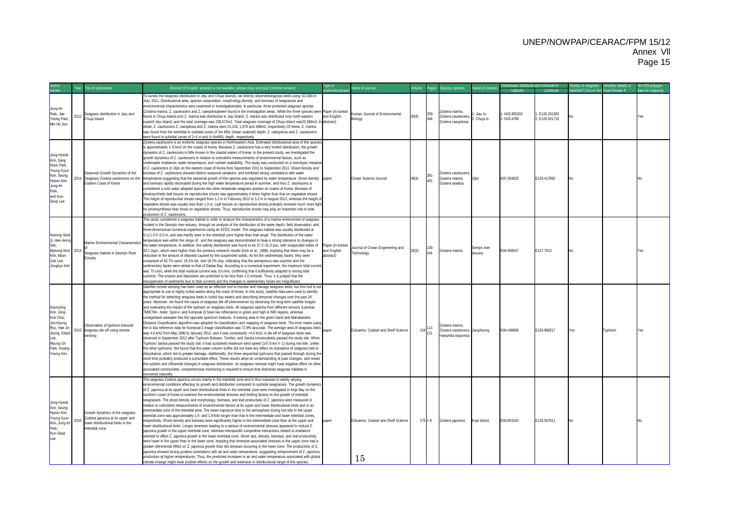| Author names | Year | Title of publication | Abstract (If English abstract is not available, please copy and past Chinese version) | Type of publication(paper | Name of journal | Volume | Pages | Segrass species | Name of location | Coordinates (latitude and longitude in | | Threats of seagrass reported? (Yes or No) | Describe details of those threats if | Are GIS polygon data for mapping |
|---|---|---|---|---|---|---|---|---|---|---|---|---|---|---|
| | | | | | | | | | | Latitude | Longitude | | | |
| Jung-Im Park, Jae-Yeong Park, Min Ho Son | 2012 | Seagrass distribution in Jeju and Chuja Island | To survey the seagrass distribution in Jeju and Chuja Islands, we directly observedseagrass beds using SCUBA in July, 2011. Distributional area, species composition, morphology,density, and biomass of seagrasses and environmental characteristics were examined in investigationsites. In particular, three protected seagrass species (Zostera marina, Z. caulescens and Z. caespitosa)were found in the investigation areas. While the three species were found in Chuja Island,only Z. marina was distributed in Jeju Island. Z. marina was distributed only north-eastern coastof Jeju Island, and the total coverage was 238,572m2. Total seagrass coverage of Chuja Island was23,584m2. In detail, Z. caulescens Z. caespitosa and Z. marina were 21,216, 1,870 and 498m2, respectively.Of these, Z. marina was found from the intertidal to subtidal zones of 5m MSL (mean sealevel) depth. Z. caespitosa and Z. caulescens were found in subtidal zones of 3~4 m and 4~6mMSL depth, respectively. | Paper (in korean and English abstract) | Korean Journal of Environmental Biology | 30(4) | 339-348 | Zostera marina, Zostera caulescens, Zostera caespitosa | 1. Jeju Is. 2. Chuja Is. | 1. N33.955203 2. N33.4786 | 1. E126.331383 2. E126.921719 | No | | Yes |
| Jong-Hyeob Kim, Sang Hoon Park, Young Kyun Kim, Seung Hyeon Kim, Jung-Im Park, and Kun-Seop Lee | 2014 | Seasonal Growth Dynamics of the Seagrass Zostera caulescens on the Eastern Coast of Korea | Zostera caulescens is an endemic seagrass species in Northeastern Asia. Estimated distributional area of this species is approximately 1–5 km2 on the coasts of Korea. Because Z. caulescens has a very limited distribution, the growth dynamics of Z. caulescens is little known in the coastal waters of Korea. In the present study, we investigated the growth dynamics of Z. caulescens in relation to coincident measurements of environmental factors, such as underwater irradiance, water temperature, and nutrient availability. The study was conducted on a monotypic meadow of Z. caulescens in Uljin on the eastern coast of Korea from September 2011 to September 2012. Shoot density and biomass of Z. caulescens showed distinct seasonal variations, and exhibited strong correlations with water temperature suggesting that the seasonal growth of this species was regulated by water temperature. Shoot density and biomass rapidly decreased during the high water temperature period in summer, and thus Z. caulescens is considered a cold water adapted species like other temperate seagrass species on coasts of Korea. Biomass of photosynthetic leaf tissues on reproductive shoots was approximately 4 times higher than that on vegetative shoots. The height of reproductive shoots ranged from 1.2 m in February 2012 to 3.2 m in August 2012, whereas the height of vegetative shoots was usually less than 1.0 m. Leaf tissues on reproductive shoots probably received much more light for photosynthesis than those on vegetative shoots. Thus, reproductive shoots may play an important role in total production of Z. caulescens. | paper | Ocean Science Journal | 49(4) | 391-402 | Zostera caulescens, Zostera marina, Zostera asiatica | Uljin | N37.054825 | E129.417992 | No | | No |
| Hyeong-Seok Ji, Hee-Jeong Seo, Myeong-Won Kim, Moon Ock Lee, Jongkyu Kim | 2014 | Marine Environmental Characteristics of Seagrass Habitat in Seomjin River Estuary | This study considered a seagrass habitat in order to analyze the characteristics of a marine environment of seagrass located in the Seomjin river estuary, through an analysis of the distribution of the water depth, field observation, and three-dimensional numerical experiments using an EFDC model. The seagrass habitat was usually distributed at D.L(-) 0.5~0.0 m, and was hardly seen in the intertidal zone higher than that range. The distribution of the water temperature was within the range of , and the seagrass was demonstrated to have a strong tolerance to changes in the water temperature. In addition, the salinity distribution was found to be 27.2~31.0 psu, with suspended solids of 32.1 mg/L, which were higher than the previous research results (Huh et al., 1998), implying that there may be a reduction in the amount of deposits caused by the suspended solids. As for the sedimentary facies, they were comprised of 62.7% sand, 19.1% silt, and 18.2% clay, indicating that the arenaceous was superior and the sedimentary facies were similar to that of Dadae Bay. According to a numerical experiment, the maximum tidal current was 75 cm/s, while the tidal residual current was 10 cm/s, confirming that it sufficiently adapted to strong tidal currents. The erosion and deposition are predicted to be less than 1.0 cm/year. Thus, it is judged that the resuspension of sediments due to tidal currents and the changes in sedimentary facies are insignificant. | Paper (in korean and English abstract) | Journal of Ocean Engineering and Technology | 28(3) | 236-244 | Zostera marina | Semjin river estuary | N34.909547 | E127.7913 | No | | Yes |
| Keunyong Kim, Jong-Kuk Choi, Joo-Hyung Ryu, Hae Jin Jeong, Kitack Lee, Myung Gil Park, Kwang Young Kim | 2015 | Observation of typhoon-induced seagrass die-off using remote sensing | Satellite remote sensing has been used as an effective tool to monitor and manage seagrass beds, but this tool is not appropriate to use in highly turbid waters along the coast of Korea. In this study, satellite data were used to identify the method for detecting seagrass beds in turbid bay waters and describing temporal changes over the past 24 years. Moreover, we found the cause of seagrass die-off phenomenon by observing the long-term satellite images and evaluating the impact of the typhoon on seagrass beds. All seagrass spectra from different sensors (Landsat TM/ETM+, Aster, Spot-4, and Kompsat-2) have low reflectance in green and high in NIR regions, whereas unvegetated seawater has the opposite spectrum features. A training area in the green band and Mahalanobis Distance Classification algorithm was adopted for classification and mapping of seagrass beds. The error matrix using the in situ reference data for Kompsat-2 image classification was 72.9% accurate. The average area of seagrass beds was 4.6 km2 from May 1990 to January 2012, and it was consistently >4.0 km2. A die-off of seagrass beds was observed in September 2012 after Typhoon Bolaven, Tembin, and Sanba consecutively passed the study site. When Typhoon Sanba passed the study site, it had sustained maximum wind speed (147.6 km h−1) during low tide, unlike the other typhoons. We found that the water column buffer did not have any effect on resistance of seagrass bed to disturbance, which led to greater damage. Additionally, the three sequential typhoons that passed through during the short time probably produced a cumulative effect. These results allow an understanding of past changes, and reveal the sudden and influential changes in seagrass distribution. As seagrass removal might have negative effect on other associated communities, comprehensive monitoring is required to ensure that disturbed seagrass habitats is recovered naturally. | paper | Estuarine, Coastal and Shelf Science | 154 | 111-121 | Zostera marina, Zostera caulescens, Halophila nipponica | Jangheung | N34.436806 | E126.906517 | Yes | Typhoon | Yes |
| Jong-Hyeob Kim, Seung Hyeon Kim, Young Kyun Kim, Jung-Im Park, Kun-Seop Lee | 2016 | Growth dynamics of the seagrass Zostera japonica at its upper and lower distributional limits in the intertidal zone | The seagrass Zostera japonica occurs mainly in the intertidal zone and is thus exposed to widely varying environmental conditions affecting its growth and distribution compared to subtidal seagrasses. The growth dynamics of Z. japonica at its upper and lower distributional limits in the intertidal zone were investigated in Koje Bay on the southern coast of Korea to examine the environmental stresses and limiting factors on the growth of intertidal seagrasses. The shoot density and morphology, biomass, and leaf productivity of Z. japonica were measured in relation to coincident measurements of environmental factors at its upper and lower distributional limits and in an intermediate zone of the intertidal area. The mean exposure time to the atmosphere during low tide in the upper intertidal zone was approximately 1.5- and 1.9-fold longer than that in the intermediate and lower intertidal zones, respectively. Shoot density and biomass were significantly higher in the intermediate zone than at the upper and lower distributional limits. Longer emersion leading to a various of environmental stresses appeared to reduce Z. japonica growth in the upper intertidal zone, whereas interspecific competitive interactions related to irradiance seemed to affect Z. japonica growth in the lower intertidal zone. Shoot size, density, biomass, and leaf productivity were lower in the upper than in the lower zone, implying that emersion-associated stresses in the upper zone had a greater detrimental effect on Z. japonica growth than did stresses occurring in the lower zone. The productivity of Z. japonica showed strong positive correlations with air and water temperature, suggesting enhancement of Z. japonica production at higher temperatures. Thus, the predicted increases in air and water temperature associated with global climate change might have positive effects on the growth and extension in distributional range of this species. | paper | Estuarine, Coastal and Shelf Science | 175 | 1-9 | Zostera japonica | Koje Island | N34.801542 | E128.567911 | No | | No |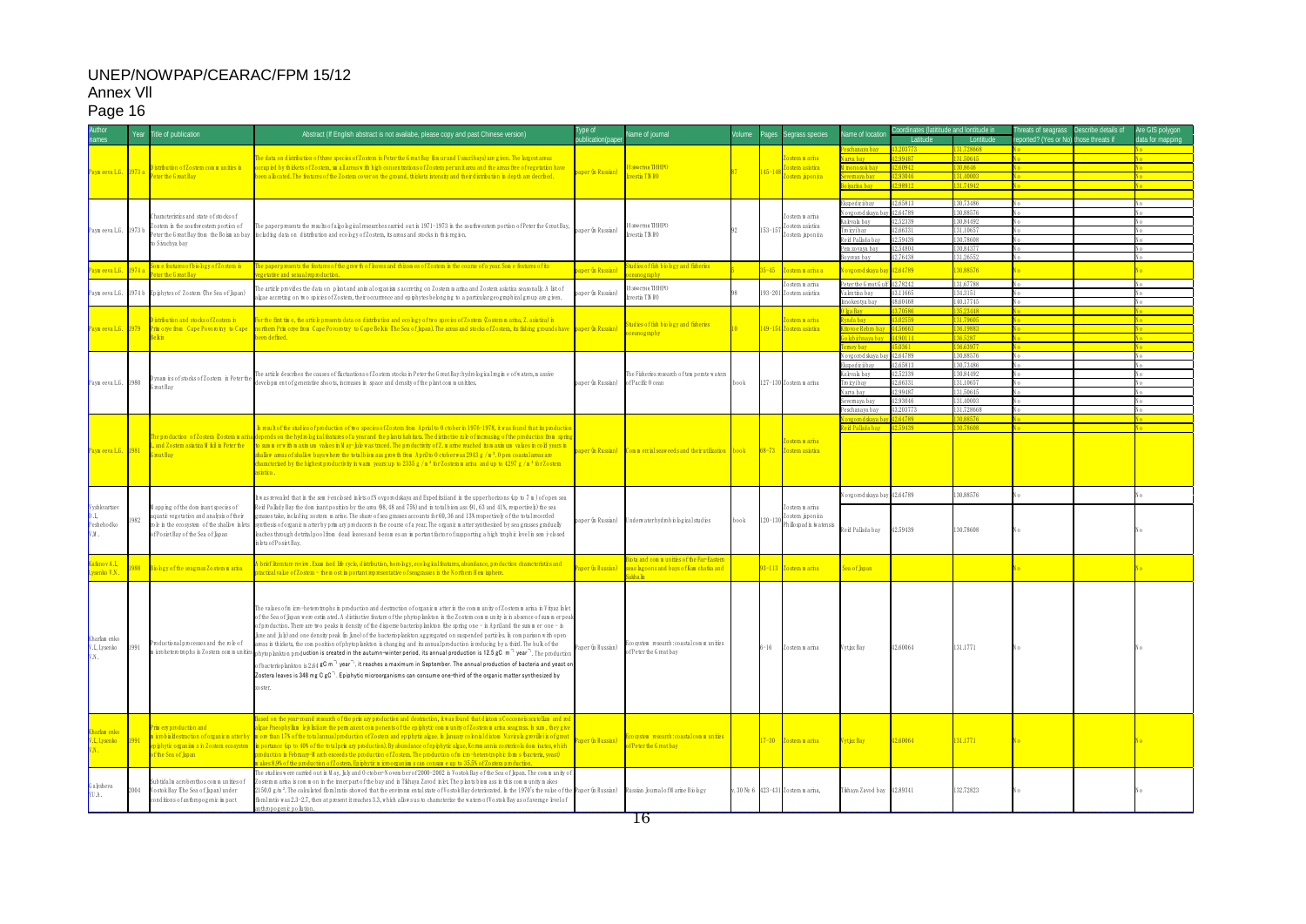UNEP/NOWPAP/CEARAC/FPM 15/12
Annex VII
Page 16

| Author names | Year | Title of publication | Abstract (If English abstract is not availabe, please copy and past Chinese version) | Type of publication(paper | Name of journal | Volume | Pages | Seagrass species | Name of location | Coordinates (latitude and longitude in | | Threats of seagrass reported? (Yes or No) | Describe details of those threats if | Are GIS polygon data for mapping |
|---|---|---|---|---|---|---|---|---|---|---|---|---|---|---|
| | | | | | | | | | | Latitude | Longitude | | | |
| Paymeeva L.G. | 1973 a | Distribution of Zostera communities in Peter the Great Bay | The data on distribution of three species of Zostera in Peter the Great Bay (Amurskiy and Ussuriyskiy bays) are given. The largest areas occupied by thickets of Zostera, as well as with high concentrations of Zostera perennial areas and the areas free of vegetation have been allocated. The features of the Zostera cover on the ground, thickets intensity and their distribution in depth are described. | paper (in Russian) | Известия ТИНРО Izvestia TINRO | 87 | 145-148 | Zostera marina Zostera asiatica Zostera japonica | Peschanaya bay | 43.203773 | 131.728668 | No | | No |
| | | | | | | | | | Narva bay | 42.99487 | 131.50645 | No | | No |
| | | | | | | | | | Minonosok bay | 42.60942 | 130.8646 | No | | No |
| | | | | | | | | | Severnaya bay | 42.93046 | 131.40003 | No | | No |
| | | | | | | | | | Boiyarina bay | 42.98912 | 131.74942 | No | | No |
| Paymeeva L.G. | 1973 b | Characteristics and state of stocks of Zostera in the southwestern portion of Peter the Great Bay from the Boisman bay to Sivuchya bay | The paper presents the results of algological researches carried out in 1971–1973 in the southwestern portion of Peter the Great Bay, including data on distribution and ecology of Zostera, its areas and stocks in this region. | paper (in Russian) | Известия ТИНРО Izvestia TINRO | 92 | 153-157 | Zostera marina Zostera asiatica Zostera japonica | Ekspeditsii bay | 42.65813 | 130.73486 | No | | No |
| | | | | | | | | | Novgorodskaya bay | 42.64789 | 130.88576 | No | | No |
| | | | | | | | | | Kalevala bay | 42.52339 | 130.84492 | No | | No |
| | | | | | | | | | Troitsy bay | 42.66331 | 131.10657 | No | | No |
| | | | | | | | | | Reid Pallada bay | 42.59439 | 130.78608 | No | | No |
| | | | | | | | | | Peris zovaya bay | 42.54804 | 130.84377 | No | | No |
| | | | | | | | | | Boysman bay | 42.76438 | 131.26552 | No | | No |
| Paymeeva L.G. | 1974 a | Some features of biology of Zostera in Peter the Great Bay | The paper presents the features of the growth of leaves and rhizomes of Zostera in the course of a year. Some features of its vegetative and sexual reproduction. | paper (in Russian) | Studies of fish biology and fisheries oceanography | 5 | 35-45 | Zostera marina | Novgorodskaya bay | 42.64789 | 130.88576 | No | | No |
| Paymeeva L.G. | 1974 b | Epiphytes of Zostera (The Sea of Japan) | The article provides the data on plant and animal organisms accreting on Zostera marina and Zostera asiatica seasonally. A list of algae accreting on two species of Zostera, their occurrence and epiphytes belonging to a particular geographical group are given. | paper (in Russian) | Известия ТИНРО Izvestia TINRO | 98 | 193-201 | Zostera marina Zostera asiatica | Peter the Great Gulf | 42.78242 | 131.67788 | No | | No |
| | | | | | | | | | Valentina bay | 43.11665 | 134.3151 | No | | No |
| | | | | | | | | | Innokentya bay | 48.60468 | 140.17745 | No | | No |
| Paymeeva L.G. | 1979 | Distribution and stocks of Zostera in Primorye from Cape Povorotny to Cape Belkin | For the first time, the article presents data on distribution and ecology of two species of Zostera (Zostera marina, Z. asiatica) in northern Primorye from Cape Povorotny to Cape Belkin (The Sea of Japan). The areas and stocks of Zostera, its fishing grounds have been defined. | paper (in Russian) | Studies of fish biology and fisheries oceanography | 10 | 149-154 | Zostera marina Zostera asiatica | Olga Bay | 43.70586 | 135.23448 | No | | No |
| | | | | | | | | | Rynda bay | 43.02559 | 131.79605 | No | | No |
| | | | | | | | | | Kitovoe Rebro bay | 44.56663 | 136.19883 | No | | No |
| | | | | | | | | | Golubichnaya bay | 44.90114 | 136.5287 | No | | No |
| | | | | | | | | | Terney bay | 45.0361 | 136.63977 | No | | No |
| Paymeeva L.G. | 1980 | Dynamics of stocks of Zostera in Peter the Great Bay | The article describes the causes of fluctuations of Zostera stocks in Peter the Great Bay: hydrological regime of waters, massive development of generative shoots, increases in space and density of the plant communities. | paper (in Russian) | The Fisheries research of temperate waters of Pacific Ocean | book | 127-130 | Zostera marina | Novgorodskaya bay | 42.64789 | 130.88576 | No | | No |
| | | | | | | | | | Ekspeditsii bay | 42.65813 | 130.73486 | No | | No |
| | | | | | | | | | Kalevala bay | 42.52339 | 130.84492 | No | | No |
| | | | | | | | | | Troitsy bay | 42.66331 | 131.10657 | No | | No |
| | | | | | | | | | Narva bay | 42.99487 | 131.50645 | No | | No |
| | | | | | | | | | Severnaya bay | 42.93046 | 131.40003 | No | | No |
| | | | | | | | | | Peschanaya bay | 43.203773 | 131.728668 | No | | No |
| Paymeeva L.G. | 1981 | The production of Zostera (Zostera marina L. and Zostera asiatica Miki) in Peter the Great Bay | In result of the studies of production of two species of Zostera from April to October in 1976-1978, it was found that its production depends on the hydrological features of a year and the plants habitats. The distinctive rule of increasing of the production from spring to summer with maximum values in May-July was traced. The productivity of Z. marina reached its maximum values in cold years in shallow areas of shallow bays where the total biomass growth from April to October was 2943 g / m². Open coastal areas are characterized by the highest productivity in warm years: up to 2335 g / m² for Zostera marina and up to 4297 g / m² for Zostera asiatica. | paper (in Russian) | Commercial seaweeds and their utilization | book | 68-73 | Zostera marina Zostera asiatica | Novgorodskaya bay | 42.64789 | 130.88576 | No | | No |
| | | | | | | | | | Reid Pallada bay | 42.59439 | 130.78608 | No | | No |
| Vyshkvartsev D.I., Peshehodko V.M. | 1982 | Mapping of the dominant species of aquatic vegetation and analysis of their role in the ecosystem of the shallow inlets of Posiet Bay of the Sea of Japan | It was revealed that in the semi-enclosed inlets of Novgorodskaya and Expeditsiiand in the upper horizons (up to 7 m) of open sea Reid Pallady Bay the dominant position by the area (98, 68 and 75%) and in total biomass (91, 63 and 41%, respectively) the sea grasses take, including zostera marina. The share of sea grasses accounts for 60, 36 and 13% respectively of the total recorded synthesis of organic matter by primary producers in the course of a year. The organic matter synthesized by sea grasses gradually reaches through detrital pool (from dead leaves and become as an important factor of supporting a high trophic level in semi-closed inlets of Posiet Bay. | paper (in Russian) | Underwater hydrobiological studies | book | 120-130 | Zostera marina Zostera japonica Phyllospadix iwatensis | Novgorodskaya bay | 42.64789 | 130.88576 | No | | No |
| | | | | | | | | | Reid Pallada bay | 42.59439 | 130.78608 | No | | No |
| Kalinov A.L., Lysenko V.N. | 1988 | Biology of the seagrass Zostera marina | A brief literature review. Examined life cycle, distribution, homology, ecological features, abundance, production characteristics and practical value of Zostera – the most important representative of seagrasses in the Northern Hemisphere. | Paper (in Russian) | Biota and communities of the Far-Eastern seas lagoons and bays of Kamchatka and Sakhalin | | 93-113 | Zostera marina | Sea of Japan | | | No | | No |
| Kharlamenko V.I., Lysenko V.N. | 1991 | Productional processes and the role of microheterotrophs in Zostera communities | The values of micro-heterotrophs in production and destruction of organic matter in the community of Zostera marina in Vityaz Inlet of the Sea of Japan were estimated. A distinctive feature of the phytoplankton in the Zostera community is in absence of summer peak of production. There are two peaks in density of the disperse bacterioplankton (the spring one – in April and the summer one – in June and July) and one density peak (in June) of the bacterioplankton aggregated on suspended particles. In comparison with open areas in thickets, the composition of phytoplankton is changing and its annual production is reducing by a third. The bulk of the phytoplankton production is created in the autumn-winter period, its annual production is 12.5 gC m⁻² year⁻¹. The production of bacterioplankton is 2.64 gC m⁻² year⁻¹, it reaches a maximum in September. The annual production of bacteria and yeast on Zostera leaves is 348 mg C gC⁻¹. Epiphytic microorganisms can consume one-third of the organic matter synthesized by zoster. | Paper (in Russian) | Ecosystem research: coastal communities of Peter the Great bay | | 6-16 | Zostera marina | Vytjaz Bay | 42.60064 | 131.1771 | No | | No |
| Kharlamenko V.I., Lysenko V.N. | 1991 | Primary production and microbial destruction of organic matter by epiphytic organisms in Zostera ecosystem of the Sea of Japan | Based on the year-round research of the primary production and destruction, it was found that diatoms Cocconeis scutellum and red algae Pneophyllum lejolisiiare the permanent components of the epiphytic community of Zostera marina seagrass. In sum, they give no more than 17% of the total annual production of Zostera and epiphytic algae. In January colonial diatom Navicula grevillei is of great importance (up to 40% of the total primary production). By abundance of epiphytic algae, Kornmannia zostericola dominates, which production in February-March exceeds the production of Zostera. The production of micro-heterotrophic forms (bacteria, yeast) makes 8.9% of the production of Zostera. Epiphytic microorganisms can consume up to 35.5% of Zostera production. | Paper (in Russian) | Ecosystem research: coastal communities of Peter the Great bay | | 17-30 | Zostera marina | Vytjaz Bay | 42.60064 | 131.1771 | No | | No |
| Galysheva Yu.A. | 2004 | Subtidal macrobenthos communities of Vostok Bay (The Sea of Japan) under conditions of anthropogenic impact | The studies were carried out in May, July and October-November of 2000–2002 in Vostok Bay of the Sea of Japan. The community of Zostera marina is common in the inner part of the bay and in Tikhaya Zavod inlet. The plant biomass in this community makes 2150.0 g/m². The calculated Ilomlimits showed that the environmental state of Vostok Bay deteriorated. In the 1970's the value of the Ilomlimits was 2.3–2.7, then at present it reaches 3.3, which allow us to characterize the waters of Vostok Bay as of average level of anthropogenic pollution. | Paper (in Russian) | Russian Journal of Marine Biology | v. 30 № 6 | 423–431 | Zostera marina, | Tikhaya Zavod bay | 42.89341 | 132.72823 | No | | No |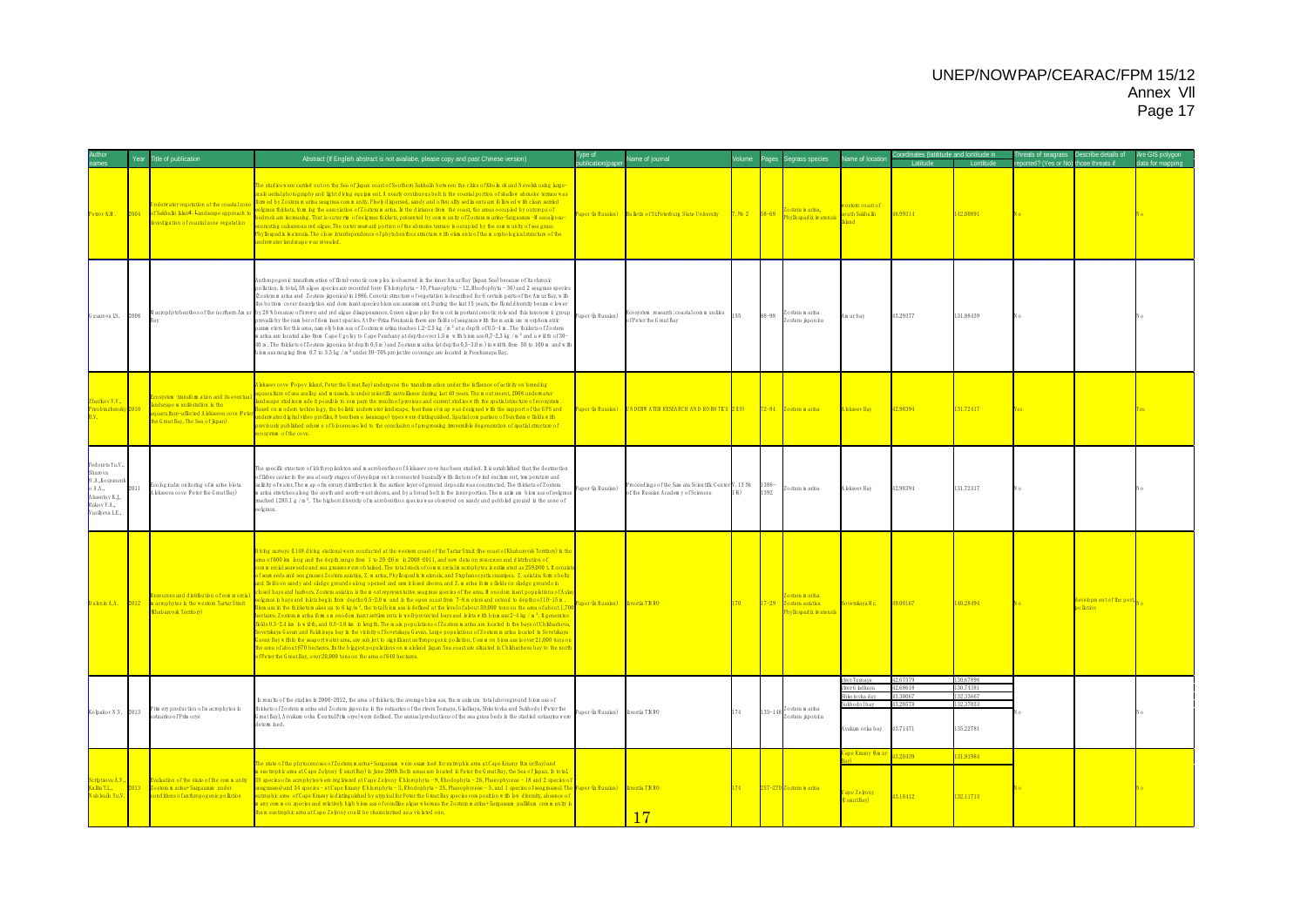| Author names | Year | Title of publication | Abstract (If English abstract is not availabe, please copy and past Chinese version) | Type of publication(paper | Name of journal | Volume | Pages | Segrass species | Name of location | Coordinates (latititude and lontitude in) Latitude | Lontitude | Threats of seagrass reported? (Yes or No) | Describe details of those threats if | Are GIS polygon data for mapping |
|---|---|---|---|---|---|---|---|---|---|---|---|---|---|---|
| Petrov K.M. | 2004 | Underwater vegetation at the coastal zone of Sakhalin Island: Landscape approach to investigation of coastal zone vegetation | The studies were carried out on the Sea of Japan coast of Southern Sakhalin between the cities of Kholmsk and Nevelsk using large-scale aerial photography and light diving equipment. A nearly continuous belt in the coastal portion of shallow abrasive terrace was formed by Zostera marina seagrass community. Finely dispersed, sandy and often silty sediments are followed with clean sorted eelgrass thickets, forming the association of Zostera marina. In the distance from the coast, the areas occupied by outcrops of bedrock are increasing. That is outer rim of eelgrass thickets, presented by community of Zostera marina-Sargassum-Mesoelgrass-encrusting calcareous red algae. The outer seaward portion of the abrasive terrace is occupied by the community of sea grass Phyllospadix iwatensis. The close interdependence of phytobenthos structure with elements of the morphological structure of the underwater landscape was revealed. | Paper (in Russian) | Bulletin of St.Petersburg State University | 7, № 2 | 58-69 | Zostera marina, Phyllospadix iwatensis | western coast of south Sakhalin Island | 46.99114 | 142.00891 | No | | No |
| Gusarova I.S. | 2008 | Macrophytobenthos of the northern Amur Bay | Anthropogenic transformation of floral-cenotic complex is observed in the inner Amur Bay (Japan Sea) because of its chronic pollution. In total, 58 algae species are recorded here (Chlorophyta – 10, Phaeophyta – 12, Rhodophyta – 36) and 2 seagrass species (Zostera marina and Zostera japonica) in 1986. Cenotic structure of vegetation is described for 6 certain parts of the Amur Bay, with the bottom cover description and dominant species biomass assessment. During the last 15 years, the floral diversity became lower by 28 % because of brown and red algae disappearance. Green algae play the most important cenotic role and this taxonomic group prevails by the number of dominant species. At the Peschanyi Peninsula there are fields of seagrass with the maximum optimum parameters for this area, namely biomass of Zostera marina reaches 1.2-2.5 kg/m² at a depth of 0.5–1 m. The thickets of Zostera marina are located also from Cape Ugolny to Cape Peschany at depths over 1.5 m with biomass 0.7-2.3 kg/m² and a width of 30–40 m. The thickets of Zostera japonica (at depth 0.5 m) and Zostera marina (at depths 0.5–3.0 m) in width from 50 to 100 m and with biomass ranging from 0.7 to 3.5 kg/m² under 30–70% projective coverage are located in Peschanaya Bay. | Paper (in Russian) | Ecosystem research: coastal communities of Peter the Great Bay | 155 | 88-98 | Zostera marina, Zostera japonica | Amur bay | 43.29077 | 131.88439 | No | | No |
| Zharikov V.V., Preobrazhensky B.V. | 2010 | Ecosystem transformation and the eventual landscape manifestation in the aquaculture-affected Alekseev cove (Peter the Great Bay, The Sea of Japan) | Alekseev cove (Popov Island, Peter the Great Bay) undergone the transformation under the influence of activity on breeding aquaculture of sea scallop and mussels, is under scientific surveillance during last 40 years. The most recent, 2008 underwater landscape studies made it possible to compare the results of previous and current studies with the spatial structure of ecosystem. Based on modern technology, the holistic underwater landscape, benthos map was designed with the support of the GPS and underwater digital video profiles, 8 benthos (seascape) types were distinguished. Spatial comparison of benthos fields with previously published schemes of biocenoses led to the conclusion of progressing irreversible degeneration of spatial structure of ecosystem of the cove. | Paper (in Russian) | UNDERWATER RESEARCH AND ROBOTICS | 2(10) | 72-84 | Zostera marina | Alekseev Bay | 42.98394 | 131.72417 | Yes | | Yes |
| Fedorets Yu.V., Shanova O.A., Kosyanenko A.A., Aksentov K.I., Rakov V.A., Vasilyeva L.E., | 2011 | Ecological monitoring of marine biota Alekseeva cove (Peter the Great Bay) | The specific structure of ichthyoplankton and macrozoobenthos of Alekseev cove has been studied. It is established that the destruction of fishes caviar in the sea at early stages of development is connected basically with factors of wind excitement, temperature and salinity of water. The map of macrozoobenthos distribution in the surface layer of ground deposits was constructed. The thickets of Zostera marina stretches along the south and south-west shores, and by a broad belt in the inner portion. The maximum biomass of eelgrass reached 1285.1 g/m². The highest diversity of macrozoobenthos species was observed on sandy and pebbled ground in the zone of eelgrass. | Paper (in Russian) | Proceedings of the Samara Scientific Center of the Russian Academy of Sciences | V. 13 № 1(6) | 1386-1392 | Zostera marina | Alekseev Bay | 42.98394 | 131.72417 | No | | No |
| Dulenin A.A. | 2012 | Resources and distribution of commercial macrophytes in the western Tartar Strait (Khabarovsk Territory) | Diving surveys (1148 diving stations) were conducted at the western coast of the Tartar Strait (the coast of Khabarovsk Territory) in the area of 600 km long and the depth range from 1 to 20-25 m in 2008-2011, and new data on resources and distribution of commercial seaweeds and sea grasses were obtained. The total stock of commercial macrophytes is estimated as 259,000 t. It consists of seaweeds and sea grasses Zostera asiatica, Z. marina, Phyllospadix iwatensis, and Stephanocystis crassipes. Z. asiatica forms belts and fields on sandy and sludge grounds along opened and semi-closed shores, and Z. marina forms fields on sludge grounds in closed bays and harbors. Zostera asiatica is the most representative seagrass species of the area. Monodominant populations of Asian eelgrass in bays and inlets begin from depths 0.5–2.0 m and in the open coast from 7–8 m and extend to depths of 10–15 m. Biomass in the thickets ranges up to 6 kg/m², the total biomass is defined at the level of about 50,000 tons on the area of about 1,700 hectares. Zostera marina forms monodominant settlements in well-protected bays and inlets with biomass 2–6 kg/m². Its monocenose fields 0.3–2.4 km in width, and 0.5–3.0 km in length. The main populations of Zostera marina are located in the bays of Chikhacheva, Sovetskaya Gavan and Vanino bay in the vicinity of Sovetskaya Gavan. Large populations of Zostera marina located in Sovetskaya Gavan Bay within the seaport water area, are subject to significant anthropogenic pollution. Common biomass is over 21,000 tons on the area of about 670 hectares. Its the biggest populations on mainland Japan Sea coast are situated in Chikhacheva bay to the north of Peter the Great Bay, over 20,000 tons on the area of 640 hectares. | Paper (in Russian) | Izvestia TINRO | 170 | 17-29 | Zostera marina, Zostera asiatica, Phyllospadix iwatensis | Sovetskaya Bay | 49.00167 | 140.28494 | No | Development of the port, pollution | No |
| Kolpakov N.V. | 2013 | Primary production of macrophytes in estuaries of Primorye | In results of the studies in 2008–2012, the area of thickets, the average biomass, the maximum total aboveground biomass of thickets of Zostera marina and Zostera japonica in the estuaries of the rivers Tesnaya, Gladkaya, Shkotovka and Sukhodol (Peter the Great Bay), Avvakumovka (Central Primorye) were defined. The annual production of the sea grass beds in the studied estuaries were determined. | Paper (in Russian) | Izvestia TINRO | 174 | 135-148 | Zostera marina, Zostera japonica | river Tesnaya<br>river Gladkaya<br>Shkotovka Bay<br>Sukhodol bay<br>Avvakumovka bay | 42.67579<br>42.68618<br>43.30067<br>43.20578<br>43.71471 | 130.67998<br>130.74381<br>132.35667<br>132.37033<br>135.22781 | No | | No |
| Skriptsova A.V., Kalita T.L., Nabivailo Yu.V. | 2013 | Evaluation of the state of the community Zostera marina+Sargassum under conditions of anthropogenic pollution | The state of the phytocenoses of Zostera marina+Sargassum were examined for polyeutrophic area at Cape Kmeny (Amur Bay) and mesotrophic area at Cape Zelyony (Ussuri Bay) in June 2009. Both areas are located in Peter the Great Bay, the Sea of Japan. In total, 55 species of macrophytes were registered at Cape Zelyony (Chlorophyta – 9, Rhodophyta – 26, Phaeophyceae – 18 and 2 species of seagrasses) and 34 species – at Cape Kmeny (Chlorophyta – 5, Rhodophyta – 25, Phaeophyceae – 3, and 1 species of seagrasses). The eutrophic area of Cape Kmeny is distinguished by atypical for Peter the Great Bay species composition with low diversity, absence of many common species and relatively high biomass of corralline algae whereas the Zostera marina+Sargassum pallidum community in the mesotrophic area at Cape Zelyony could be characterized as a violated one. | Paper (in Russian) | Izvestia TINRO | 174 | 257-270 | Zostera marina | Cape Kmeny (Amur Bay)<br>Cape Zelyony (Ussuri Bay) | 43.20439<br>43.18412 | 131.91984<br>132.11713 | | | |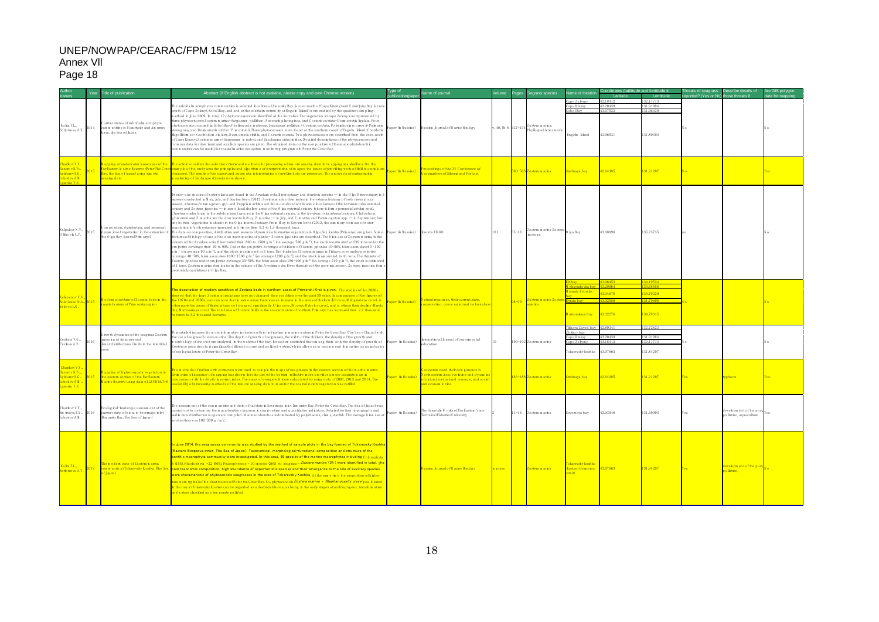| Author names | Year | Title of publication | Abstract (If English abstract is not avaliabe, please copy and past Chinese version) | Type of publication(paper) | Name of journal | Volume | Pages | Segrass species | Name of location | Coordinates (latititude and longitude in) Latitude | Longitude | Threats of seagrass reported? (Yes or No) | Describe details of those threats if | Are GIS polygon data for mapping |
|---|---|---|---|---|---|---|---|---|---|---|---|---|---|---|
| Kalita T.L., Scriptsova A.V. | 2014 | Current status of subtidal macrophyte communities in Ussuriysky and Amursky bays, the Sea of Japan | The subtidal macrophyte communities in selected localities of Amursky Bay (a cove south of Cape Krasny) and Ussuriysky Bay (a cove south of Cape Zelyony, Sobol Bay, and at the southern extremity of Engelm Island) were studied by the quadrat sampling method in June 2009. In total 112 phytocenoses were identified at the four sites. The vegetation at cape Zelony was represented by three phytocenoses: Zostera marina+Sargassum pallidum, Punctaria plantaginea, and Costaria costata+Desmarestia ligulata. Four phytocenoses occurred in Sobol Bay: Phyllospadix iwatensis, Sargassum pallidum+Costaria costata, Polysiphonia morrowii+Palmaria stenogona, and Desmarestia viridis+P. morrowii. Three phytocenoses were found at the southern coast of Engelm Island: Chordaria flagelliformis+Neorhodomela larix, Desmarestia viridis, and Costaria costata. Two phytocenoses were described from the cove south of Cape Krasny: Zostera marina+Sargassum miyabei, and Saccharina cichorioides. Detailed descriptions of the phytocenoses and biomass data for dominant and auxiliary species are given. The obtained data on the composition of the macrophytobenthic communities can be useful for coastal marine ecosystem monitoring programs in Peter the Great Bay. | Paper (in Russian) | Russian Journal of Marine Biology | v. 40, № 6 | 427-434 | Zostera marina, Phyllospadix iwatensis | Cape Zelyony<br>Cape Krasny<br>Sobol Bay<br>Engelm Island | 43.18412<br>43.20439<br>43.07522<br>42.96531 | 132.11713<br>131.91984<br>131.96429<br>131.80492 | No | | No |
| Zharikov V.V., Bazarov K.Yu., Egidarev E.G., Lebedev A.M., Lysenko V.N. | 2015 | Mapping of underwater landscapes of the Far Eastern Marine Reserve (Peter The Great Bay, the Sea of Japan) using remote sensing data | The article considers the selection criteria and methods for processing of remote sensing data from applying sea shallows. On the example of the study area the principles and algorithms of interpretation of images, the issues of providing work of field materials are discussed. The results of the expert and automatic interpretation of satellite data are presented. The prospects of cartographic monitoring of landscape diversity were shown. | Paper (in Russian) | Proceedings of the XV Conference of Geographers of Siberia and Far East | | 500-503 | Zostera marina | Srednaya bay | 42.64385 | 131.21207 | No | | Yes |
| Kolpakov N.V., Milovankin P.G. | 2015 | Composition, distribution, and seasonal dynamics of vegetation in the estuaries of the Olga Bay (central Primorye) | Twenty-one species of water plants are found in the Avvakumovka River estuary and fourteen species — in the Olga River estuary in 3 surveys conducted in May, July, and September of 2012. Zostera marina dominates in the external estuary of both rivers in any season, whereas Potamogeton spp. and Ruppia maritima are the most abundant in some local areas of the Avvakumovka external estuary and Zostera japonica — in some local shallow areas of the Olga external estuary (where it forms a perennial settlements). Charales algae (*** in the subdominant species in the Olga external estuary. In the Avvakumovka internal estuary, Cladophora glomerata and Z. marina are the dominants in May, Z. marina — in July, and Z. marina and Potamogeton spp. — in September; but any bottom vegetation is absent in the Olga internal estuary from May to September of 2012, the summary biomass of water vegetation in both estuaries increased in 5 times from 0.3 to 1.5 thousand tons. The data on composition, distribution and seasonal dynamics of estuarine vegetation in Olga Bay (central Primorye) are given. Some features of biology of one of the dominant species of plants – Zostera japonica are described. The biomass of Zostera marina in the estuary of the Avvakumovka River varied from 800 to 1500 g/m² (on average 700 g/m²), the stock is estimated at 239 tons under the projective coverage from 20 to 90%. Under the projective coverage of thickets of Zostera japonica 10–50%, biomass is 60–120 g/m² (on average 90 g/m²), and the stock is estimated at 3 tons. The thickets of Zostera marina in Tikhaya cove under projective coverage 40–70%, biomass is 1000–1500 g/m² (on average 1200 g/m²), and the stock is amounted to 41 tons. The thickets of Zostera japonica under projective coverage 20–50%, biomass is 180–400 g/m² (on average 210 g/m²), the stock is estimated at 1 tone. Zostera marina dominates in the estuary of the Avvakumovka River throughout the growing season. Zostera japonica forms perennial populations in Olga Bay. | Paper (in Russian) | Izvestia TINRO | 181 | 35-48 | Zostera marina Zostera japonica | Olga Bay | 43.68696 | 135.23735 | no | | No |
| Kalepanov V.V., Sokolenko D.A., Sedova L.G. | 2015 | Modern condition of Zostera beds in the coastal waters of Primorsky region | The description of modern condition of Zostera beds in northern coast of Primorski Krai is given. The studies of the 2000s showed that the large Zostera populations have not changed their condition over the past 30 years. In comparison of the figures of the 1970s and 2000s, one can note that in some areas there was an increase in the areas of thickets (Kit cove, Milogradovo cove), in other parts the areas of thickets have not changed significantly (Olga cove, Moryak-Rybolov cove), and in others there decline (Ryoda Bay, Matrosskaya cove). The total area of Zostera fields in the coastal waters of northern Primorye has increased from 2.2 thousand hectares to 3.2 thousand hectares. | Paper (in Russian) | Natural resources, their current state, conservation, commercial and technical use | | 98-99 | Zostera marina Zostera asiatica | Kit bay<br>Milogradovka bay<br>Moryak-Rybolov bay<br>Ryoda bay<br>Matrosskaya bay | 43.06453<br>43.29064<br>43.34678<br>43.02559<br>43.32276 | 134.19534<br>134.69559<br>134.79229<br>131.79666<br>134.78315 | No | | No |
| Zemlina Y.G., Pavlova A.V. | 2016 | Growth dynamics of the seagrass Zostera japonica at its upper and lower distributional limits in the intertidal zone | This article discusses the most informative indicators of bio-indication in marine waters in Peter the Great Bay (The Sea of Japan) with the use of seagrass Zostera marina. The depth of growth of seagrasses, the width of the thickets, the density of the growth and morphology of shoots were analyzed in the waters of the bay. It was demonstrated that among them only the density of growth of Zostera marina shoots is significantly different in pure and polluted waters, which allows us to recommend this option as an indicator of ecological state of Peter the Great Bay. | Paper (in Russian) | International Journal of experimental education | 10 | 190-192 | Zostera marina | Tikhaya Zavod bay<br>Zhitkov bay<br>Cape Krasny<br>Cape Zelyony<br>Tokarevsky koshka | 42.89341<br><br>43.20439<br>43.18412<br>43.07663 | 132.72823<br><br>131.91984<br>132.11713<br>131.84297 | No | | No |
| Zharikov V.V., Bazarov K.Yu., Egidarev E.G., Lebedev A.M., Lysenko V.N. | 2015 | Mapping of higher aquatic vegetation in the eastern section of the Far Eastern Marine Reserve using data of LANDSAT-8 | Two methods of radiometric correction were used to compile the map of seagrasses in the eastern section of the marine reserve. Estimation of accuracy of mapping has shown that the use of the bottom reflective index provides a more accurate map in comparison with the depth-invariant index. The areas of overgrowth were calculated by using data of 2001, 2013 and 2014. The availability of processing methods of the remote sensing data to monitor the coastal waters vegetation was verified. | Paper (in Russian) | Geosystems and their components in Northeastern Asia: evolution and dynamics of natural, natural resource, and social and economic ties. | | 183-188 | Zostera marina | Srednaya bay | 42.64385 | 131.21207 | Yes | typhoon | Yes |
| Zharikov V.V., Smirnova E.V., Lebedev A.M. | 2016 | Ecological-landscape assessment of the current state of biota in Severnaya inlet (Amursky Bay, The Sea of Japan) | The assessment of the communities and state of habitats in Severnaya inlet (Amursky Bay, Peter the Great Bay, The Sea of Japan) was carried out to determine the macrozoobenthos taxonomic composition and quantitative indicators. Detailed bottom topography and sediments distribution maps were compiled. Macrozoobenthos is dominated by polychaetes, clams, starfish. The average biomass of zoobenthos was 100–300 g/m 2. | Paper (in Russian) | The Scientific Works of Far Eastern State Technical Fisheries University | 2 | 11-16 | Zostera marina | Severnaya bay | 42.93046 | 131.40003 | Yes | development of the port, pollution, aquaculture | Yes |
| Kalita T.L., Scriptsova A.V. | 2017 | The modern state of Zostera marina community at Tokarevsky Koshka (The Sea of Japan) | In June 2014, the seagrasses community was studied by the method of sample plots in the bay formed of Tokarevsky Koshka (Eastern Bosporus strait, The Sea of Japan). Taxonomical, morphological-functional composition and structure of the benthic macrophyte community were investigated. In this area, 39 species of the marine macrophytes including Chlorophyta 6 (15%), Rhodophyta -22 (56%), Phaeophyceae - 10 species (26%) и 1 seagrass - *Zostera marina* (3%) were identified in total. The poor taxonomic composition, high abundance of opportunistic species and their emergence to the role of auxiliary species were characteristic of phytocenosis seagrasses in the area of Tokarevsky Koshka. At the same time the proportion of higher taxa were typical of the clear waters of Peter the Great Bay. So, phytocenosis *Zostera marina* + *Stephanocystis crassipes*, located in the bay at Tokarevsky Koshka can be regarded as a destroyable one, as being in the early stages of anthropogenic transformation and waters classified as a mesopolluted. | | Russian Journal of Marine Biology | in press | | Zostera marina | Tokarevsky koshka (Eastern Bosporus strait) | 43.07663 | 131.84297 | Yes | development of the port, pollution. | No |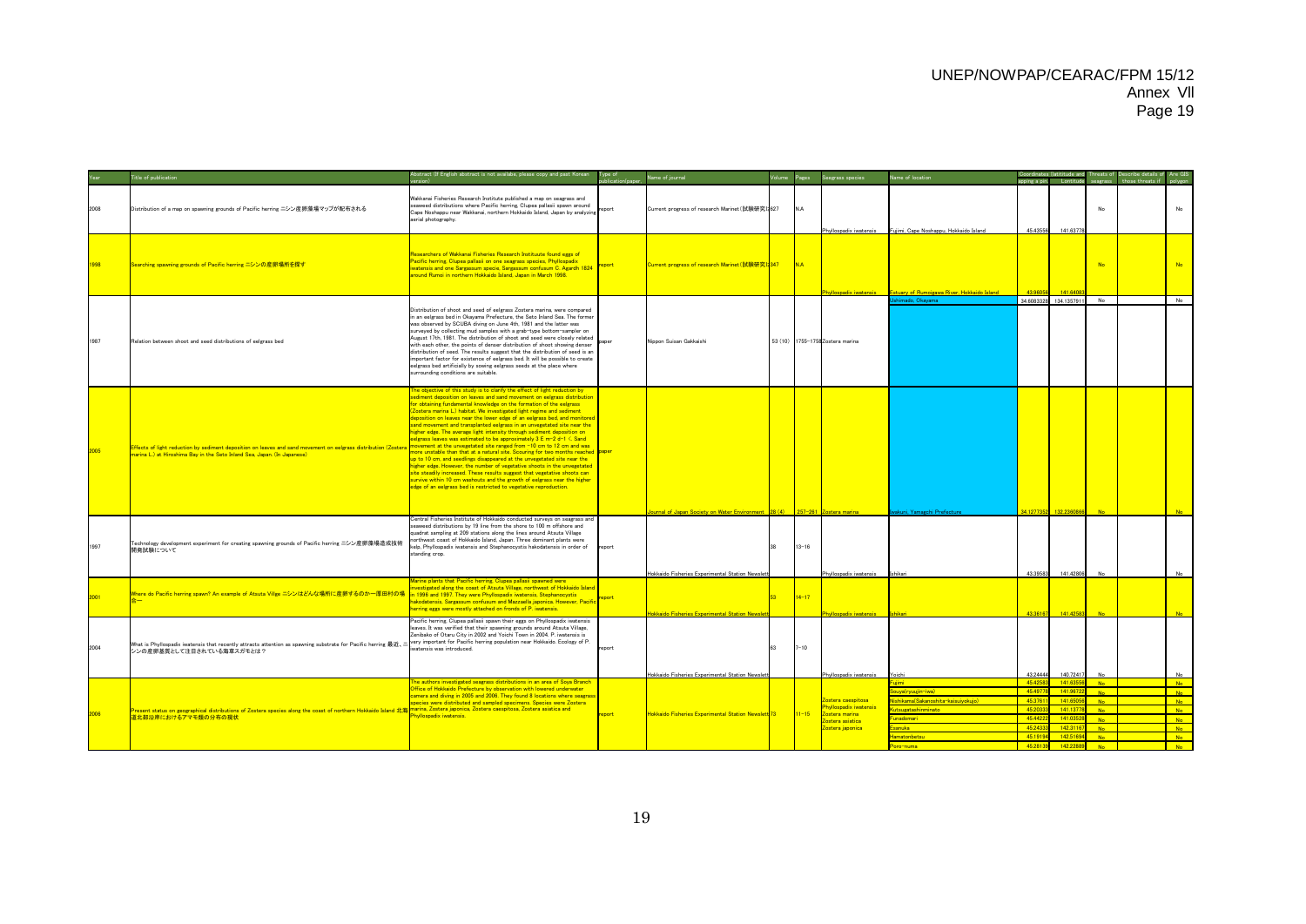| Year | Title of publication | Abstract (If English abstract is not available, please copy and past Korean version) | Type of publication(paper, | Name of journal | Volume | Pages | Seagrass species | Name of location | Coordinates (latititude and lapping a pin) | Longitude | Threats of seagrass | Describe details of those threats if | Are GIS polygon |
|---|---|---|---|---|---|---|---|---|---|---|---|---|---|
| 2008 | Distribution of a map on spawning grounds of Pacific herring ニシン産卵藻場マップが配布される | Wakkanai Fisheries Research Institute published a map on seagrass and seaweed distributions where Pacific herring, Clupea pallasii spawn around Cape Noshappu near Wakkanai, northern Hokkaido Island, Japan by analyzing aerial photography. | report | Current progress of research Marinet(試験研究は627 | | N.A | Phyllospadix iwatensis | Fujimi, Cape Noshappu, Hokkaido Island | 45.43556 | 141.63778 | No | | No |
| 1998 | Searching spawning grounds of Pacific herring ニシンの産卵場所を探す | Researchers of Wakkanai Fisheries Research Instituute found eggs of Pacific herring, Clupea pallasi on one seagrass species, Phyllospadix iwatensis and one Sargassum specie, Sargassum confusum C. Agardh 1824 around Rumoi in northern Hokkaido Island, Japan in March 1998. | report | Current progress of research Marinet(試験研究は347 | | N.A | Phyllospadix iwatensis | Estuary of Rumoigawa River, Hokkaido Island | 43.96056 | 141.64083 | No | | No |
| 1987 | Relation between shoot and seed distributions of eelgrass bed | Distribution of shoot and seed of eelgrass Zostera marina, were compared in an eelgrass bed in Okayama Prefecture, the Seto Inland Sea. The former was observed by SCUBA diving on June 4th, 1981 and the latter was surveyed by collecting mud samples with a grab-type bottom-sampler on August 17th, 1981. The distribution of shoot and seed were closely related with each other, the points of denser distribution of shoot showing denser distribution of seed. The results suggest that the distribution of seed is an important factor for existence of eelgrass bed. It will be possible to create eelgrass bed artificially by sowing eelgrass seeds at the place where surrounding conditions are suitable. | paper | Nippon Suisan Gakkaishi | 53 (10) | 1755-1758 | Zostera marina | Ushimado, Okayama | 34.6083328 | 134.1357911 | No | | No |
| 2005 | Effects of light reduction by sediment deposition on leaves and sand movement on eelgrass distribution (Zostera marina L.) at Hiroshima Bay in the Seto Inland Sea, Japan. (In Japanese) | The objective of this study is to clarify the effect of light reduction by sediment deposition on leaves and sand movement on eelgrass distribution for obtaining fundamental knowledge on the formation of the eelgrass (Zostera marina L.) habitat. We investigated light regime and sediment deposition on leaves near the lower edge of an eelgrass bed, and monitored sand movement and transplanted eelgrass in an unvegetated site near the higher edge. The average light intensity through sediment deposition on eelgrass leaves was estimated to be approximately 3 E m-2 d-1 <. Sand movement at the unvegetated site ranged from -10 cm to 12 cm and was more unstable than that at a natural site. Scouring for two months reached up to 10 cm, and seedlings disappeared at the unvegetated site near the higher edge. However, the number of vegetative shoots in the unvegetated site steadily increased. These results suggest that vegetative shoots can survive within 10 cm washouts and the growth of eelgrass near the higher edge of an eelgrass bed is restricted to vegetative reproduction. | paper | Journal of Japan Society on Water Environment | 28 (4) | 257-261 | Zostera marina | Iwakuni, Yamaguchi Prefecture | 34.1277352 | 132.2340866 | No | | No |
| 1997 | Technology development experiment for creating spawning grounds of Pacific herring ニシン産卵藻場造成技術開発試験について | Central Fisheries Institute of Hokkaido conducted surveys on seagrass and seaweed distributions by 19 line from the shore to 100 m offshore and quadrat sampling at 209 stations along the lines around Atsuta Village northwest coast of Hokkaido Island, Japan. Three dominant plants were kelp, Phyllospadix iwatensis and Stephanocystis hakodatensis in order of standing crop. | report | Hokkaido Fisheries Experimental Station Newslett | 38 | 13-16 | Phyllospadix iwatensis | Ishikari | 43.39583 | 141.42806 | No | | No |
| 2001 | Where do Pacific herring spawn? An example of Atsuta Vilige ニシンはどんな場所に産卵するのか－厚田村の場合－ | Marine plants that Pacific herring, Clupea pallasii spawned were investigated along the coast of Atsuta Village, northwest of Hokkaido Island in 1996 and 1997. They were Phyllospadix iwatensis, Stephanocystis hakodatensis, Sargassum confusum and Mazzaella japonica. However, Pacific herring eggs were mostly attached on fronds of P. iwatensis. | report | Hokkaido Fisheries Experimental Station Newslett | 53 | 14-17 | Phyllospadix iwatensis | Ishikari | 43.36167 | 141.42583 | No | | No |
| 2004 | What is Phyllospadix iwatensis that recently attracts attention as spawning substrate for Pacific herring 最近、ニシンの産卵基質として注目されている海草スガモとは？ | Pacific herring, Clupea pallasii spawn their eggs on Phyllospadix iwatensis leaves. It was verified that their spawning grounds around Atsuta Village, Zenibako of Otaru City in 2002 and Yoichi Town in 2004. P. iwatensis is very important for Pacific herring population near Hokkaido. Ecology of P. iwatensis was introduced. | report | Hokkaido Fisheries Experimental Station Newslett | 63 | 7-10 | Phyllospadix iwatensis | Yoichi | 43.24444 | 140.72417 | No | | No |
| 2006 | Present status on geographical distributions of Zostera species along the coast of northern Hokkaido Island 北海道北部沿岸におけるアマモ類の分布の現状 | The authors investigated seagrass distributions in an area of Soya Branch Office of Hokkaido Prefecture by observation with lowered underwater camera and diving in 2005 and 2006. They found 8 locations where seagrass species were distributed and sampled specimens. Species were Zostera marina, Zostera japonica, Zostera caespitosa, Zostera asiatica and Phyllospadix iwatensis. | report | Hokkaido Fisheries Experimental Station Newslett | 73 | 11-15 | Zostera caespitosa<br>Phyllospadix iwatensis<br>Zostera marina<br>Zostera asiatica<br>Zostera japonica | Fujimi | 45.42583 | 141.63556 | No | | No |
| | | | | | | | | Souya(ryuujin-iwa) | 45.49778 | 141.96722 | No | | No |
| | | | | | | | | Nishikama(Sakanoshita-kaisuiyokujo) | 45.37611 | 141.65056 | No | | No |
| | | | | | | | | Kutsugatashinminato | 45.20333 | 141.13778 | No | | No |
| | | | | | | | | Funadomari | 45.44222 | 141.03528 | No | | No |
| | | | | | | | | Esanuka | 45.24333 | 142.31167 | No | | No |
| | | | | | | | | Hamatonbetsu | 45.18194 | 142.51694 | No | | No |
| | | | | | | | | Poro-numa | 45.28139 | 142.22889 | No | | No |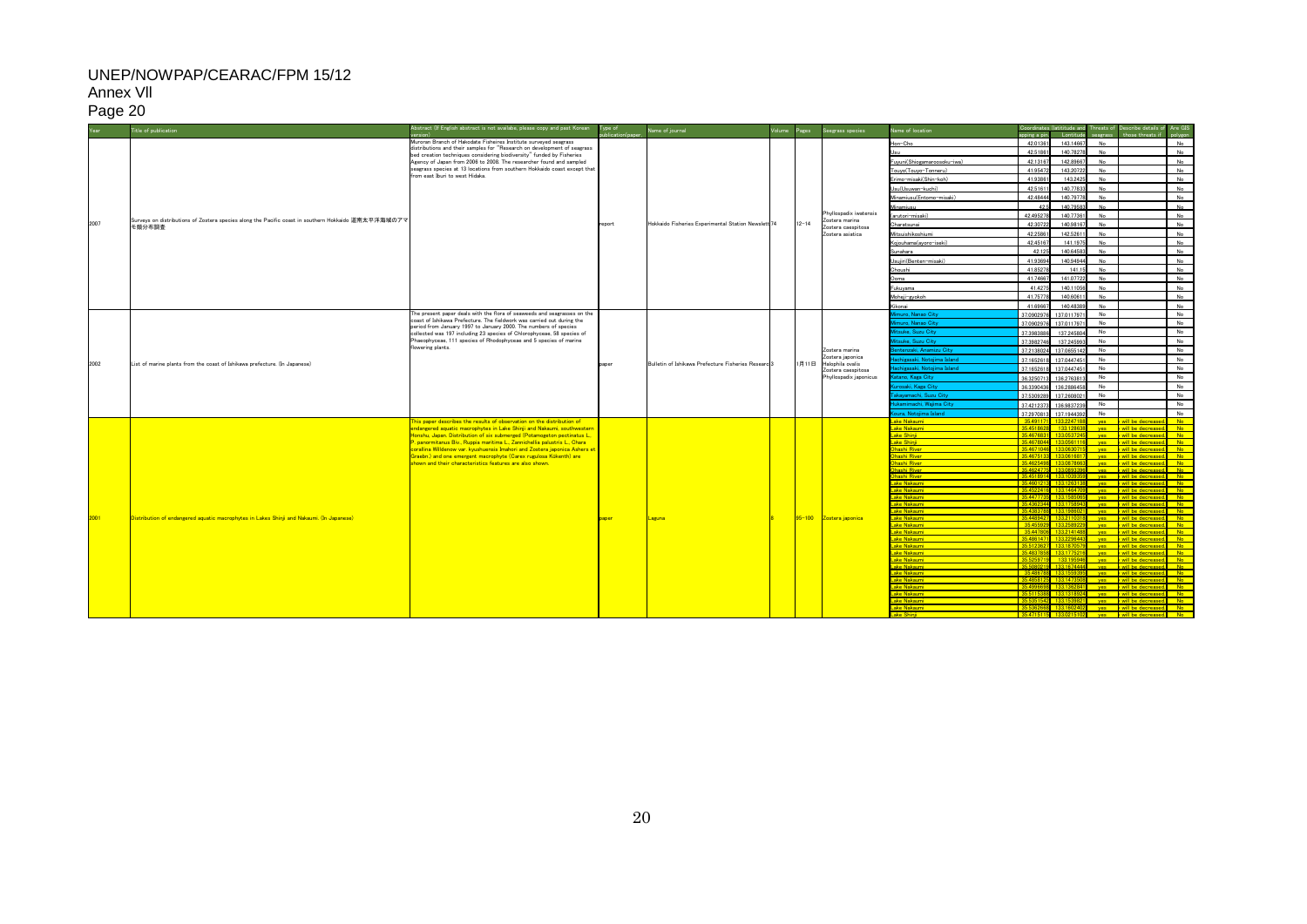UNEP/NOWPAP/CEARAC/FPM 15/12
Annex VII

| Year | Title of publication | Abstract (If English abstract is not available, please copy and past Korean version) | Type of publication(paper, | Name of journal | Volume | Pages | Seagrass species | Name of location | Coordinates (latitude and | Longitude | Threats of seagrass | Describe details of those threats if | Are GIS polygon |
|---|---|---|---|---|---|---|---|---|---|---|---|---|---|
| 2007 | Surveys on distributions of Zostera species along the Pacific coast in southern Hokkaido 道南太平洋海域のアマモ類分布調査 | Muroran Branch of Hakodate Fisheries Institute surveyed seagrass distributions and their samples for "Research on development of seagrass bed creation techniques considering biodiversity" funded by Fisheries Agency of Japan from 2006 to 2008. The researcher found and sampled seagrass species at 13 locations from southern Hokkaido coast except that from east Iburi to west Hidaka. | report | Hokkaido Fisheries Experimental Station Newslett | 74 | 12-14 | Phyllospadix iwatensis Zostera marina Zostera caespitosa Zostera asiatica | Hon-Cho | 42.01361 | 143.14667 | No | | No |
| | | | | | | | | Usu | 42.51861 | 140.78278 | No | | No |
| | | | | | | | | Fuyuni(Shiogamaroosoku-iwa) | 42.13167 | 142.89667 | No | | No |
| | | | | | | | | Touyo(Touyo-Tonneru) | 41.95472 | 143.20722 | No | | No |
| | | | | | | | | Erimo-misaki(Shin-koh) | 41.93861 | 143.2425 | No | | No |
| | | | | | | | | Usu(Usuwan-kuchi) | 42.51611 | 140.77833 | No | | No |
| | | | | | | | | Minamiusu(Entomo-misaki) | 42.48444 | 140.79778 | No | | No |
| | | | | | | | | Minamiusu | 42.5 | 140.79583 | No | | No |
| | | | | | | | | Tarutori-misaki) | 42.495278 | 140.77361 | No | | No |
| | | | | | | | | Charatsunai | 42.30722 | 140.98167 | No | | No |
| | | | | | | | | Mitsuishikoshiumi | 42.25861 | 142.52611 | No | | No |
| | | | | | | | | Kojouhama(ayoro-iseki) | 42.45167 | 141.1975 | No | | No |
| | | | | | | | | Sunahara | 42.125 | 140.64583 | No | | No |
| | | | | | | | | Usujiri(Benten-misaki) | 41.93694 | 140.94944 | No | | No |
| | | | | | | | | Choushi | 41.85278 | 141.15 | No | | No |
| | | | | | | | | Osma | 41.74667 | 141.07722 | No | | No |
| | | | | | | | | Fukuyama | 41.4275 | 140.11056 | No | | No |
| | | | | | | | | Moheji-gyokoh | 41.75778 | 140.60611 | No | | No |
| | | | | | | | | Kikonai | 41.69667 | 140.48389 | No | | No |
| 2002 | List of marine plants from the coast of Ishikawa prefecture. (In Japanese) | The present paper deals with the flora of seaweeds and seagrasses on the coast of Ishikawa Prefecture. The fieldwork was carried out during the period from January 1997 to January 2000. The numbers of species collected was 197 including 23 species of Chlorophyceae, 58 species of Phaeophyceae, 111 species of Rhodophyceae and 5 species of marine flowering plants. | paper | Bulletin of Ishikawa Prefecture Fisheries Researc | 3 | 1月11日 | Zostera marina Zostera japonica Halophila ovalis Zostera caespitosa Phyllospadix japonicus | Mimuro, Nanao City | 37.0902976 | 137.0117971 | No | | No |
| | | | | | | | | Mimuro, Nanao City | 37.0902976 | 137.0117971 | No | | No |
| | | | | | | | | Mitsuke, Suzu City | 37.3983888 | 137.245804 | No | | No |
| | | | | | | | | Mitsuke, Suzu City | 37.3982746 | 137.245993 | No | | No |
| | | | | | | | | Bentenzaki, Anamizu City | 37.2138024 | 137.0655142 | No | | No |
| | | | | | | | | Hachigasaki, Notojima Island | 37.1652618 | 137.0447451 | No | | No |
| | | | | | | | | Hachigasaki, Notojima Island | 37.1652618 | 137.0447451 | No | | No |
| | | | | | | | | Katano, Kaga City | 36.3290713 | 136.2763813 | No | | No |
| | | | | | | | | Kurosaki, Kaga City | 36.3390436 | 136.2886458 | No | | No |
| | | | | | | | | Takayamachi, Suzu City | 37.5309289 | 137.2608021 | No | | No |
| | | | | | | | | Hukamimachi, Wajima City | 37.4212373 | 136.9837239 | No | | No |
| | | | | | | | | Keura, Notojima Island | 37.2970613 | 137.1944392 | No | | No |
| 2001 | Distribution of endangered aquatic macrophytes in Lakes Shinji and Nakaumi. (In Japanese) | This paper describes the results of observation on the distribution of endangered aquatic macrophytes in Lake Shinji and Nakaumi, southwestern Honshu, Japan. Distribution of six submerged (Potamogeton pectinatus L., P. panormitanus Biv., Ruppia maritima L., Zannichellia palustris L., Chara corallina Willdenow var. kyushuensis Imahori and Zostera japonica Ashers et Graebn.) and one emergent macrophyte (Carex rugulosa Kükenth) are shown and their characteristics features are also shown. | paper | Laguna | 8 | 95-100 | Zostera japonica | Lake Nakaumi | 35.491171 | 133.2247188 | yes | will be decreased. | No |
| | | | | | | | | Lake Nakaumi | 35.4518628 | 133.128639 | yes | will be decreased. | No |
| | | | | | | | | Lake Shinji | 35.4676831 | 133.0537245 | yes | will be decreased. | No |
| | | | | | | | | Lake Shinji | 35.4678044 | 133.0561116 | yes | will be decreased. | No |
| | | | | | | | | Ohashi River | 35.4671046 | 133.0630715 | yes | will be decreased. | No |
| | | | | | | | | Ohashi River | 35.4675133 | 133.0616817 | yes | will be decreased. | No |
| | | | | | | | | Ohashi River | 35.4625498 | 133.0878663 | yes | will be decreased. | No |
| | | | | | | | | Ohashi River | 35.4624775 | 133.0893394 | yes | will be decreased. | No |
| | | | | | | | | Ohashi River | 35.4518914 | 133.1036359 | yes | will be decreased. | No |
| | | | | | | | | Lake Nakaumi | 35.4601213 | 133.1293138 | yes | will be decreased. | No |
| | | | | | | | | Lake Nakaumi | 35.4522416 | 133.1494709 | yes | will be decreased. | No |
| | | | | | | | | Lake Nakaumi | 35.4477735 | 133.1595065 | yes | will be decreased. | No |
| | | | | | | | | Lake Nakaumi | 35.4392344 | 133.1758943 | yes | will be decreased. | No |
| | | | | | | | | Lake Nakaumi | 35.4393788 | 133.1996021 | yes | will be decreased. | No |
| | | | | | | | | Lake Nakaumi | 35.4489427 | 133.2110318 | yes | will be decreased. | No |
| | | | | | | | | Lake Nakaumi | 35.455929 | 133.2589229 | yes | will be decreased. | No |
| | | | | | | | | Lake Nakaumi | 35.447808 | 133.2141488 | yes | will be decreased. | No |
| | | | | | | | | Lake Nakaumi | 35.4861471 | 133.2296443 | yes | will be decreased. | No |
| | | | | | | | | Lake Nakaumi | 35.5123627 | 133.1870579 | yes | will be decreased. | No |
| | | | | | | | | Lake Nakaumi | 35.4837858 | 133.1775216 | yes | will be decreased. | No |
| | | | | | | | | Lake Nakaumi | 35.5259719 | 133.195946 | yes | will be decreased. | No |
| | | | | | | | | Lake Nakaumi | 35.5080219 | 133.1674444 | yes | will be decreased. | No |
| | | | | | | | | Lake Nakaumi | 35.486788 | 133.1559395 | yes | will be decreased. | No |
| | | | | | | | | Lake Nakaumi | 35.4858125 | 133.1473508 | yes | will be decreased. | No |
| | | | | | | | | Lake Nakaumi | 35.4996698 | 133.1362841 | yes | will be decreased. | No |
| | | | | | | | | Lake Nakaumi | 35.5115388 | 133.1318924 | yes | will be decreased. | No |
| | | | | | | | | Lake Nakaumi | 35.5351543 | 133.139821 | yes | will be decreased. | No |
| | | | | | | | | Lake Nakaumi | 35.5362688 | 133.1602403 | yes | will be decreased. | No |
| | | | | | | | | Lake Shinji | 35.4715115 | 133.0215102 | yes | will be decreased. | No |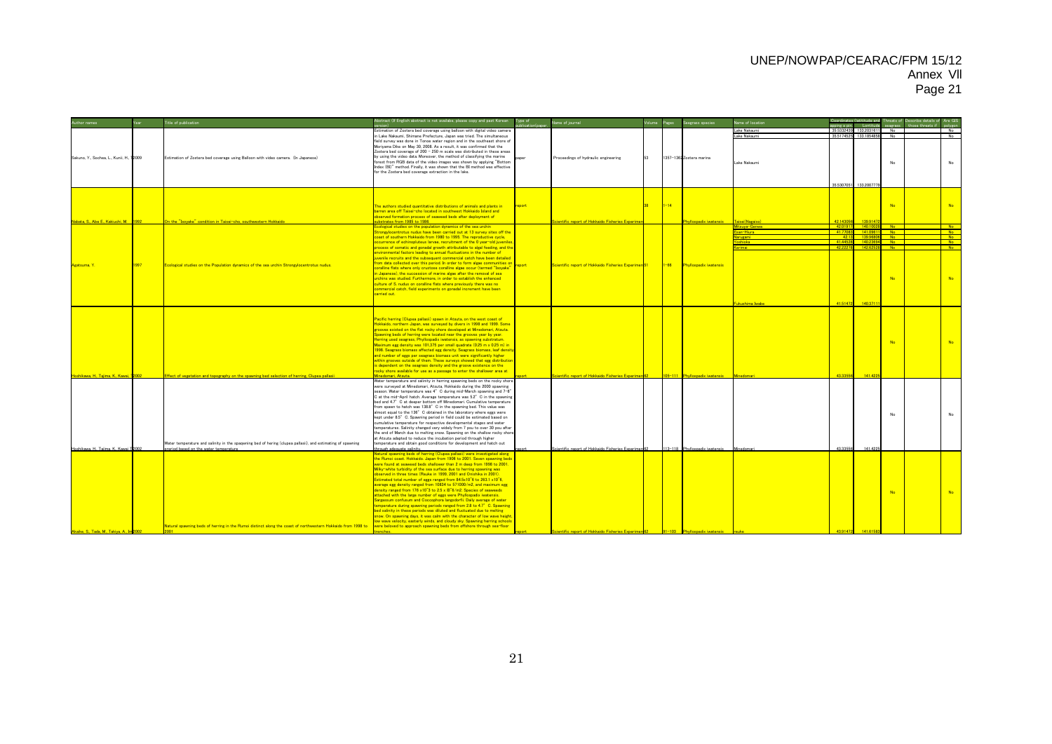| Author names | Year | Title of publication | Abstract (If English abstract is not availabe, please copy and past Korean version) | Type of publication(paper, | Name of journal | Volume | Pages | Seagrass species | Name of location | Coordinates (latitude and Lapping a pin) | Longitude | Threats of seagrass | Describe details of those threats if | Are GIS polygon |
|---|---|---|---|---|---|---|---|---|---|---|---|---|---|---|
| Sakuno, Y., Sochea, L., Kunii, H., Y. | 2009 | Estimation of Zostera bed coverage using Balloon with video camera. (In Japanese) | Estimation of Zostera bed coverage using balloon with digital video camera in Lake Nakaumi, Shimane Prefecture, Japan was tried. The simultaneous field survey was done in Tonoe water region and in the southeast shore of Moriyama Dike on May 30, 2008. As a result, it was confirmed that the Zostera bed coverage of 200 – 250 m scale was distributed in these areas by using the video data. Moreover, the method of classifying the marine forest from RGB data of the video images was shown by applying "Bottom Index (BI)" method. Finally, it was shown that the BI method was effective for the Zostera bed coverage extraction in the lake. | paper | Proceedings of hydraulic engineering | 53 | 1357-1362 | Zostera marina | Lake Nakaumi | 35.5332439 | 133.2031611 | No | | No |
| | | | | | | | | | Lake Nakaumi | 35.5174525 | 133.1854658 | No | | No |
| | | | | | | | | | Lake Nakaumi | 35.5307051 | 133.2007779 | No | | No |
| Nabata, S., Abe E., Kakiuchi, M. | 1992 | On the "Isoyake" condition in Taisei-cho, southwestern Hokkaido | The authors studied quantitative distributions of animals and plants in barren area off Taisei-cho located in southwest Hokkaido Island and observed formation process of seaweed beds after deployment of substrates from 1985 to 1986. | report | Scientific report of Hokkaido Fisheries Experimen | 38 | 1-14 | Phyllospadix iwatensis | Taisei(Nagaiso) | 42.143056 | 139.91472 | No | | No |
| Agatsuma, Y. | 1997 | Ecological studies on the Population dynamics of the sea urchin Strongylocentrotus nudus | Ecological studies on the population dynamics of the sea urchin Strongylocentrotus nudus have been carried out at 13 survey sites off the coast of southern Hokkaido from 1980 to 1995. The reproductive cycle, occurrence of echinopluteus larvae, recruitment of the 0 year-old juveniles, process of somatic and gonadal growth attributable to algal feeding, and the environmental factors leading to annual fluctuations in the number of juvenile recruits and the subsequent commercial catch have been detailed from data collected over this period. In order to form algae communities on coralline flats where only crustose coralline algae occur (termed "Isoyake" in Japanese), the succession of marine algae after the removal of sea urchins was studied. Furthermore, in order to establish the enhanced culture of S. nudus on coralline flats where previously there was no commercial catch, field experiments on gonadal increment have been carried out. | report | Scientific report of Hokkaido Fisheries Experimen | 51 | 1-66 | Phyllospadix iwatensis | Mitsuya-Genwa | 42.01917 | 140.10028 | No | | No |
| | | | | | | | | | Esan-Hiura | 41.77083 | 141.09611 | No | | No |
| | | | | | | | | | Narugami | 42.13 | 139.96806 | No | | No |
| | | | | | | | | | Yoshioka | 41.44528 | 140.23694 | No | | No |
| | | | | | | | | | Kerimai | 42.22278 | 142.62528 | No | | No |
| | | | | | | | | | Fukushima Iwabe | 41.51472 | 140.37111 | No | | No |
| Hoshikawa, H., Tajima, K., Kawai, T. | 2002 | Effect of vegetation and topography on the spawning bed selection of herring, Clupea pallasi | Pacific herring (Clupea pallasi) spawn in Atsuta, on the west coast of Hokkaido, northern Japan, was surveyed by divers in 1998 and 1999. Some grooves existed on the flat rocky shore developed at Minedomari, Atsuta. Spawning beds of herring were located near the grooves year by year. Herring used seagrass, Phyllospadix iwatensis, as spawning substratum. Maximum egg density was 101,375 per small quadrats (0.25 m x 0.25 m) in 1998. Seagrass biomass affected egg density. Seagrass biomass, leaf density and number of eggs per seagrass biomass unit were significantly higher within grooves outside of them. These surveys showed that egg distribution is dependent on the seagrass density and the groove existence on the rocky shore available for use as a passage to enter the shallower area at Minedomari, Atsuta. | report | Scientific report of Hokkaido Fisheries Experimen | 62 | 105-111 | Phyllospadix iwatensis | Minedomari | 43.33556 | 141.4225 | No | | No |
| Hoshikawa, H., Tajima, K., Kawai, T. | 2002 | Water temperature and salinity in the spagening bed of herring (clupea pallasii), and estimating of spawning period based on the water temperature | Water temperature and salinity in herring spawning beds on the rocky shore were surveyed at Minedomari, Atsuta, Hokkaido during the 2000 spawning season. Water temperature was 4° C during mid-March spawning and 7-8° C at the mid-April hatch. Average temperature was 5.2° C in the spawning bed and 4.7° C at deeper bottom off Minedomari. Cumulative temperature from spawn to hatch was 138.8° C in the spawning bed. This value was almost equal to the 136° C obtained in the laboratory where eggs were kept under 8.5° C. Spawning period in field could be estimated based on cumulative temperature for respective developmental stages and water temperatures. Salinity changed very widely from 7 psu to over 30 psu after the end of March due to melting snow. Spawning on the shallow rocky shore at Atsuta adapted to reduce the incubation period through higher temperature and obtain good conditions for development and hatch out through adequate salinity. | report | Scientific report of Hokkaido Fisheries Experimen | 62 | 113-118 | Phyllospadix iwatensis | Minedomari | 43.33556 | 141.4225 | No | | No |
| Akaike, S., Tada, M., Takiya, A., In | 2002 | Natural spawning beds of herring in the Rumoi distinct along the coast of northwestern Hokkaido from 1998 to 2001 | Natural spawning beds of herring (Clupea pallasii) were investigated along the Rumoi coast, Hokkaido, Japan from 1998 to 2001. Seven spawning beds were found at seaweed beds shallower than 2 m deep from 1998 to 2001. Milky-white turbidity of the sea surface due to herring spawning was observed in three times (Rauke in 1999, 2001 and Onishika in 2001). Estimated total number of eggs ranged from 84.5x10^6 to 283.1 x10^8, average egg density ranged from 10834 to 571000/m2, and maximum egg density ranged from 176 x10^3 to 2.5 x l0^6/m2. Species of seaweeds attached with the large number of eggs were Phyllospadix iwatensis. Sargassum confusum and Coccophora langsdorfii. Daily average of water temperature during spawning periods ranged from 2.8 to 4.7° C. Spawning bed salinity in these periods was diluted and fluctuated due to melting snow. On spawning days, it was calm with the character of low wave height, low wave velocity, easterly winds, and cloudy sky. Spawning herring schools were beloved to approach spawning beds from offshore through sea-floor trenches. | report | Scientific report of Hokkaido Fisheries Experimen | 62 | 91-103 | Phyllospadix iwatensis | rauke | 43.91472 | 141.61583 | No | | No |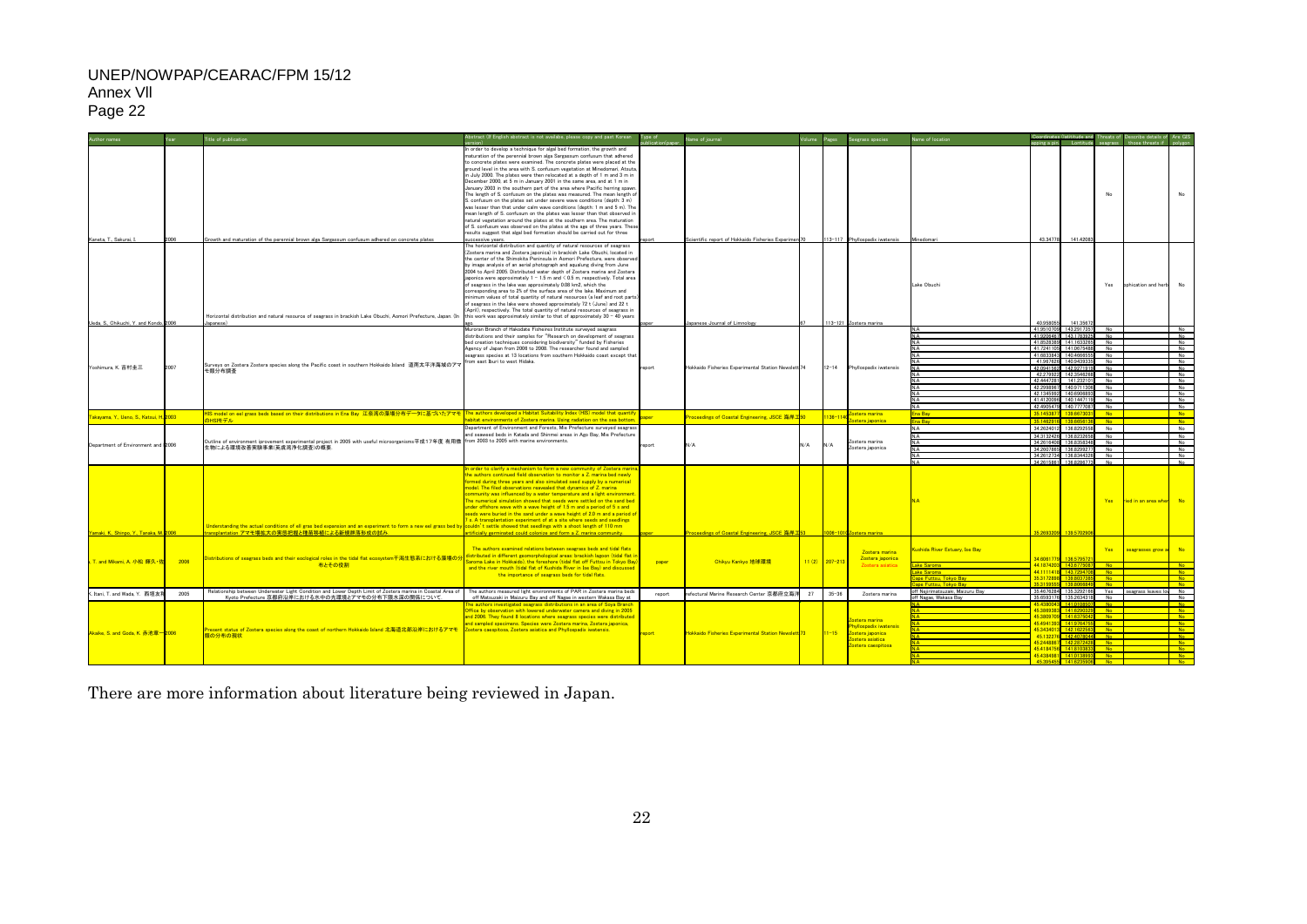| Author names | Year | Title of publication | Abstract (If English abstract is not available, please copy and past Korean version) | Type of publication(paper, report) | Name of journal | Volume | Pages | Seagrass species | Name of location | Coordinates (latitude and longitude if mapping a pin) | | Threats of seagrass | Describe details of those threats if | Are GIS polygon |
|---|---|---|---|---|---|---|---|---|---|---|---|---|---|---|
| | | | | | | | | | | Latitude | Longitude | | | |
| Kaneta, T., Sakurai, I. | 2006 | Growth and maturation of the perennial brown alga Sargassum confusum adhered on concrete plates | In order to develop a technique for algal bed formation, the growth and maturation of the perennial brown alga Sargassum confusum that adhered to concrete plates were examined. The concrete plates were placed at the ground level in the area with S. confusum vegetation at Minedomari, Atsuta, in July 2000. The plates were then relocated at a depth of 1 m and 3 m in December 2000, at 5 m in January 2001 in the same area, and at 1 m in January 2003 in the southern part of the area where Pacific herring spawn. The length of S. confusum on the plates was measured. The mean length of S. confusum on the plates set under severe wave conditions (depth: 3 m) was lesser than that under calm wave conditions (depth: 1 m and 5 m). The mean length of S. confusum on the plates was lesser than that observed in natural vegetation around the plates at the southern area. The maturation of S. confusum was observed on the plates at the age of three years. These results suggest that algal bed formation should be carried out for three successive years. | report | Scientific report of Hokkaido Fisheries Experiment | 70 | 113-117 | Phyllospadix iwatensis | Minedomari | 43.34778 | 141.42083 | No | | No |
| Ueda, S., Chikuchi, Y. and Kondo, | 2006 | Horizontal distribution and natural resource of seagrass in brackish Lake Obuchi, Aomori Prefecture, Japan (In Japanese) | The horizontal distribution and quantity of natural resources of seagrass (Zostera marina and Zostera japonica) in brackish Lake Obuchi, located in the center of the Shimokita Peninsula in Aomori Prefecture, were observed by image analysis of an aerial photograph and aqualung diving from June 2004 to April 2005. Distributed water depth of Zostera marina and Zostera japonica were approximately 1 – 1.5 m and < 0.5 m, respectively. Total area of seagrass in the lake was approximately 0.08 km2, which the corresponding area to 2% of the surface area of the lake. Maximum and minimum values of total quantity of natural resources (a leaf and root parts) of seagrass in the lake were showed approximately 72 t (June) and 22 t (April), respectively. The total quantity of natural resources of seagrass in this work was approximately similar to that of approximately 30 – 40 years ago. | paper | Japanese Journal of Limnology | 67 | 113-121 | Zostera marina | Lake Obuchi | 40.958055 | 141.35672 | Yes | aphication and herb | No |
| Yoshimura, K. 吉村圭三 | 2007 | Surveys on Zostera Zostera species along the Pacific coast in southern Hokkaido Island 道南太平洋海域のアマモ類分布調査 | Muroran Branch of Hakodate Fisheries Institute surveyed seagrass distributions and their samples for "Research on development of seagrass bed creation techniques considering biodiversity" funded by Fisheries Agency of Japan from 2006 to 2008. The researcher found and sampled seagrass species at 13 locations from southern Hokkaido coast except that from east Iburi to west Hidaka. | report | Hokkaido Fisheries Experimental Station Newsletter | 74 | 12-14 | Phyllospadix iwatensis | N.A | 41.9510709 | 143.2917357 | No | | No |
| | | | | | | | | | N.A | 41.9209467 | 143.1783229 | No | | No |
| | | | | | | | | | N.A | 41.8528369 | 141.1633265 | No | | No |
| | | | | | | | | | N.A | 41.7241105 | 141.0675488 | No | | No |
| | | | | | | | | | N.A | 41.6833843 | 140.4666555 | No | | No |
| | | | | | | | | | N.A | 41.567626 | 140.9439335 | No | | No |
| | | | | | | | | | N.A | 42.0941489 | 142.9271918 | No | | No |
| | | | | | | | | | N.A | 42.2795023 | 142.3548268 | No | | No |
| | | | | | | | | | N.A | 42.4447261 | 141.232101 | No | | No |
| | | | | | | | | | N.A | 42.2998967 | 140.9711306 | No | | No |
| | | | | | | | | | N.A | 42.1345502 | 140.6906993 | No | | No |
| | | | | | | | | | N.A | 41.4120086 | 140.1447119 | No | | No |
| | | | | | | | | | N.A | 42.4005479 | 140.1777087 | No | | No |
| Takayama, Y., Ueno, S., Katsui, H. | 2003 | HIS model on eel grass beds based on their distributions in Ena Bay 江奈湾の藻場分布データに基づいたアマモのHSIモデル | The authors developed a Habitat Suitability Index (HIS) model that quantify habitat environments of Zostera marina. Using radiation on the sea bottom. | paper | Proceedings of Coastal Engineering, JSCE 海岸工学 | 50 | 1136-1140 | Zostera marina, Zostera japonica | Ena Bay | 35.1453877 | 139.6673031 | No | | No |
| | | | | | | | | | Ena Bay | 35.1462916 | 139.6656138 | No | | No |
| Department of Environment and | 2006 | Outline of environment iprovement experimental project in 2005 with useful microorganisms 平成17年度 有用微生物による環境改善実験事業(英虞湾浄化調査)の概要 | Department of Environment and Forests, Mie Prefecture surveyed seagrass and seaweed beds in Katada and Shinmei areas in Ago Bay, Mie Prefecture from 2003 to 2005 with marine environments. | report | N/A | N/A | N/A | Zostera marina, Zostera japonica | N.A | 34.2624012 | 136.8292556 | No | | No |
| | | | | | | | | | N.A | 34.3132428 | 136.8232658 | No | | No |
| | | | | | | | | | N.A | 34.2616408 | 136.8358348 | No | | No |
| | | | | | | | | | N.A | 34.2607865 | 136.8299277 | No | | No |
| | | | | | | | | | N.A | 34.2612724 | 136.8344326 | No | | No |
| | | | | | | | | | N.A | 34.2615861 | 136.8280773 | No | | No |
| Yamaki, K., Shimpo, Y., Tanaka, M. | 2006 | Understanding the actual conditions of eel grass bed expansion and an experiment to form a new eel grass bed by transplantation アマモ場拡大の実態把握と播種移植による新規群落形成の試み | In order to clarify a mechanism to form a new community of Zostera marina, the authors continued field observation to monitor a Z. marina bed newly formed during three years and also simulated seed supply by a numerical model. The filed observations reavealed that dynamics of Z. marina community was influenced by a water temperature and a light environment. The numerical simulation showed that seeds were settled on the sand bed under offshore wave with a wave height of 1.5 m and a period of 5 s and seeds were buried in the sand under a wave height of 2.0 m and a period of 7 s. A transplantation experiment of at a site where seeds and seedlings couldn't settle showed that seedlings with a shoot length of 110 mm artificially germinated could colonize and form a Z. marina community. | paper | Proceedings of Coastal Engineering, JSCE 海岸工学 | 53 | 1006-1010 | Zostera marina | N.A | 35.2693209 | 139.5702906 | Yes | red in an area wher | No |
| ... T. and Mikami, A. 小松 輝久・他 | 2006 | Distributions of seagrass beds and their ecological roles in the tidal flat ecosystem 干潟生態系における藻場の分布とその役割 | The authors examined relations between seagrass beds and tidal flats distributed in different geomorphological areas: brackish lagoon (tidal flat in Saroma Lake in Hokkaido), the foreshore (tidal flat off Futtsu in Tokyo Bay) and the river mouth (tidal flat of Kushida River in Ise Bay) and discussed the importance of seagrass beds for tidal flats. | paper | Chikyu Kankyo 地球環境 | 11 (2) | 207-213 | Zostera marina, Zostera japonica, Zostera asiatica | Kushida River Estuary, Ise Bay | 34.6061776 | 136.5795721 | Yes | seagrasses grow w | No |
| | | | | | | | | | Lake Saroma | 44.1874203 | 143.6775087 | No | | No |
| | | | | | | | | | Lake Saroma | 44.1111418 | 143.7204706 | No | | No |
| | | | | | | | | | Cape Futtsu, Tokyo Bay | 35.3172808 | 139.8037185 | No | | No |
| | | | | | | | | | Cape Futtsu, Tokyo Bay | 35.3159555 | 139.8006849 | No | | No |
| K. Itani, T. and Wada, Y. 西垣友和 | 2005 | Relationship between Underwater Light Condition and Lower Depth Limit of Zostera marina in Coastal Area of Kyoto Prefecture 京都府沿岸における水中の光環境とアマモの分布下限水深の関係について | The authors measured light environments of PAR in Zostera marina beds off Matsuzaki in Maizuru Bay and off Nagae in western Wakasa Bay at | report | Prefectural Marine Research Center 京都府立海洋 | 27 | 35-36 | Zostera marina | off Najirimatsuzaki, Maizuru Bay | 35.4676264 | 135.3292186 | Yes | seagrass leaves lo | No |
| | | | | | | | | | off Nagae, Wakasa Bay | 35.6593176 | 135.2634316 | No | | No |
| Akaike, S. and Goda, K. 赤池章一 | 2006 | Present status of Zostera species along the coast of northern Hokkaido Island 北海道北部沿岸におけるアマモ類の分布の現状 | The authors investigated seagrass distributions in an area of Soya Branch Office by observation with lowered underwater camera and diving in 2005 and 2006. They found 8 locations where seagrass species were distributed and sampled specimens. Species were Zostera marina, Zostera japonica, Zostera caespitosa, Zostera asiatica and Phyllospadix iwatensis. | report | Hokkaido Fisheries Experimental Station Newsletter | 73 | 11-15 | Zostera marina, Phyllospadix iwatensis, Zostera japonica, Zostera asiatica, Zostera caespitosa | N.A | 45.4380043 | 141.0108507 | No | | No |
| | | | | | | | | | N.A | 45.3869363 | 141.6290329 | No | | No |
| | | | | | | | | | N.A | 45.3809709 | 141.6375042 | No | | No |
| | | | | | | | | | N.A | 45.4941363 | 141.9764755 | No | | No |
| | | | | | | | | | N.A | 45.3434013 | 142.1622563 | No | | No |
| | | | | | | | | | N.A | 45.132274 | 142.4078644 | No | | No |
| | | | | | | | | | N.A | 45.2448887 | 142.2873436 | No | | No |
| | | | | | | | | | N.A | 45.4184756 | 141.8103833 | No | | No |
| | | | | | | | | | N.A | 45.4384981 | 141.0138993 | No | | No |
| | | | | | | | | | N.A | 45.395455 | 141.6235906 | No | | No |

There are more information about literature being reviewed in Japan.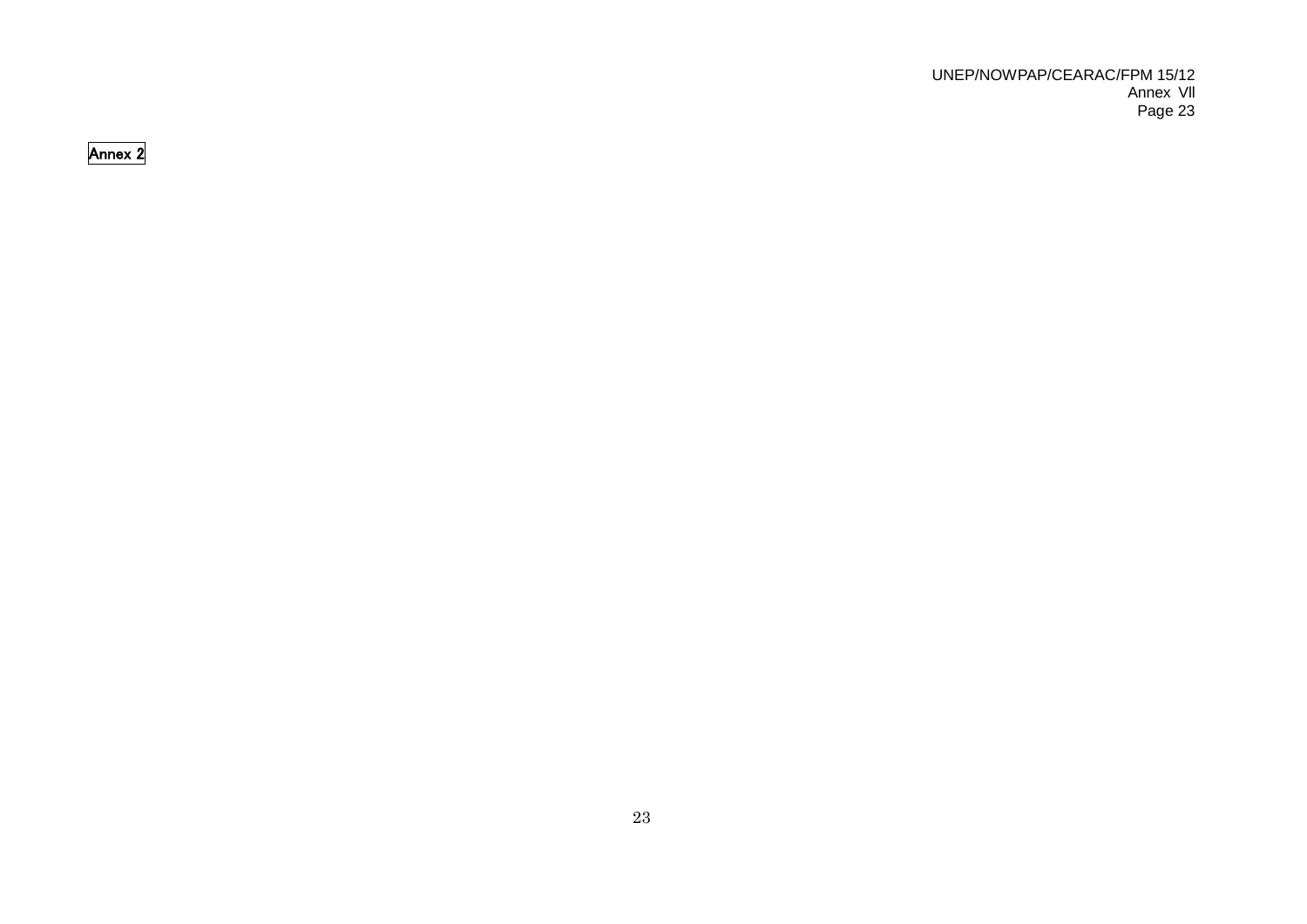Annex 2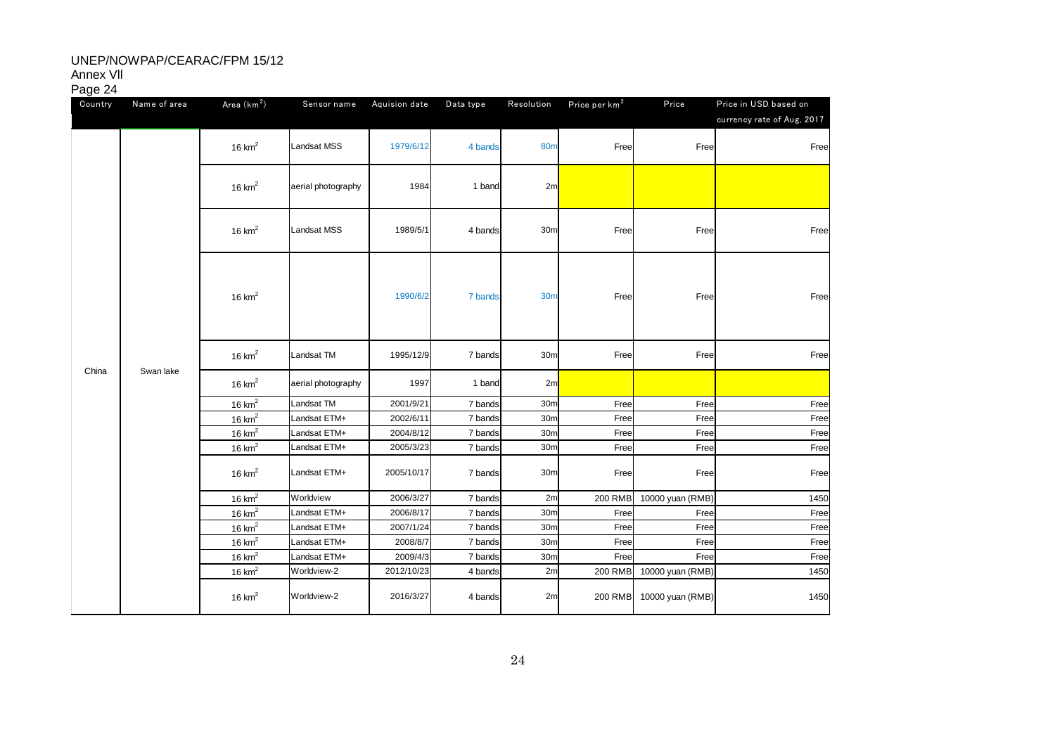| Country | Name of area | Area ($km^2$) | Sensor name | Aquision date | Data type | Resolution | Price per $km^2$ | Price | Price in USD based on currency rate of Aug, 2017 |
|---|---|---|---|---|---|---|---|---|---|
| China | Swan lake | 16 $km^2$ | Landsat MSS | 1979/6/12 | 4 bands | 80m | Free | Free | Free |
| | | 16 $km^2$ | aerial photography | 1984 | 1 band | 2m | | | |
| | | 16 $km^2$ | Landsat MSS | 1989/5/1 | 4 bands | 30m | Free | Free | Free |
| | | 16 $km^2$ | | 1990/6/2 | 7 bands | 30m | Free | Free | Free |
| | | 16 $km^2$ | Landsat TM | 1995/12/9 | 7 bands | 30m | Free | Free | Free |
| | | 16 $km^2$ | aerial photography | 1997 | 1 band | 2m | | | |
| | | 16 $km^2$ | Landsat TM | 2001/9/21 | 7 bands | 30m | Free | Free | Free |
| | | 16 $km^2$ | Landsat ETM+ | 2002/6/11 | 7 bands | 30m | Free | Free | Free |
| | | 16 $km^2$ | Landsat ETM+ | 2004/8/12 | 7 bands | 30m | Free | Free | Free |
| | | 16 $km^2$ | Landsat ETM+ | 2005/3/23 | 7 bands | 30m | Free | Free | Free |
| | | 16 $km^2$ | Landsat ETM+ | 2005/10/17 | 7 bands | 30m | Free | Free | Free |
| | | 16 $km^2$ | Worldview | 2006/3/27 | 7 bands | 2m | 200 RMB | 10000 yuan (RMB) | 1450 |
| | | 16 $km^2$ | Landsat ETM+ | 2006/8/17 | 7 bands | 30m | Free | Free | Free |
| | | 16 $km^2$ | Landsat ETM+ | 2007/1/24 | 7 bands | 30m | Free | Free | Free |
| | | 16 $km^2$ | Landsat ETM+ | 2008/8/7 | 7 bands | 30m | Free | Free | Free |
| | | 16 $km^2$ | Landsat ETM+ | 2009/4/3 | 7 bands | 30m | Free | Free | Free |
| | | 16 $km^2$ | Worldview-2 | 2012/10/23 | 4 bands | 2m | 200 RMB | 10000 yuan (RMB) | 1450 |
| | | 16 $km^2$ | Worldview-2 | 2016/3/27 | 4 bands | 2m | 200 RMB | 10000 yuan (RMB) | 1450 |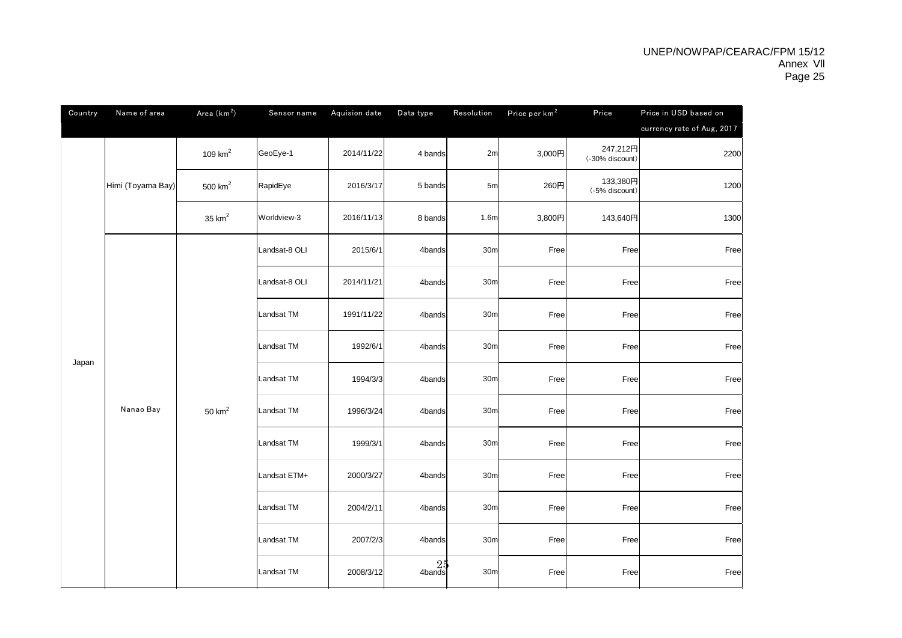| Country | Name of area | Area ($km^2$) | Sensor name | Aquision date | Data type | Resolution | Price per $km^2$ | Price | Price in USD based on currency rate of Aug, 2017 |
|---|---|---|---|---|---|---|---|---|---|
| Japan | Himi (Toyama Bay) | 109 $km^2$ | GeoEye-1 | 2014/11/22 | 4 bands | 2m | 3,000円 | 247,212円 (-30% discount) | 2200 |
| | | 500 $km^2$ | RapidEye | 2016/3/17 | 5 bands | 5m | 260円 | 133,380円 (-5% discount) | 1200 |
| | | 35 $km^2$ | Worldview-3 | 2016/11/13 | 8 bands | 1.6m | 3,800円 | 143,640円 | 1300 |
| | Nanao Bay | 50 $km^2$ | Landsat-8 OLI | 2015/6/1 | 4bands | 30m | Free | Free | Free |
| | | | Landsat-8 OLI | 2014/11/21 | 4bands | 30m | Free | Free | Free |
| | | | Landsat TM | 1991/11/22 | 4bands | 30m | Free | Free | Free |
| | | | Landsat TM | 1992/6/1 | 4bands | 30m | Free | Free | Free |
| | | | Landsat TM | 1994/3/3 | 4bands | 30m | Free | Free | Free |
| | | | Landsat TM | 1996/3/24 | 4bands | 30m | Free | Free | Free |
| | | | Landsat TM | 1999/3/1 | 4bands | 30m | Free | Free | Free |
| | | | Landsat ETM+ | 2000/3/27 | 4bands | 30m | Free | Free | Free |
| | | | Landsat TM | 2004/2/11 | 4bands | 30m | Free | Free | Free |
| | | | Landsat TM | 2007/2/3 | 4bands | 30m | Free | Free | Free |
| | | | Landsat TM | 2008/3/12 | 4bands | 30m | Free | Free | Free |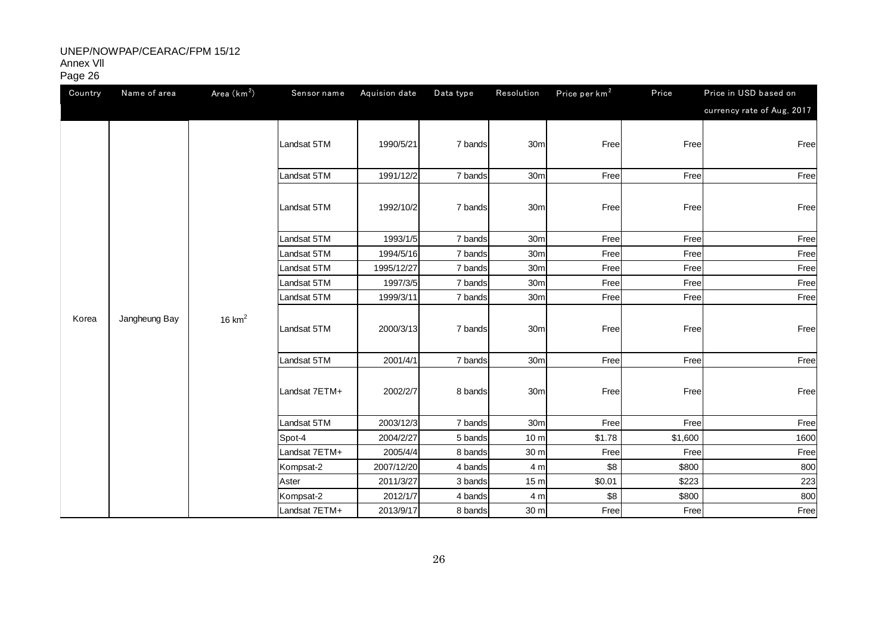| Country | Name of area | Area ($km^2$) | Sensor name | Aquision date | Data type | Resolution | Price per $km^2$ | Price | Price in USD based on currency rate of Aug, 2017 |
|---|---|---|---|---|---|---|---|---|---|
| Korea | Jangheung Bay | 16 $km^2$ | Landsat 5TM | 1990/5/21 | 7 bands | 30m | Free | Free | Free |
| | | | Landsat 5TM | 1991/12/2 | 7 bands | 30m | Free | Free | Free |
| | | | Landsat 5TM | 1992/10/2 | 7 bands | 30m | Free | Free | Free |
| | | | Landsat 5TM | 1993/1/5 | 7 bands | 30m | Free | Free | Free |
| | | | Landsat 5TM | 1994/5/16 | 7 bands | 30m | Free | Free | Free |
| | | | Landsat 5TM | 1995/12/27 | 7 bands | 30m | Free | Free | Free |
| | | | Landsat 5TM | 1997/3/5 | 7 bands | 30m | Free | Free | Free |
| | | | Landsat 5TM | 1999/3/11 | 7 bands | 30m | Free | Free | Free |
| | | | Landsat 5TM | 2000/3/13 | 7 bands | 30m | Free | Free | Free |
| | | | Landsat 5TM | 2001/4/1 | 7 bands | 30m | Free | Free | Free |
| | | | Landsat 7ETM+ | 2002/2/7 | 8 bands | 30m | Free | Free | Free |
| | | | Landsat 5TM | 2003/12/3 | 7 bands | 30m | Free | Free | Free |
| | | | Spot-4 | 2004/2/27 | 5 bands | 10 m | $1.78 | $1,600 | 1600 |
| | | | Landsat 7ETM+ | 2005/4/4 | 8 bands | 30 m | Free | Free | Free |
| | | | Kompsat-2 | 2007/12/20 | 4 bands | 4 m | $8 | $800 | 800 |
| | | | Aster | 2011/3/27 | 3 bands | 15 m | $0.01 | $223 | 223 |
| | | | Kompsat-2 | 2012/1/7 | 4 bands | 4 m | $8 | $800 | 800 |
| | | | Landsat 7ETM+ | 2013/9/17 | 8 bands | 30 m | Free | Free | Free |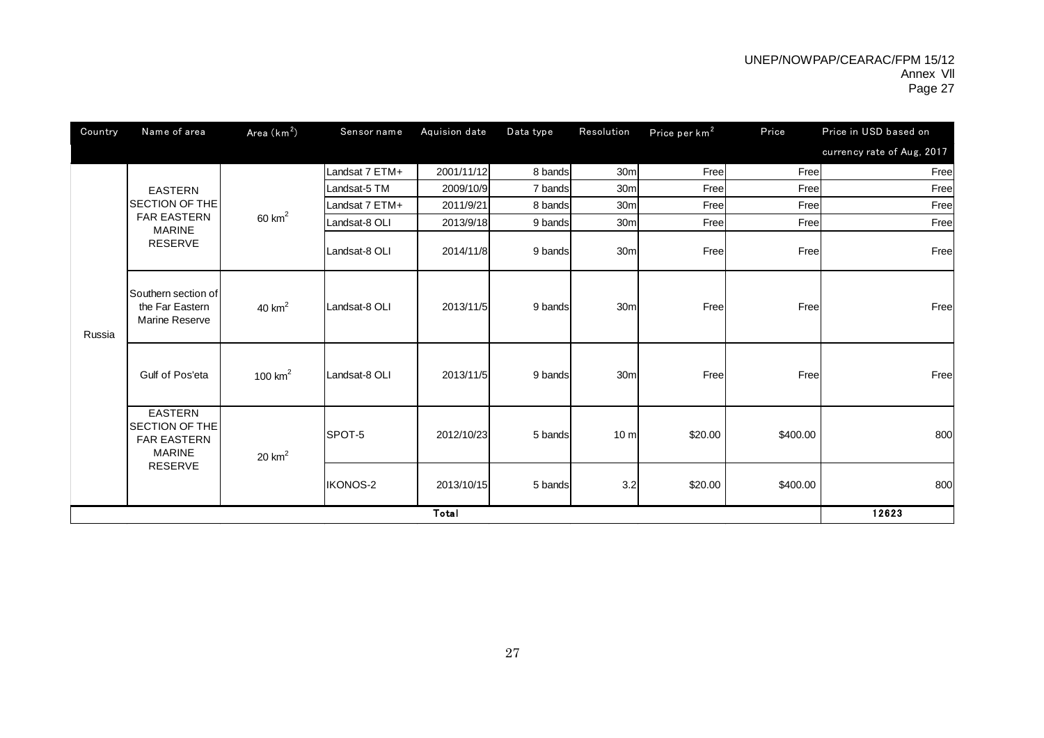| Country | Name of area | Area ($km^2$) | Sensor name | Aquision date | Data type | Resolution | Price per $km^2$ | Price | Price in USD based on currency rate of Aug, 2017 |
|---|---|---|---|---|---|---|---|---|---|
| Russia | EASTERN SECTION OF THE FAR EASTERN MARINE RESERVE | 60 $km^2$ | Landsat 7 ETM+ | 2001/11/12 | 8 bands | 30m | Free | Free | Free |
| | | | Landsat-5 TM | 2009/10/9 | 7 bands | 30m | Free | Free | Free |
| | | | Landsat 7 ETM+ | 2011/9/21 | 8 bands | 30m | Free | Free | Free |
| | | | Landsat-8 OLI | 2013/9/18 | 9 bands | 30m | Free | Free | Free |
| | | | Landsat-8 OLI | 2014/11/8 | 9 bands | 30m | Free | Free | Free |
| | Southern section of the Far Eastern Marine Reserve | 40 $km^2$ | Landsat-8 OLI | 2013/11/5 | 9 bands | 30m | Free | Free | Free |
| | Gulf of Pos'eta | 100 $km^2$ | Landsat-8 OLI | 2013/11/5 | 9 bands | 30m | Free | Free | Free |
| | EASTERN SECTION OF THE FAR EASTERN MARINE RESERVE | 20 $km^2$ | SPOT-5 | 2012/10/23 | 5 bands | 10 m | \$20.00 | \$400.00 | 800 |
| | | | IKONOS-2 | 2013/10/15 | 5 bands | 3.2 | \$20.00 | \$400.00 | 800 |
| Total | | | | | | | | | 12623 |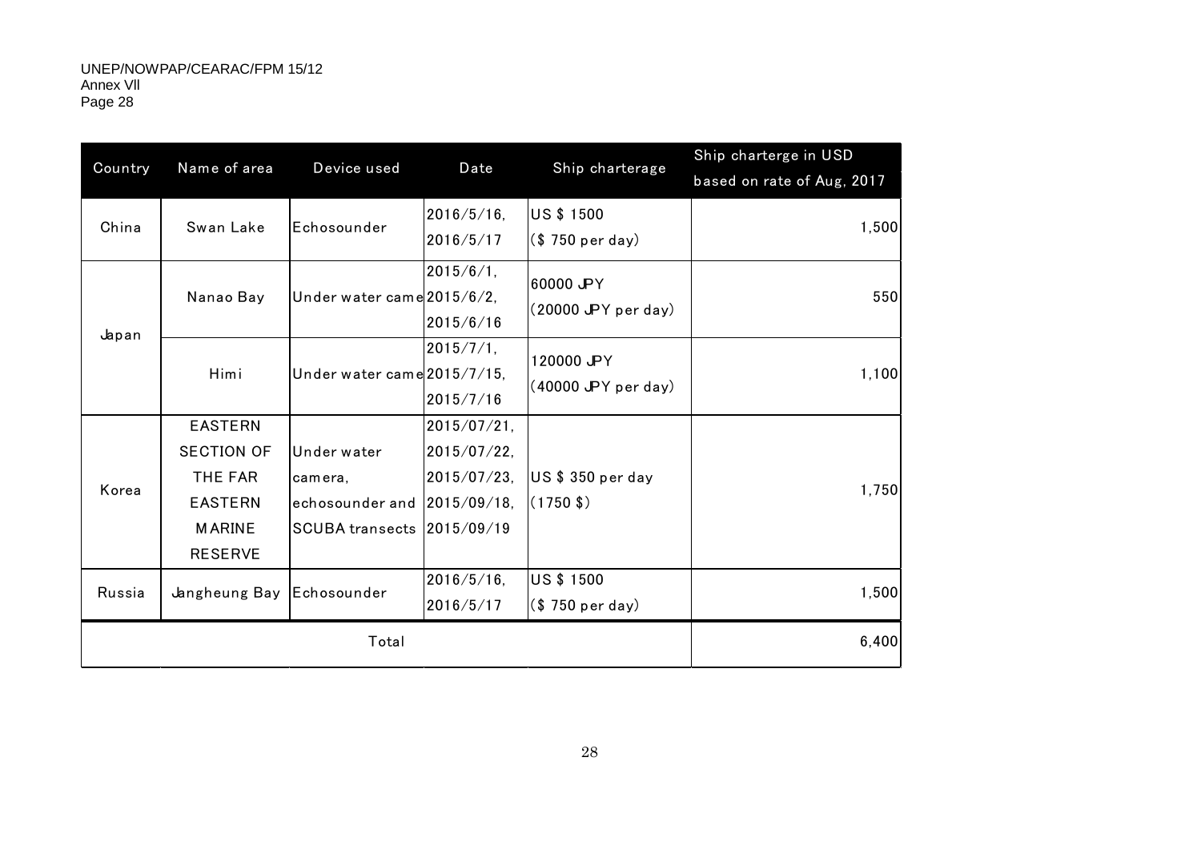| Country | Name of area | Device used | Date | Ship charterage | Ship charterge in USD based on rate of Aug, 2017 |
|---|---|---|---|---|---|
| China | Swan Lake | Echosounder | 2016/5/16, 2016/5/17 | US $ 1500 ($ 750 per day) | 1,500 |
| Japan | Nanao Bay | Under water came | 2015/6/1, 2015/6/2, 2015/6/16 | 60000 JPY (20000 JPY per day) | 550 |
| | Himi | Under water came | 2015/7/1, 2015/7/15, 2015/7/16 | 120000 JPY (40000 JPY per day) | 1,100 |
| Korea | EASTERN SECTION OF THE FAR EASTERN MARINE RESERVE | Under water camera, echosounder and SCUBA transects | 2015/07/21, 2015/07/22, 2015/07/23, 2015/09/18, 2015/09/19 | US $ 350 per day (1750 $) | 1,750 |
| Russia | Jangheung Bay | Echosounder | 2016/5/16, 2016/5/17 | US $ 1500 ($ 750 per day) | 1,500 |
| Total | | | | | 6,400 |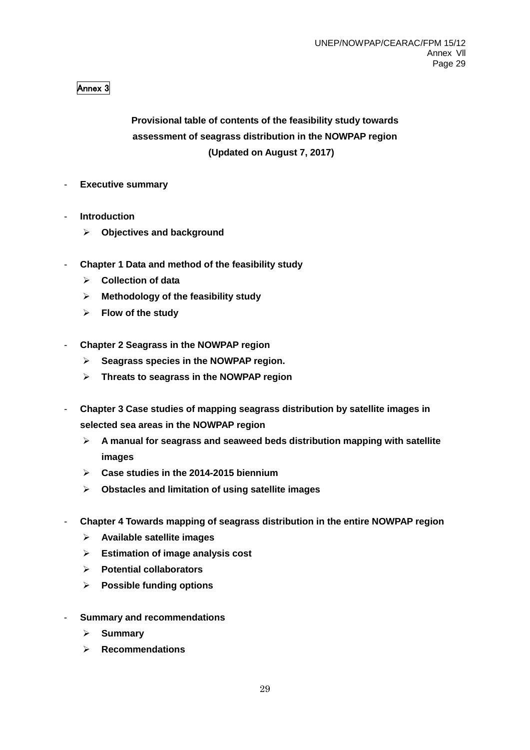Annex 3

**Provisional table of contents of the feasibility study towards assessment of seagrass distribution in the NOWPAP region (Updated on August 7, 2017)**

- **Executive summary**

- **Introduction**
  - **Objectives and background**

- **Chapter 1 Data and method of the feasibility study**
  - **Collection of data**
  - **Methodology of the feasibility study**
  - **Flow of the study**

- **Chapter 2 Seagrass in the NOWPAP region**
  - **Seagrass species in the NOWPAP region.**
  - **Threats to seagrass in the NOWPAP region**

- **Chapter 3 Case studies of mapping seagrass distribution by satellite images in selected sea areas in the NOWPAP region**
  - **A manual for seagrass and seaweed beds distribution mapping with satellite images**
  - **Case studies in the 2014-2015 biennium**
  - **Obstacles and limitation of using satellite images**

- **Chapter 4 Towards mapping of seagrass distribution in the entire NOWPAP region**
  - **Available satellite images**
  - **Estimation of image analysis cost**
  - **Potential collaborators**
  - **Possible funding options**

- **Summary and recommendations**
  - **Summary**
  - **Recommendations**